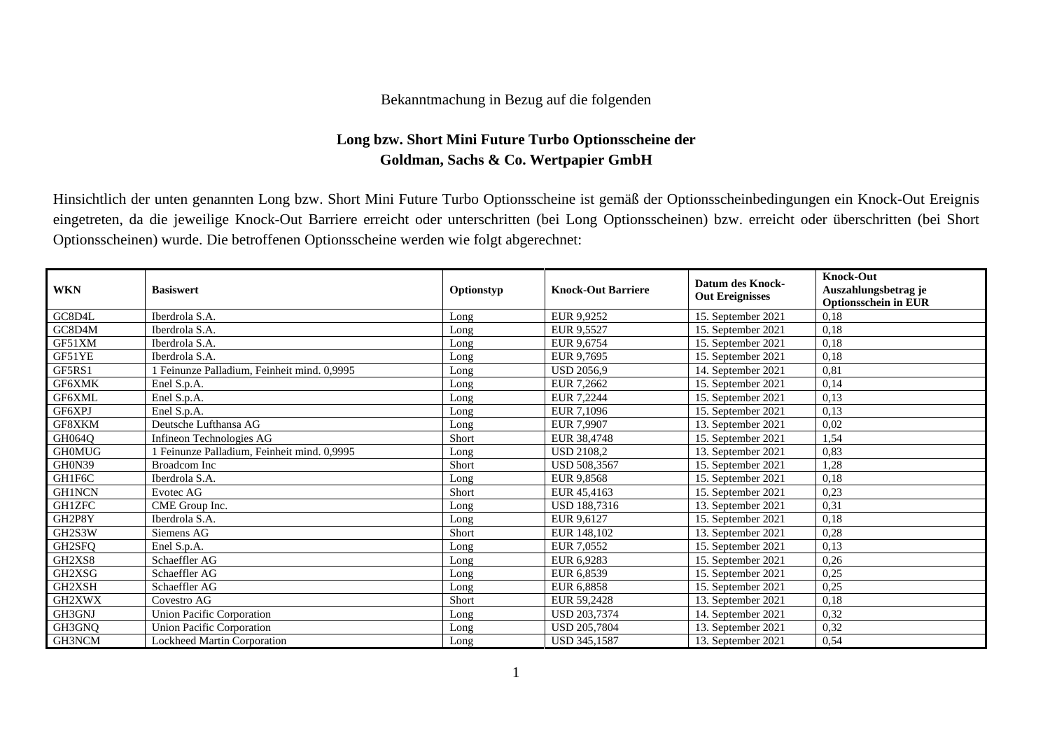Bekanntmachung in Bezug auf die folgenden

**Long bzw. Short Mini Future Turbo Optionsscheine der**
**Goldman, Sachs & Co. Wertpapier GmbH**

Hinsichtlich der unten genannten Long bzw. Short Mini Future Turbo Optionsscheine ist gemäß der Optionsscheinbedingungen ein Knock-Out Ereignis eingetreten, da die jeweilige Knock-Out Barriere erreicht oder unterschritten (bei Long Optionsscheinen) bzw. erreicht oder überschritten (bei Short Optionsscheinen) wurde. Die betroffenen Optionsscheine werden wie folgt abgerechnet:

| WKN | Basiswert | Optionstyp | Knock-Out Barriere | Datum des Knock-Out Ereignisses | Knock-Out Auszahlungsbetrag je Optionsschein in EUR |
|---|---|---|---|---|---|
| GC8D4L | Iberdrola S.A. | Long | EUR 9,9252 | 15. September 2021 | 0,18 |
| GC8D4M | Iberdrola S.A. | Long | EUR 9,5527 | 15. September 2021 | 0,18 |
| GF51XM | Iberdrola S.A. | Long | EUR 9,6754 | 15. September 2021 | 0,18 |
| GF51YE | Iberdrola S.A. | Long | EUR 9,7695 | 15. September 2021 | 0,18 |
| GF5RS1 | 1 Feinunze Palladium, Feinheit mind. 0,9995 | Long | USD 2056,9 | 14. September 2021 | 0,81 |
| GF6XMK | Enel S.p.A. | Long | EUR 7,2662 | 15. September 2021 | 0,14 |
| GF6XML | Enel S.p.A. | Long | EUR 7,2244 | 15. September 2021 | 0,13 |
| GF6XPJ | Enel S.p.A. | Long | EUR 7,1096 | 15. September 2021 | 0,13 |
| GF8XKM | Deutsche Lufthansa AG | Long | EUR 7,9907 | 13. September 2021 | 0,02 |
| GH064Q | Infineon Technologies AG | Short | EUR 38,4748 | 15. September 2021 | 1,54 |
| GH0MUG | 1 Feinunze Palladium, Feinheit mind. 0,9995 | Long | USD 2108,2 | 13. September 2021 | 0,83 |
| GH0N39 | Broadcom Inc | Short | USD 508,3567 | 15. September 2021 | 1,28 |
| GH1F6C | Iberdrola S.A. | Long | EUR 9,8568 | 15. September 2021 | 0,18 |
| GH1NCN | Evotec AG | Short | EUR 45,4163 | 15. September 2021 | 0,23 |
| GH1ZFC | CME Group Inc. | Long | USD 188,7316 | 13. September 2021 | 0,31 |
| GH2P8Y | Iberdrola S.A. | Long | EUR 9,6127 | 15. September 2021 | 0,18 |
| GH2S3W | Siemens AG | Short | EUR 148,102 | 13. September 2021 | 0,28 |
| GH2SFQ | Enel S.p.A. | Long | EUR 7,0552 | 15. September 2021 | 0,13 |
| GH2XS8 | Schaeffler AG | Long | EUR 6,9283 | 15. September 2021 | 0,26 |
| GH2XSG | Schaeffler AG | Long | EUR 6,8539 | 15. September 2021 | 0,25 |
| GH2XSH | Schaeffler AG | Long | EUR 6,8858 | 15. September 2021 | 0,25 |
| GH2XWX | Covestro AG | Short | EUR 59,2428 | 13. September 2021 | 0,18 |
| GH3GNJ | Union Pacific Corporation | Long | USD 203,7374 | 14. September 2021 | 0,32 |
| GH3GNQ | Union Pacific Corporation | Long | USD 205,7804 | 13. September 2021 | 0,32 |
| GH3NCM | Lockheed Martin Corporation | Long | USD 345,1587 | 13. September 2021 | 0,54 |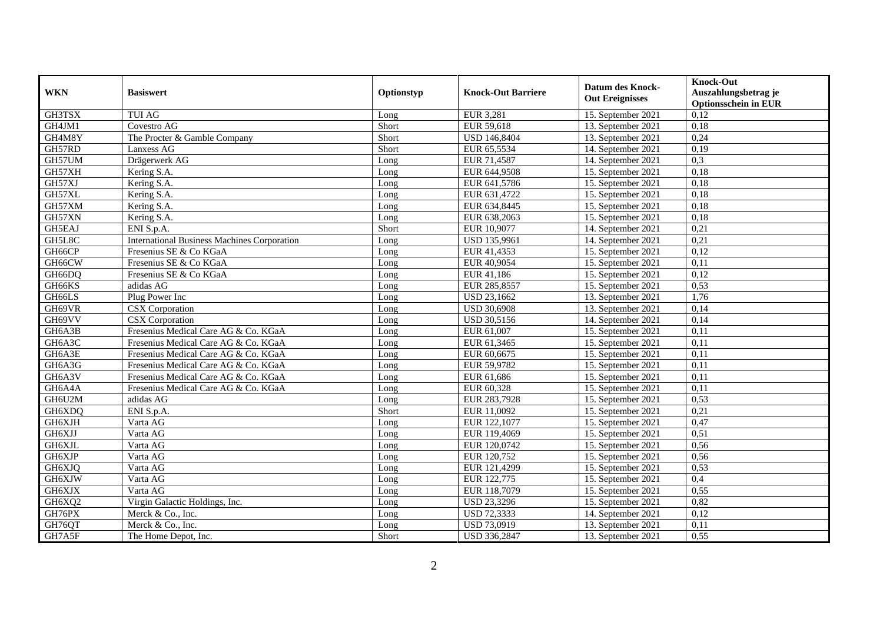| WKN | Basiswert | Optionstyp | Knock-Out Barriere | Datum des Knock-Out Ereignisses | Knock-Out Auszahlungsbetrag je Optionsschein in EUR |
|---|---|---|---|---|---|
| GH3TSX | TUI AG | Long | EUR 3,281 | 15. September 2021 | 0,12 |
| GH4JM1 | Covestro AG | Short | EUR 59,618 | 13. September 2021 | 0,18 |
| GH4M8Y | The Procter & Gamble Company | Short | USD 146,8404 | 13. September 2021 | 0,24 |
| GH57RD | Lanxess AG | Short | EUR 65,5534 | 14. September 2021 | 0,19 |
| GH57UM | Drägerwerk AG | Long | EUR 71,4587 | 14. September 2021 | 0,3 |
| GH57XH | Kering S.A. | Long | EUR 644,9508 | 15. September 2021 | 0,18 |
| GH57XJ | Kering S.A. | Long | EUR 641,5786 | 15. September 2021 | 0,18 |
| GH57XL | Kering S.A. | Long | EUR 631,4722 | 15. September 2021 | 0,18 |
| GH57XM | Kering S.A. | Long | EUR 634,8445 | 15. September 2021 | 0,18 |
| GH57XN | Kering S.A. | Long | EUR 638,2063 | 15. September 2021 | 0,18 |
| GH5EAJ | ENI S.p.A. | Short | EUR 10,9077 | 14. September 2021 | 0,21 |
| GH5L8C | International Business Machines Corporation | Long | USD 135,9961 | 14. September 2021 | 0,21 |
| GH66CP | Fresenius SE & Co KGaA | Long | EUR 41,4353 | 15. September 2021 | 0,12 |
| GH66CW | Fresenius SE & Co KGaA | Long | EUR 40,9054 | 15. September 2021 | 0,11 |
| GH66DQ | Fresenius SE & Co KGaA | Long | EUR 41,186 | 15. September 2021 | 0,12 |
| GH66KS | adidas AG | Long | EUR 285,8557 | 15. September 2021 | 0,53 |
| GH66LS | Plug Power Inc | Long | USD 23,1662 | 13. September 2021 | 1,76 |
| GH69VR | CSX Corporation | Long | USD 30,6908 | 13. September 2021 | 0,14 |
| GH69VV | CSX Corporation | Long | USD 30,5156 | 14. September 2021 | 0,14 |
| GH6A3B | Fresenius Medical Care AG & Co. KGaA | Long | EUR 61,007 | 15. September 2021 | 0,11 |
| GH6A3C | Fresenius Medical Care AG & Co. KGaA | Long | EUR 61,3465 | 15. September 2021 | 0,11 |
| GH6A3E | Fresenius Medical Care AG & Co. KGaA | Long | EUR 60,6675 | 15. September 2021 | 0,11 |
| GH6A3G | Fresenius Medical Care AG & Co. KGaA | Long | EUR 59,9782 | 15. September 2021 | 0,11 |
| GH6A3V | Fresenius Medical Care AG & Co. KGaA | Long | EUR 61,686 | 15. September 2021 | 0,11 |
| GH6A4A | Fresenius Medical Care AG & Co. KGaA | Long | EUR 60,328 | 15. September 2021 | 0,11 |
| GH6U2M | adidas AG | Long | EUR 283,7928 | 15. September 2021 | 0,53 |
| GH6XDQ | ENI S.p.A. | Short | EUR 11,0092 | 15. September 2021 | 0,21 |
| GH6XJH | Varta AG | Long | EUR 122,1077 | 15. September 2021 | 0,47 |
| GH6XJJ | Varta AG | Long | EUR 119,4069 | 15. September 2021 | 0,51 |
| GH6XJL | Varta AG | Long | EUR 120,0742 | 15. September 2021 | 0,56 |
| GH6XJP | Varta AG | Long | EUR 120,752 | 15. September 2021 | 0,56 |
| GH6XJQ | Varta AG | Long | EUR 121,4299 | 15. September 2021 | 0,53 |
| GH6XJW | Varta AG | Long | EUR 122,775 | 15. September 2021 | 0,4 |
| GH6XJX | Varta AG | Long | EUR 118,7079 | 15. September 2021 | 0,55 |
| GH6XQ2 | Virgin Galactic Holdings, Inc. | Long | USD 23,3296 | 15. September 2021 | 0,82 |
| GH76PX | Merck & Co., Inc. | Long | USD 72,3333 | 14. September 2021 | 0,12 |
| GH76QT | Merck & Co., Inc. | Long | USD 73,0919 | 13. September 2021 | 0,11 |
| GH7A5F | The Home Depot, Inc. | Short | USD 336,2847 | 13. September 2021 | 0,55 |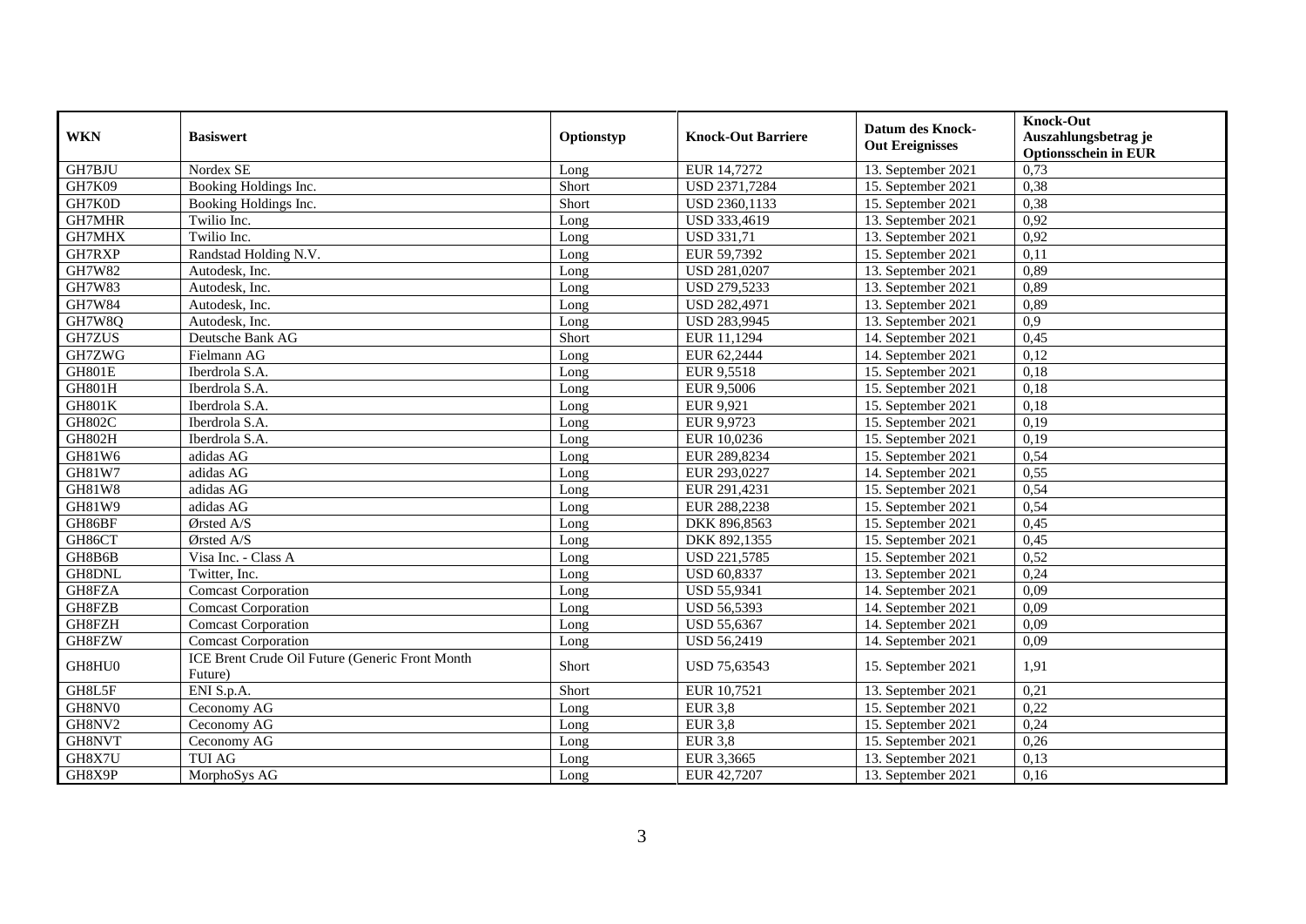| WKN | Basiswert | Optionstyp | Knock-Out Barriere | Datum des Knock-Out Ereignisses | Knock-Out Auszahlungsbetrag je Optionsschein in EUR |
|---|---|---|---|---|---|
| GH7BJU | Nordex SE | Long | EUR 14,7272 | 13. September 2021 | 0,73 |
| GH7K09 | Booking Holdings Inc. | Short | USD 2371,7284 | 15. September 2021 | 0,38 |
| GH7K0D | Booking Holdings Inc. | Short | USD 2360,1133 | 15. September 2021 | 0,38 |
| GH7MHR | Twilio Inc. | Long | USD 333,4619 | 13. September 2021 | 0,92 |
| GH7MHX | Twilio Inc. | Long | USD 331,71 | 13. September 2021 | 0,92 |
| GH7RXP | Randstad Holding N.V. | Long | EUR 59,7392 | 15. September 2021 | 0,11 |
| GH7W82 | Autodesk, Inc. | Long | USD 281,0207 | 13. September 2021 | 0,89 |
| GH7W83 | Autodesk, Inc. | Long | USD 279,5233 | 13. September 2021 | 0,89 |
| GH7W84 | Autodesk, Inc. | Long | USD 282,4971 | 13. September 2021 | 0,89 |
| GH7W8Q | Autodesk, Inc. | Long | USD 283,9945 | 13. September 2021 | 0,9 |
| GH7ZUS | Deutsche Bank AG | Short | EUR 11,1294 | 14. September 2021 | 0,45 |
| GH7ZWG | Fielmann AG | Long | EUR 62,2444 | 14. September 2021 | 0,12 |
| GH801E | Iberdrola S.A. | Long | EUR 9,5518 | 15. September 2021 | 0,18 |
| GH801H | Iberdrola S.A. | Long | EUR 9,5006 | 15. September 2021 | 0,18 |
| GH801K | Iberdrola S.A. | Long | EUR 9,921 | 15. September 2021 | 0,18 |
| GH802C | Iberdrola S.A. | Long | EUR 9,9723 | 15. September 2021 | 0,19 |
| GH802H | Iberdrola S.A. | Long | EUR 10,0236 | 15. September 2021 | 0,19 |
| GH81W6 | adidas AG | Long | EUR 289,8234 | 15. September 2021 | 0,54 |
| GH81W7 | adidas AG | Long | EUR 293,0227 | 14. September 2021 | 0,55 |
| GH81W8 | adidas AG | Long | EUR 291,4231 | 15. September 2021 | 0,54 |
| GH81W9 | adidas AG | Long | EUR 288,2238 | 15. September 2021 | 0,54 |
| GH86BF | Ørsted A/S | Long | DKK 896,8563 | 15. September 2021 | 0,45 |
| GH86CT | Ørsted A/S | Long | DKK 892,1355 | 15. September 2021 | 0,45 |
| GH8B6B | Visa Inc. - Class A | Long | USD 221,5785 | 15. September 2021 | 0,52 |
| GH8DNL | Twitter, Inc. | Long | USD 60,8337 | 13. September 2021 | 0,24 |
| GH8FZA | Comcast Corporation | Long | USD 55,9341 | 14. September 2021 | 0,09 |
| GH8FZB | Comcast Corporation | Long | USD 56,5393 | 14. September 2021 | 0,09 |
| GH8FZH | Comcast Corporation | Long | USD 55,6367 | 14. September 2021 | 0,09 |
| GH8FZW | Comcast Corporation | Long | USD 56,2419 | 14. September 2021 | 0,09 |
| GH8HU0 | ICE Brent Crude Oil Future (Generic Front Month Future) | Short | USD 75,63543 | 15. September 2021 | 1,91 |
| GH8L5F | ENI S.p.A. | Short | EUR 10,7521 | 13. September 2021 | 0,21 |
| GH8NV0 | Ceconomy AG | Long | EUR 3,8 | 15. September 2021 | 0,22 |
| GH8NV2 | Ceconomy AG | Long | EUR 3,8 | 15. September 2021 | 0,24 |
| GH8NVT | Ceconomy AG | Long | EUR 3,8 | 15. September 2021 | 0,26 |
| GH8X7U | TUI AG | Long | EUR 3,3665 | 13. September 2021 | 0,13 |
| GH8X9P | MorphoSys AG | Long | EUR 42,7207 | 13. September 2021 | 0,16 |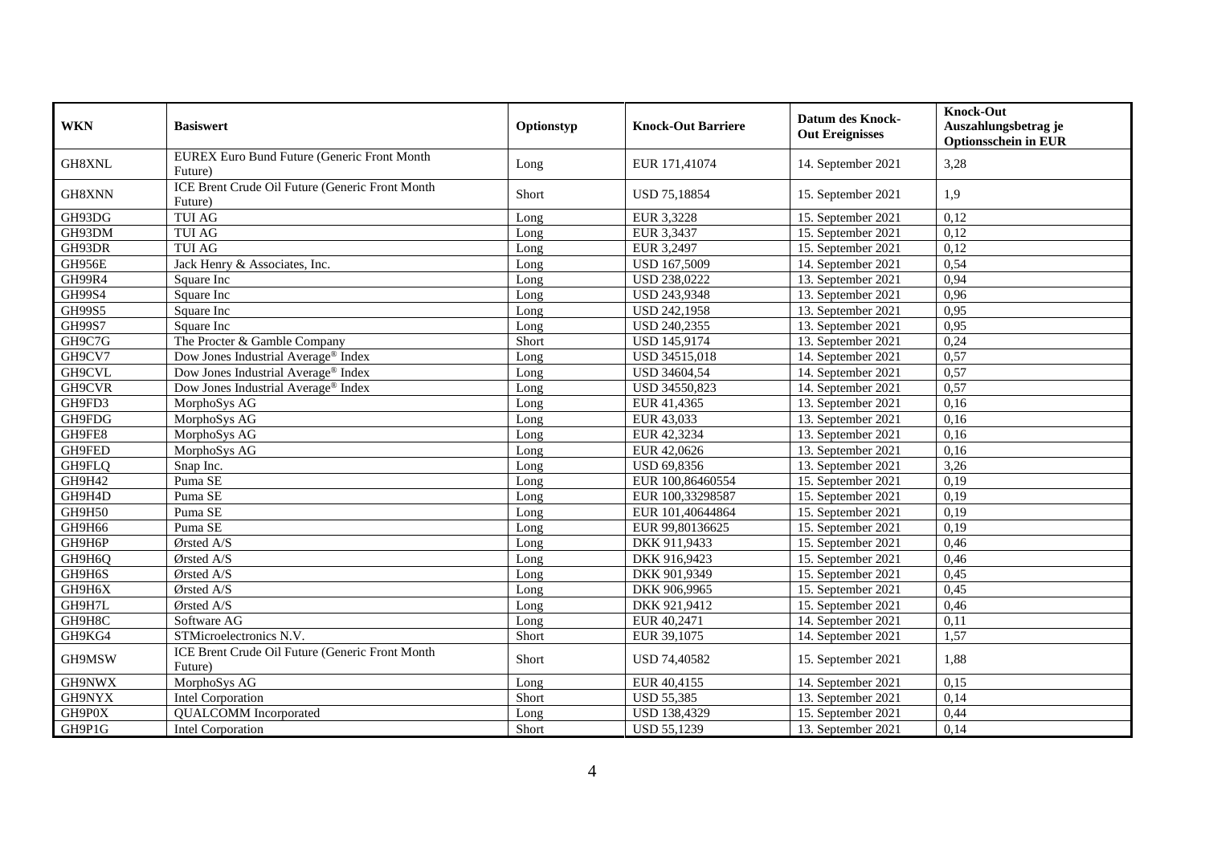| WKN | Basiswert | Optionstyp | Knock-Out Barriere | Datum des Knock-Out Ereignisses | Knock-Out Auszahlungsbetrag je Optionsschein in EUR |
|---|---|---|---|---|---|
| GH8XNL | EUREX Euro Bund Future (Generic Front Month Future) | Long | EUR 171,41074 | 14. September 2021 | 3,28 |
| GH8XNN | ICE Brent Crude Oil Future (Generic Front Month Future) | Short | USD 75,18854 | 15. September 2021 | 1,9 |
| GH93DG | TUI AG | Long | EUR 3,3228 | 15. September 2021 | 0,12 |
| GH93DM | TUI AG | Long | EUR 3,3437 | 15. September 2021 | 0,12 |
| GH93DR | TUI AG | Long | EUR 3,2497 | 15. September 2021 | 0,12 |
| GH956E | Jack Henry & Associates, Inc. | Long | USD 167,5009 | 14. September 2021 | 0,54 |
| GH99R4 | Square Inc | Long | USD 238,0222 | 13. September 2021 | 0,94 |
| GH99S4 | Square Inc | Long | USD 243,9348 | 13. September 2021 | 0,96 |
| GH99S5 | Square Inc | Long | USD 242,1958 | 13. September 2021 | 0,95 |
| GH99S7 | Square Inc | Long | USD 240,2355 | 13. September 2021 | 0,95 |
| GH9C7G | The Procter & Gamble Company | Short | USD 145,9174 | 13. September 2021 | 0,24 |
| GH9CV7 | Dow Jones Industrial Average® Index | Long | USD 34515,018 | 14. September 2021 | 0,57 |
| GH9CVL | Dow Jones Industrial Average® Index | Long | USD 34604,54 | 14. September 2021 | 0,57 |
| GH9CVR | Dow Jones Industrial Average® Index | Long | USD 34550,823 | 14. September 2021 | 0,57 |
| GH9FD3 | MorphoSys AG | Long | EUR 41,4365 | 13. September 2021 | 0,16 |
| GH9FDG | MorphoSys AG | Long | EUR 43,033 | 13. September 2021 | 0,16 |
| GH9FE8 | MorphoSys AG | Long | EUR 42,3234 | 13. September 2021 | 0,16 |
| GH9FED | MorphoSys AG | Long | EUR 42,0626 | 13. September 2021 | 0,16 |
| GH9FLQ | Snap Inc. | Long | USD 69,8356 | 13. September 2021 | 3,26 |
| GH9H42 | Puma SE | Long | EUR 100,86460554 | 15. September 2021 | 0,19 |
| GH9H4D | Puma SE | Long | EUR 100,33298587 | 15. September 2021 | 0,19 |
| GH9H50 | Puma SE | Long | EUR 101,40644864 | 15. September 2021 | 0,19 |
| GH9H66 | Puma SE | Long | EUR 99,80136625 | 15. September 2021 | 0,19 |
| GH9H6P | Ørsted A/S | Long | DKK 911,9433 | 15. September 2021 | 0,46 |
| GH9H6Q | Ørsted A/S | Long | DKK 916,9423 | 15. September 2021 | 0,46 |
| GH9H6S | Ørsted A/S | Long | DKK 901,9349 | 15. September 2021 | 0,45 |
| GH9H6X | Ørsted A/S | Long | DKK 906,9965 | 15. September 2021 | 0,45 |
| GH9H7L | Ørsted A/S | Long | DKK 921,9412 | 15. September 2021 | 0,46 |
| GH9H8C | Software AG | Long | EUR 40,2471 | 14. September 2021 | 0,11 |
| GH9KG4 | STMicroelectronics N.V. | Short | EUR 39,1075 | 14. September 2021 | 1,57 |
| GH9MSW | ICE Brent Crude Oil Future (Generic Front Month Future) | Short | USD 74,40582 | 15. September 2021 | 1,88 |
| GH9NWX | MorphoSys AG | Long | EUR 40,4155 | 14. September 2021 | 0,15 |
| GH9NYX | Intel Corporation | Short | USD 55,385 | 13. September 2021 | 0,14 |
| GH9P0X | QUALCOMM Incorporated | Long | USD 138,4329 | 15. September 2021 | 0,44 |
| GH9P1G | Intel Corporation | Short | USD 55,1239 | 13. September 2021 | 0,14 |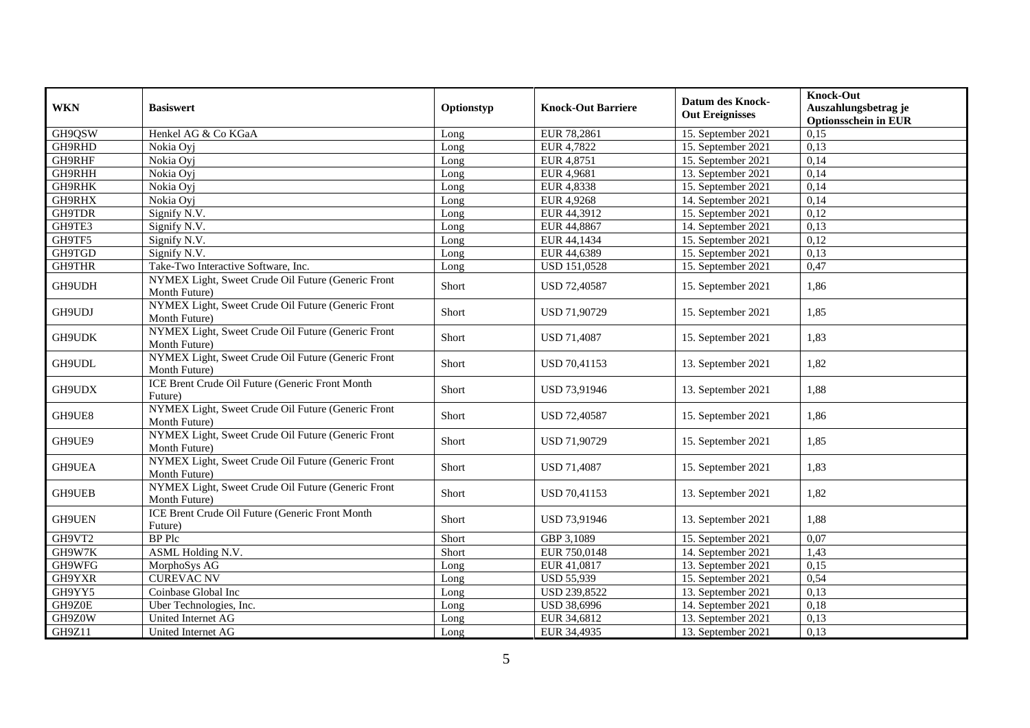| WKN | Basiswert | Optionstyp | Knock-Out Barriere | Datum des Knock-Out Ereignisses | Knock-Out Auszahlungsbetrag je Optionsschein in EUR |
|---|---|---|---|---|---|
| GH9QSW | Henkel AG & Co KGaA | Long | EUR 78,2861 | 15. September 2021 | 0,15 |
| GH9RHD | Nokia Oyj | Long | EUR 4,7822 | 15. September 2021 | 0,13 |
| GH9RHF | Nokia Oyj | Long | EUR 4,8751 | 15. September 2021 | 0,14 |
| GH9RHH | Nokia Oyj | Long | EUR 4,9681 | 13. September 2021 | 0,14 |
| GH9RHK | Nokia Oyj | Long | EUR 4,8338 | 15. September 2021 | 0,14 |
| GH9RHX | Nokia Oyj | Long | EUR 4,9268 | 14. September 2021 | 0,14 |
| GH9TDR | Signify N.V. | Long | EUR 44,3912 | 15. September 2021 | 0,12 |
| GH9TE3 | Signify N.V. | Long | EUR 44,8867 | 14. September 2021 | 0,13 |
| GH9TF5 | Signify N.V. | Long | EUR 44,1434 | 15. September 2021 | 0,12 |
| GH9TGD | Signify N.V. | Long | EUR 44,6389 | 15. September 2021 | 0,13 |
| GH9THR | Take-Two Interactive Software, Inc. | Long | USD 151,0528 | 15. September 2021 | 0,47 |
| GH9UDH | NYMEX Light, Sweet Crude Oil Future (Generic Front Month Future) | Short | USD 72,40587 | 15. September 2021 | 1,86 |
| GH9UDJ | NYMEX Light, Sweet Crude Oil Future (Generic Front Month Future) | Short | USD 71,90729 | 15. September 2021 | 1,85 |
| GH9UDK | NYMEX Light, Sweet Crude Oil Future (Generic Front Month Future) | Short | USD 71,4087 | 15. September 2021 | 1,83 |
| GH9UDL | NYMEX Light, Sweet Crude Oil Future (Generic Front Month Future) | Short | USD 70,41153 | 13. September 2021 | 1,82 |
| GH9UDX | ICE Brent Crude Oil Future (Generic Front Month Future) | Short | USD 73,91946 | 13. September 2021 | 1,88 |
| GH9UE8 | NYMEX Light, Sweet Crude Oil Future (Generic Front Month Future) | Short | USD 72,40587 | 15. September 2021 | 1,86 |
| GH9UE9 | NYMEX Light, Sweet Crude Oil Future (Generic Front Month Future) | Short | USD 71,90729 | 15. September 2021 | 1,85 |
| GH9UEA | NYMEX Light, Sweet Crude Oil Future (Generic Front Month Future) | Short | USD 71,4087 | 15. September 2021 | 1,83 |
| GH9UEB | NYMEX Light, Sweet Crude Oil Future (Generic Front Month Future) | Short | USD 70,41153 | 13. September 2021 | 1,82 |
| GH9UEN | ICE Brent Crude Oil Future (Generic Front Month Future) | Short | USD 73,91946 | 13. September 2021 | 1,88 |
| GH9VT2 | BP Plc | Short | GBP 3,1089 | 15. September 2021 | 0,07 |
| GH9W7K | ASML Holding N.V. | Short | EUR 750,0148 | 14. September 2021 | 1,43 |
| GH9WFG | MorphoSys AG | Long | EUR 41,0817 | 13. September 2021 | 0,15 |
| GH9YXR | CUREVAC NV | Long | USD 55,939 | 15. September 2021 | 0,54 |
| GH9YY5 | Coinbase Global Inc | Long | USD 239,8522 | 13. September 2021 | 0,13 |
| GH9Z0E | Uber Technologies, Inc. | Long | USD 38,6996 | 14. September 2021 | 0,18 |
| GH9Z0W | United Internet AG | Long | EUR 34,6812 | 13. September 2021 | 0,13 |
| GH9Z11 | United Internet AG | Long | EUR 34,4935 | 13. September 2021 | 0,13 |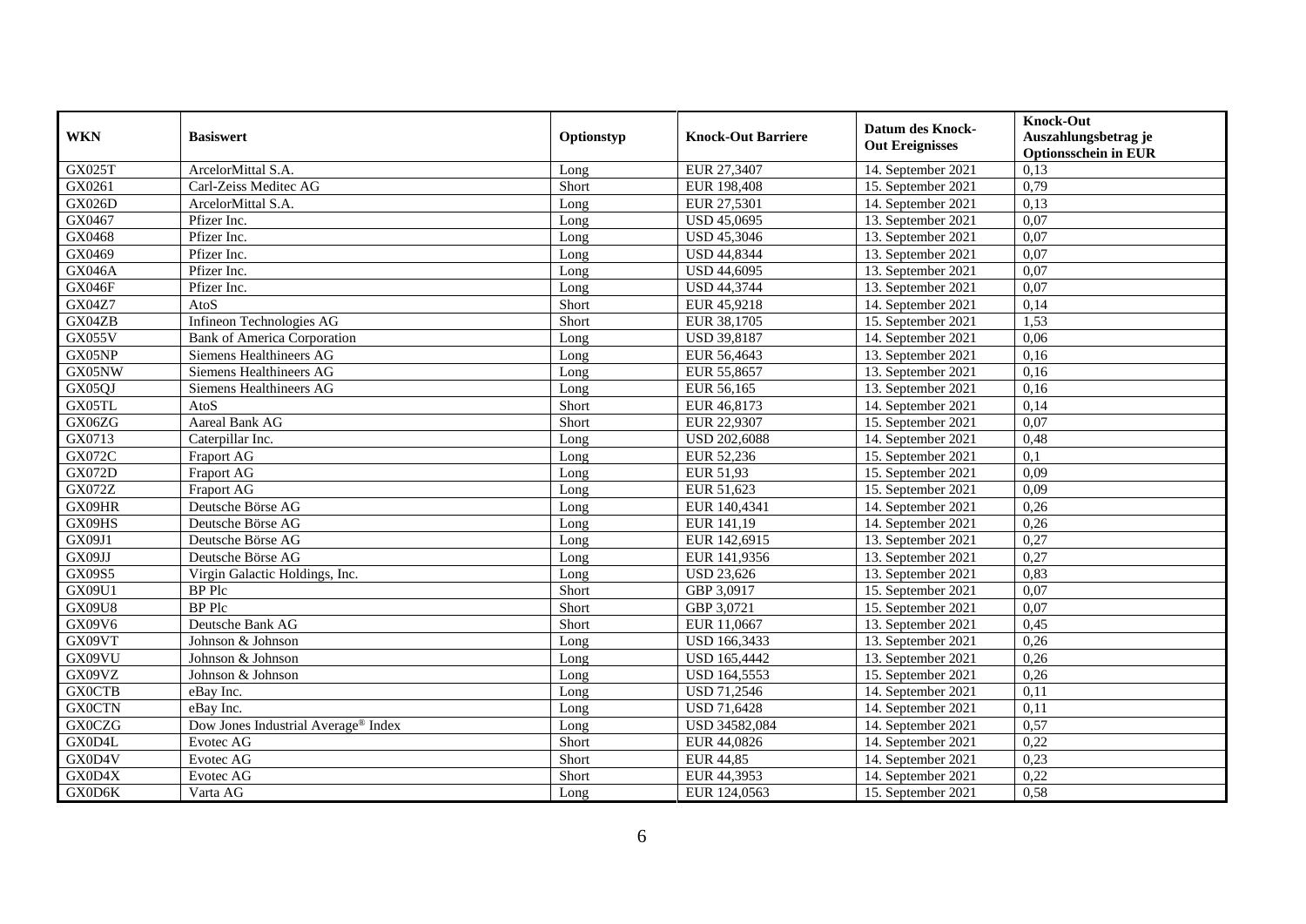| WKN | Basiswert | Optionstyp | Knock-Out Barriere | Datum des Knock-Out Ereignisses | Knock-Out Auszahlungsbetrag je Optionsschein in EUR |
|---|---|---|---|---|---|
| GX025T | ArcelorMittal S.A. | Long | EUR 27,3407 | 14. September 2021 | 0,13 |
| GX0261 | Carl-Zeiss Meditec AG | Short | EUR 198,408 | 15. September 2021 | 0,79 |
| GX026D | ArcelorMittal S.A. | Long | EUR 27,5301 | 14. September 2021 | 0,13 |
| GX0467 | Pfizer Inc. | Long | USD 45,0695 | 13. September 2021 | 0,07 |
| GX0468 | Pfizer Inc. | Long | USD 45,3046 | 13. September 2021 | 0,07 |
| GX0469 | Pfizer Inc. | Long | USD 44,8344 | 13. September 2021 | 0,07 |
| GX046A | Pfizer Inc. | Long | USD 44,6095 | 13. September 2021 | 0,07 |
| GX046F | Pfizer Inc. | Long | USD 44,3744 | 13. September 2021 | 0,07 |
| GX04Z7 | AtoS | Short | EUR 45,9218 | 14. September 2021 | 0,14 |
| GX04ZB | Infineon Technologies AG | Short | EUR 38,1705 | 15. September 2021 | 1,53 |
| GX055V | Bank of America Corporation | Long | USD 39,8187 | 14. September 2021 | 0,06 |
| GX05NP | Siemens Healthineers AG | Long | EUR 56,4643 | 13. September 2021 | 0,16 |
| GX05NW | Siemens Healthineers AG | Long | EUR 55,8657 | 13. September 2021 | 0,16 |
| GX05QJ | Siemens Healthineers AG | Long | EUR 56,165 | 13. September 2021 | 0,16 |
| GX05TL | AtoS | Short | EUR 46,8173 | 14. September 2021 | 0,14 |
| GX06ZG | Aareal Bank AG | Short | EUR 22,9307 | 15. September 2021 | 0,07 |
| GX0713 | Caterpillar Inc. | Long | USD 202,6088 | 14. September 2021 | 0,48 |
| GX072C | Fraport AG | Long | EUR 52,236 | 15. September 2021 | 0,1 |
| GX072D | Fraport AG | Long | EUR 51,93 | 15. September 2021 | 0,09 |
| GX072Z | Fraport AG | Long | EUR 51,623 | 15. September 2021 | 0,09 |
| GX09HR | Deutsche Börse AG | Long | EUR 140,4341 | 14. September 2021 | 0,26 |
| GX09HS | Deutsche Börse AG | Long | EUR 141,19 | 14. September 2021 | 0,26 |
| GX09J1 | Deutsche Börse AG | Long | EUR 142,6915 | 13. September 2021 | 0,27 |
| GX09JJ | Deutsche Börse AG | Long | EUR 141,9356 | 13. September 2021 | 0,27 |
| GX09S5 | Virgin Galactic Holdings, Inc. | Long | USD 23,626 | 13. September 2021 | 0,83 |
| GX09U1 | BP Plc | Short | GBP 3,0917 | 15. September 2021 | 0,07 |
| GX09U8 | BP Plc | Short | GBP 3,0721 | 15. September 2021 | 0,07 |
| GX09V6 | Deutsche Bank AG | Short | EUR 11,0667 | 13. September 2021 | 0,45 |
| GX09VT | Johnson & Johnson | Long | USD 166,3433 | 13. September 2021 | 0,26 |
| GX09VU | Johnson & Johnson | Long | USD 165,4442 | 13. September 2021 | 0,26 |
| GX09VZ | Johnson & Johnson | Long | USD 164,5553 | 15. September 2021 | 0,26 |
| GX0CTB | eBay Inc. | Long | USD 71,2546 | 14. September 2021 | 0,11 |
| GX0CTN | eBay Inc. | Long | USD 71,6428 | 14. September 2021 | 0,11 |
| GX0CZG | Dow Jones Industrial Average® Index | Long | USD 34582,084 | 14. September 2021 | 0,57 |
| GX0D4L | Evotec AG | Short | EUR 44,0826 | 14. September 2021 | 0,22 |
| GX0D4V | Evotec AG | Short | EUR 44,85 | 14. September 2021 | 0,23 |
| GX0D4X | Evotec AG | Short | EUR 44,3953 | 14. September 2021 | 0,22 |
| GX0D6K | Varta AG | Long | EUR 124,0563 | 15. September 2021 | 0,58 |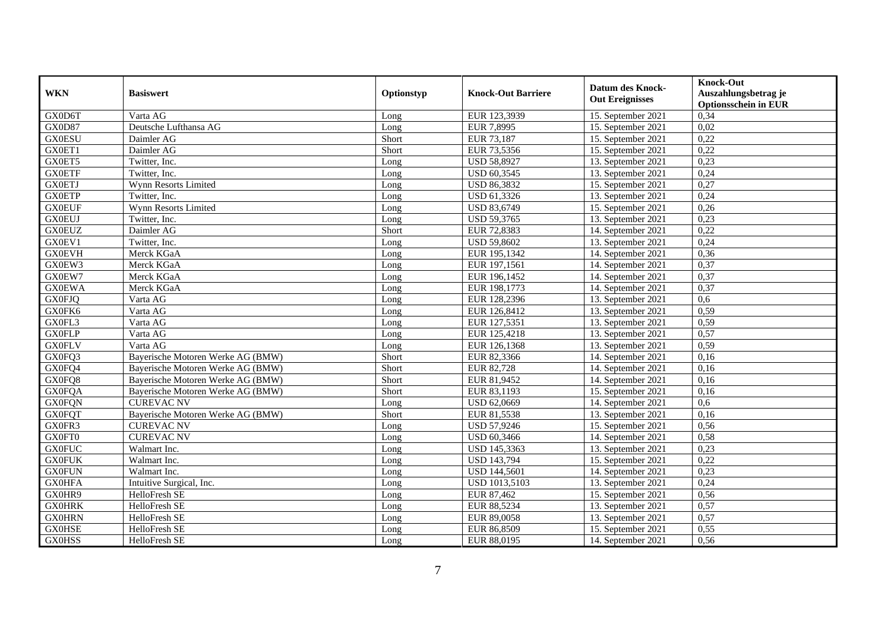| WKN | Basiswert | Optionstyp | Knock-Out Barriere | Datum des Knock-Out Ereignisses | Knock-Out Auszahlungsbetrag je Optionsschein in EUR |
|---|---|---|---|---|---|
| GX0D6T | Varta AG | Long | EUR 123,3939 | 15. September 2021 | 0,34 |
| GX0D87 | Deutsche Lufthansa AG | Long | EUR 7,8995 | 15. September 2021 | 0,02 |
| GX0ESU | Daimler AG | Short | EUR 73,187 | 15. September 2021 | 0,22 |
| GX0ET1 | Daimler AG | Short | EUR 73,5356 | 15. September 2021 | 0,22 |
| GX0ET5 | Twitter, Inc. | Long | USD 58,8927 | 13. September 2021 | 0,23 |
| GX0ETF | Twitter, Inc. | Long | USD 60,3545 | 13. September 2021 | 0,24 |
| GX0ETJ | Wynn Resorts Limited | Long | USD 86,3832 | 15. September 2021 | 0,27 |
| GX0ETP | Twitter, Inc. | Long | USD 61,3326 | 13. September 2021 | 0,24 |
| GX0EUF | Wynn Resorts Limited | Long | USD 83,6749 | 15. September 2021 | 0,26 |
| GX0EUJ | Twitter, Inc. | Long | USD 59,3765 | 13. September 2021 | 0,23 |
| GX0EUZ | Daimler AG | Short | EUR 72,8383 | 14. September 2021 | 0,22 |
| GX0EV1 | Twitter, Inc. | Long | USD 59,8602 | 13. September 2021 | 0,24 |
| GX0EVH | Merck KGaA | Long | EUR 195,1342 | 14. September 2021 | 0,36 |
| GX0EW3 | Merck KGaA | Long | EUR 197,1561 | 14. September 2021 | 0,37 |
| GX0EW7 | Merck KGaA | Long | EUR 196,1452 | 14. September 2021 | 0,37 |
| GX0EWA | Merck KGaA | Long | EUR 198,1773 | 14. September 2021 | 0,37 |
| GX0FJQ | Varta AG | Long | EUR 128,2396 | 13. September 2021 | 0,6 |
| GX0FK6 | Varta AG | Long | EUR 126,8412 | 13. September 2021 | 0,59 |
| GX0FL3 | Varta AG | Long | EUR 127,5351 | 13. September 2021 | 0,59 |
| GX0FLP | Varta AG | Long | EUR 125,4218 | 13. September 2021 | 0,57 |
| GX0FLV | Varta AG | Long | EUR 126,1368 | 13. September 2021 | 0,59 |
| GX0FQ3 | Bayerische Motoren Werke AG (BMW) | Short | EUR 82,3366 | 14. September 2021 | 0,16 |
| GX0FQ4 | Bayerische Motoren Werke AG (BMW) | Short | EUR 82,728 | 14. September 2021 | 0,16 |
| GX0FQ8 | Bayerische Motoren Werke AG (BMW) | Short | EUR 81,9452 | 14. September 2021 | 0,16 |
| GX0FQA | Bayerische Motoren Werke AG (BMW) | Short | EUR 83,1193 | 15. September 2021 | 0,16 |
| GX0FQN | CUREVAC NV | Long | USD 62,0669 | 14. September 2021 | 0,6 |
| GX0FQT | Bayerische Motoren Werke AG (BMW) | Short | EUR 81,5538 | 13. September 2021 | 0,16 |
| GX0FR3 | CUREVAC NV | Long | USD 57,9246 | 15. September 2021 | 0,56 |
| GX0FT0 | CUREVAC NV | Long | USD 60,3466 | 14. September 2021 | 0,58 |
| GX0FUC | Walmart Inc. | Long | USD 145,3363 | 13. September 2021 | 0,23 |
| GX0FUK | Walmart Inc. | Long | USD 143,794 | 15. September 2021 | 0,22 |
| GX0FUN | Walmart Inc. | Long | USD 144,5601 | 14. September 2021 | 0,23 |
| GX0HFA | Intuitive Surgical, Inc. | Long | USD 1013,5103 | 13. September 2021 | 0,24 |
| GX0HR9 | HelloFresh SE | Long | EUR 87,462 | 15. September 2021 | 0,56 |
| GX0HRK | HelloFresh SE | Long | EUR 88,5234 | 13. September 2021 | 0,57 |
| GX0HRN | HelloFresh SE | Long | EUR 89,0058 | 13. September 2021 | 0,57 |
| GX0HSE | HelloFresh SE | Long | EUR 86,8509 | 15. September 2021 | 0,55 |
| GX0HSS | HelloFresh SE | Long | EUR 88,0195 | 14. September 2021 | 0,56 |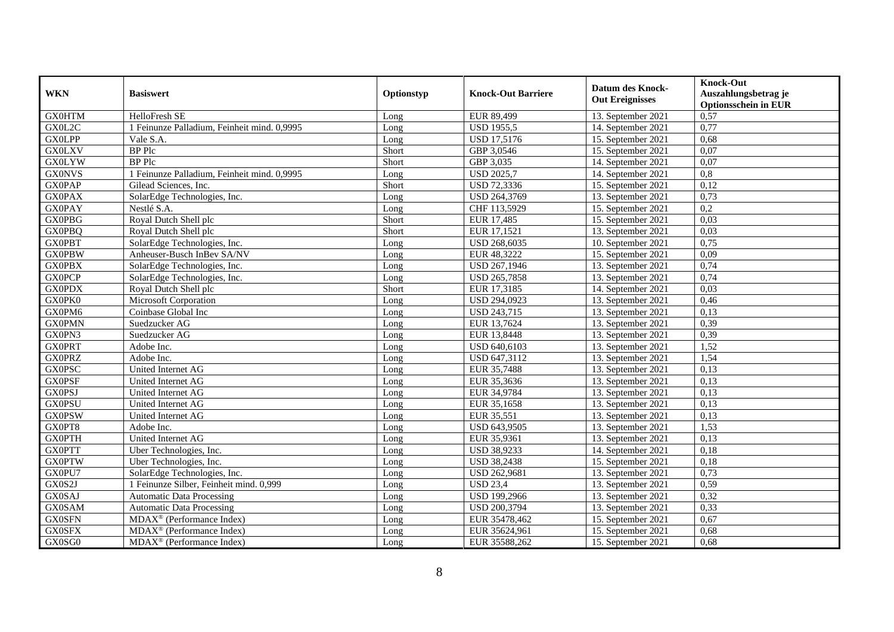| WKN | Basiswert | Optionstyp | Knock-Out Barriere | Datum des Knock-Out Ereignisses | Knock-Out Auszahlungsbetrag je Optionsschein in EUR |
|---|---|---|---|---|---|
| GX0HTM | HelloFresh SE | Long | EUR 89,499 | 13. September 2021 | 0,57 |
| GX0L2C | 1 Feinunze Palladium, Feinheit mind. 0,9995 | Long | USD 1955,5 | 14. September 2021 | 0,77 |
| GX0LPP | Vale S.A. | Long | USD 17,5176 | 15. September 2021 | 0,68 |
| GX0LXV | BP Plc | Short | GBP 3,0546 | 15. September 2021 | 0,07 |
| GX0LYW | BP Plc | Short | GBP 3,035 | 14. September 2021 | 0,07 |
| GX0NVS | 1 Feinunze Palladium, Feinheit mind. 0,9995 | Long | USD 2025,7 | 14. September 2021 | 0,8 |
| GX0PAP | Gilead Sciences, Inc. | Short | USD 72,3336 | 15. September 2021 | 0,12 |
| GX0PAX | SolarEdge Technologies, Inc. | Long | USD 264,3769 | 13. September 2021 | 0,73 |
| GX0PAY | Nestlé S.A. | Long | CHF 113,5929 | 15. September 2021 | 0,2 |
| GX0PBG | Royal Dutch Shell plc | Short | EUR 17,485 | 15. September 2021 | 0,03 |
| GX0PBQ | Royal Dutch Shell plc | Short | EUR 17,1521 | 13. September 2021 | 0,03 |
| GX0PBT | SolarEdge Technologies, Inc. | Long | USD 268,6035 | 10. September 2021 | 0,75 |
| GX0PBW | Anheuser-Busch InBev SA/NV | Long | EUR 48,3222 | 15. September 2021 | 0,09 |
| GX0PBX | SolarEdge Technologies, Inc. | Long | USD 267,1946 | 13. September 2021 | 0,74 |
| GX0PCP | SolarEdge Technologies, Inc. | Long | USD 265,7858 | 13. September 2021 | 0,74 |
| GX0PDX | Royal Dutch Shell plc | Short | EUR 17,3185 | 14. September 2021 | 0,03 |
| GX0PK0 | Microsoft Corporation | Long | USD 294,0923 | 13. September 2021 | 0,46 |
| GX0PM6 | Coinbase Global Inc | Long | USD 243,715 | 13. September 2021 | 0,13 |
| GX0PMN | Suedzucker AG | Long | EUR 13,7624 | 13. September 2021 | 0,39 |
| GX0PN3 | Suedzucker AG | Long | EUR 13,8448 | 13. September 2021 | 0,39 |
| GX0PRT | Adobe Inc. | Long | USD 640,6103 | 13. September 2021 | 1,52 |
| GX0PRZ | Adobe Inc. | Long | USD 647,3112 | 13. September 2021 | 1,54 |
| GX0PSC | United Internet AG | Long | EUR 35,7488 | 13. September 2021 | 0,13 |
| GX0PSF | United Internet AG | Long | EUR 35,3636 | 13. September 2021 | 0,13 |
| GX0PSJ | United Internet AG | Long | EUR 34,9784 | 13. September 2021 | 0,13 |
| GX0PSU | United Internet AG | Long | EUR 35,1658 | 13. September 2021 | 0,13 |
| GX0PSW | United Internet AG | Long | EUR 35,551 | 13. September 2021 | 0,13 |
| GX0PT8 | Adobe Inc. | Long | USD 643,9505 | 13. September 2021 | 1,53 |
| GX0PTH | United Internet AG | Long | EUR 35,9361 | 13. September 2021 | 0,13 |
| GX0PTT | Uber Technologies, Inc. | Long | USD 38,9233 | 14. September 2021 | 0,18 |
| GX0PTW | Uber Technologies, Inc. | Long | USD 38,2438 | 15. September 2021 | 0,18 |
| GX0PU7 | SolarEdge Technologies, Inc. | Long | USD 262,9681 | 13. September 2021 | 0,73 |
| GX0S2J | 1 Feinunze Silber, Feinheit mind. 0,999 | Long | USD 23,4 | 13. September 2021 | 0,59 |
| GX0SAJ | Automatic Data Processing | Long | USD 199,2966 | 13. September 2021 | 0,32 |
| GX0SAM | Automatic Data Processing | Long | USD 200,3794 | 13. September 2021 | 0,33 |
| GX0SFN | MDAX® (Performance Index) | Long | EUR 35478,462 | 15. September 2021 | 0,67 |
| GX0SFX | MDAX® (Performance Index) | Long | EUR 35624,961 | 15. September 2021 | 0,68 |
| GX0SG0 | MDAX® (Performance Index) | Long | EUR 35588,262 | 15. September 2021 | 0,68 |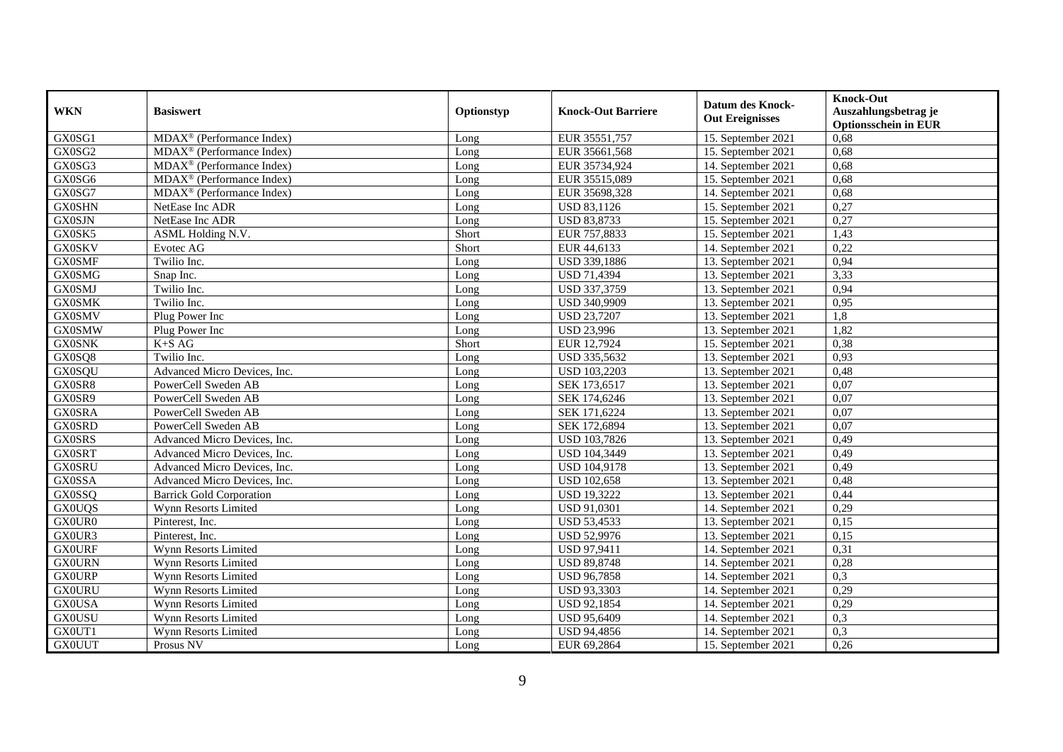| WKN | Basiswert | Optionstyp | Knock-Out Barriere | Datum des Knock-Out Ereignisses | Knock-Out Auszahlungsbetrag je Optionsschein in EUR |
|---|---|---|---|---|---|
| GX0SG1 | MDAX® (Performance Index) | Long | EUR 35551,757 | 15. September 2021 | 0,68 |
| GX0SG2 | MDAX® (Performance Index) | Long | EUR 35661,568 | 15. September 2021 | 0,68 |
| GX0SG3 | MDAX® (Performance Index) | Long | EUR 35734,924 | 14. September 2021 | 0,68 |
| GX0SG6 | MDAX® (Performance Index) | Long | EUR 35515,089 | 15. September 2021 | 0,68 |
| GX0SG7 | MDAX® (Performance Index) | Long | EUR 35698,328 | 14. September 2021 | 0,68 |
| GX0SHN | NetEase Inc ADR | Long | USD 83,1126 | 15. September 2021 | 0,27 |
| GX0SJN | NetEase Inc ADR | Long | USD 83,8733 | 15. September 2021 | 0,27 |
| GX0SK5 | ASML Holding N.V. | Short | EUR 757,8833 | 15. September 2021 | 1,43 |
| GX0SKV | Evotec AG | Short | EUR 44,6133 | 14. September 2021 | 0,22 |
| GX0SMF | Twilio Inc. | Long | USD 339,1886 | 13. September 2021 | 0,94 |
| GX0SMG | Snap Inc. | Long | USD 71,4394 | 13. September 2021 | 3,33 |
| GX0SMJ | Twilio Inc. | Long | USD 337,3759 | 13. September 2021 | 0,94 |
| GX0SMK | Twilio Inc. | Long | USD 340,9909 | 13. September 2021 | 0,95 |
| GX0SMV | Plug Power Inc | Long | USD 23,7207 | 13. September 2021 | 1,8 |
| GX0SMW | Plug Power Inc | Long | USD 23,996 | 13. September 2021 | 1,82 |
| GX0SNK | K+S AG | Short | EUR 12,7924 | 15. September 2021 | 0,38 |
| GX0SQ8 | Twilio Inc. | Long | USD 335,5632 | 13. September 2021 | 0,93 |
| GX0SQU | Advanced Micro Devices, Inc. | Long | USD 103,2203 | 13. September 2021 | 0,48 |
| GX0SR8 | PowerCell Sweden AB | Long | SEK 173,6517 | 13. September 2021 | 0,07 |
| GX0SR9 | PowerCell Sweden AB | Long | SEK 174,6246 | 13. September 2021 | 0,07 |
| GX0SRA | PowerCell Sweden AB | Long | SEK 171,6224 | 13. September 2021 | 0,07 |
| GX0SRD | PowerCell Sweden AB | Long | SEK 172,6894 | 13. September 2021 | 0,07 |
| GX0SRS | Advanced Micro Devices, Inc. | Long | USD 103,7826 | 13. September 2021 | 0,49 |
| GX0SRT | Advanced Micro Devices, Inc. | Long | USD 104,3449 | 13. September 2021 | 0,49 |
| GX0SRU | Advanced Micro Devices, Inc. | Long | USD 104,9178 | 13. September 2021 | 0,49 |
| GX0SSA | Advanced Micro Devices, Inc. | Long | USD 102,658 | 13. September 2021 | 0,48 |
| GX0SSQ | Barrick Gold Corporation | Long | USD 19,3222 | 13. September 2021 | 0,44 |
| GX0UQS | Wynn Resorts Limited | Long | USD 91,0301 | 14. September 2021 | 0,29 |
| GX0UR0 | Pinterest, Inc. | Long | USD 53,4533 | 13. September 2021 | 0,15 |
| GX0UR3 | Pinterest, Inc. | Long | USD 52,9976 | 13. September 2021 | 0,15 |
| GX0URF | Wynn Resorts Limited | Long | USD 97,9411 | 14. September 2021 | 0,31 |
| GX0URN | Wynn Resorts Limited | Long | USD 89,8748 | 14. September 2021 | 0,28 |
| GX0URP | Wynn Resorts Limited | Long | USD 96,7858 | 14. September 2021 | 0,3 |
| GX0URU | Wynn Resorts Limited | Long | USD 93,3303 | 14. September 2021 | 0,29 |
| GX0USA | Wynn Resorts Limited | Long | USD 92,1854 | 14. September 2021 | 0,29 |
| GX0USU | Wynn Resorts Limited | Long | USD 95,6409 | 14. September 2021 | 0,3 |
| GX0UT1 | Wynn Resorts Limited | Long | USD 94,4856 | 14. September 2021 | 0,3 |
| GX0UUT | Prosus NV | Long | EUR 69,2864 | 15. September 2021 | 0,26 |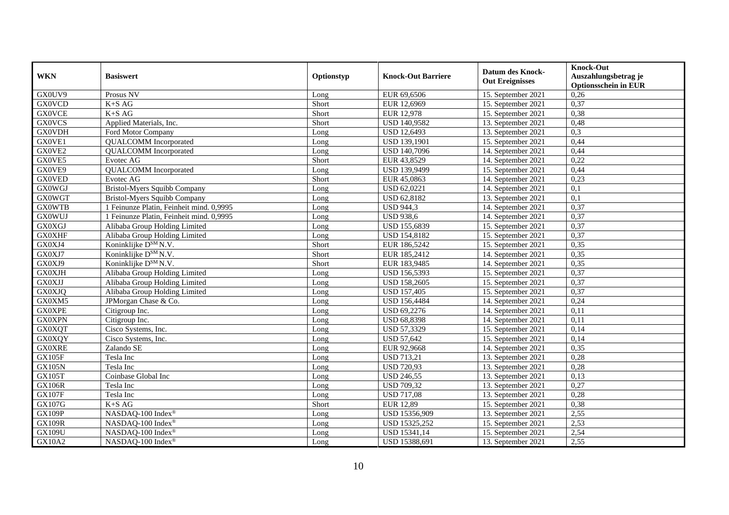| WKN | Basiswert | Optionstyp | Knock-Out Barriere | Datum des Knock-Out Ereignisses | Knock-Out Auszahlungsbetrag je Optionsschein in EUR |
|---|---|---|---|---|---|
| GX0UV9 | Prosus NV | Long | EUR 69,6506 | 15. September 2021 | 0,26 |
| GX0VCD | K+S AG | Short | EUR 12,6969 | 15. September 2021 | 0,37 |
| GX0VCE | K+S AG | Short | EUR 12,978 | 15. September 2021 | 0,38 |
| GX0VCS | Applied Materials, Inc. | Short | USD 140,9582 | 13. September 2021 | 0,48 |
| GX0VDH | Ford Motor Company | Long | USD 12,6493 | 13. September 2021 | 0,3 |
| GX0VE1 | QUALCOMM Incorporated | Long | USD 139,1901 | 15. September 2021 | 0,44 |
| GX0VE2 | QUALCOMM Incorporated | Long | USD 140,7096 | 14. September 2021 | 0,44 |
| GX0VE5 | Evotec AG | Short | EUR 43,8529 | 14. September 2021 | 0,22 |
| GX0VE9 | QUALCOMM Incorporated | Long | USD 139,9499 | 15. September 2021 | 0,44 |
| GX0VED | Evotec AG | Short | EUR 45,0863 | 14. September 2021 | 0,23 |
| GX0WGJ | Bristol-Myers Squibb Company | Long | USD 62,0221 | 14. September 2021 | 0,1 |
| GX0WGT | Bristol-Myers Squibb Company | Long | USD 62,8182 | 13. September 2021 | 0,1 |
| GX0WTB | 1 Feinunze Platin, Feinheit mind. 0,9995 | Long | USD 944,3 | 14. September 2021 | 0,37 |
| GX0WUJ | 1 Feinunze Platin, Feinheit mind. 0,9995 | Long | USD 938,6 | 14. September 2021 | 0,37 |
| GX0XGJ | Alibaba Group Holding Limited | Long | USD 155,6839 | 15. September 2021 | 0,37 |
| GX0XHF | Alibaba Group Holding Limited | Long | USD 154,8182 | 15. September 2021 | 0,37 |
| GX0XJ4 | Koninklijke D[SM] N.V. | Short | EUR 186,5242 | 15. September 2021 | 0,35 |
| GX0XJ7 | Koninklijke D[SM] N.V. | Short | EUR 185,2412 | 14. September 2021 | 0,35 |
| GX0XJ9 | Koninklijke D[SM] N.V. | Short | EUR 183,9485 | 14. September 2021 | 0,35 |
| GX0XJH | Alibaba Group Holding Limited | Long | USD 156,5393 | 15. September 2021 | 0,37 |
| GX0XJJ | Alibaba Group Holding Limited | Long | USD 158,2605 | 15. September 2021 | 0,37 |
| GX0XJQ | Alibaba Group Holding Limited | Long | USD 157,405 | 15. September 2021 | 0,37 |
| GX0XM5 | JPMorgan Chase & Co. | Long | USD 156,4484 | 14. September 2021 | 0,24 |
| GX0XPE | Citigroup Inc. | Long | USD 69,2276 | 14. September 2021 | 0,11 |
| GX0XPN | Citigroup Inc. | Long | USD 68,8398 | 14. September 2021 | 0,11 |
| GX0XQT | Cisco Systems, Inc. | Long | USD 57,3329 | 15. September 2021 | 0,14 |
| GX0XQY | Cisco Systems, Inc. | Long | USD 57,642 | 15. September 2021 | 0,14 |
| GX0XRE | Zalando SE | Long | EUR 92,9668 | 14. September 2021 | 0,35 |
| GX105F | Tesla Inc | Long | USD 713,21 | 13. September 2021 | 0,28 |
| GX105N | Tesla Inc | Long | USD 720,93 | 13. September 2021 | 0,28 |
| GX105T | Coinbase Global Inc | Long | USD 246,55 | 13. September 2021 | 0,13 |
| GX106R | Tesla Inc | Long | USD 709,32 | 13. September 2021 | 0,27 |
| GX107F | Tesla Inc | Long | USD 717,08 | 13. September 2021 | 0,28 |
| GX107G | K+S AG | Short | EUR 12,89 | 15. September 2021 | 0,38 |
| GX109P | NASDAQ-100 Index® | Long | USD 15356,909 | 13. September 2021 | 2,55 |
| GX109R | NASDAQ-100 Index® | Long | USD 15325,252 | 15. September 2021 | 2,53 |
| GX109U | NASDAQ-100 Index® | Long | USD 15341,14 | 15. September 2021 | 2,54 |
| GX10A2 | NASDAQ-100 Index® | Long | USD 15388,691 | 13. September 2021 | 2,55 |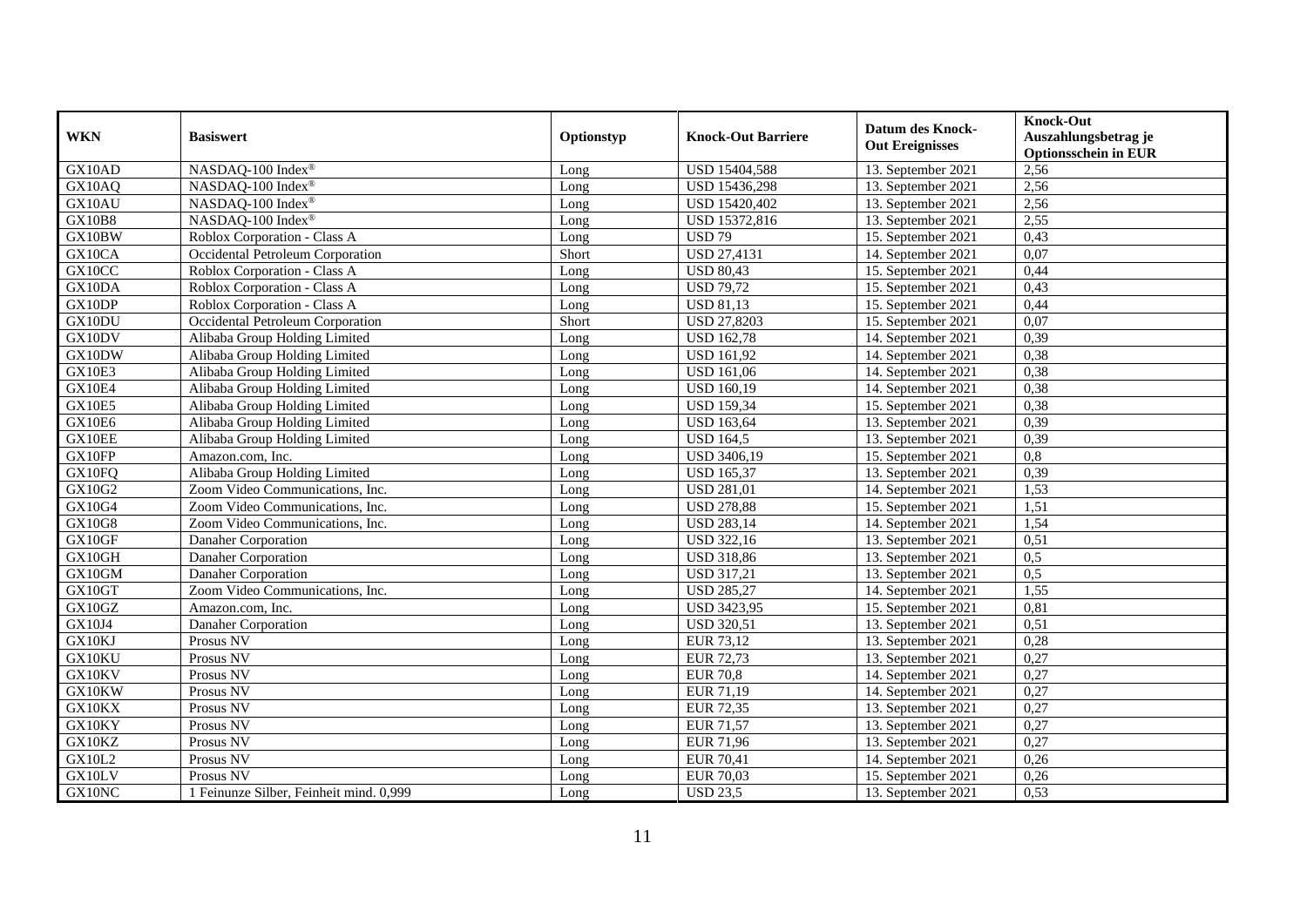| WKN | Basiswert | Optionstyp | Knock-Out Barriere | Datum des Knock-Out Ereignisses | Knock-Out Auszahlungsbetrag je Optionsschein in EUR |
|---|---|---|---|---|---|
| GX10AD | NASDAQ-100 Index® | Long | USD 15404,588 | 13. September 2021 | 2,56 |
| GX10AQ | NASDAQ-100 Index® | Long | USD 15436,298 | 13. September 2021 | 2,56 |
| GX10AU | NASDAQ-100 Index® | Long | USD 15420,402 | 13. September 2021 | 2,56 |
| GX10B8 | NASDAQ-100 Index® | Long | USD 15372,816 | 13. September 2021 | 2,55 |
| GX10BW | Roblox Corporation - Class A | Long | USD 79 | 15. September 2021 | 0,43 |
| GX10CA | Occidental Petroleum Corporation | Short | USD 27,4131 | 14. September 2021 | 0,07 |
| GX10CC | Roblox Corporation - Class A | Long | USD 80,43 | 15. September 2021 | 0,44 |
| GX10DA | Roblox Corporation - Class A | Long | USD 79,72 | 15. September 2021 | 0,43 |
| GX10DP | Roblox Corporation - Class A | Long | USD 81,13 | 15. September 2021 | 0,44 |
| GX10DU | Occidental Petroleum Corporation | Short | USD 27,8203 | 15. September 2021 | 0,07 |
| GX10DV | Alibaba Group Holding Limited | Long | USD 162,78 | 14. September 2021 | 0,39 |
| GX10DW | Alibaba Group Holding Limited | Long | USD 161,92 | 14. September 2021 | 0,38 |
| GX10E3 | Alibaba Group Holding Limited | Long | USD 161,06 | 14. September 2021 | 0,38 |
| GX10E4 | Alibaba Group Holding Limited | Long | USD 160,19 | 14. September 2021 | 0,38 |
| GX10E5 | Alibaba Group Holding Limited | Long | USD 159,34 | 15. September 2021 | 0,38 |
| GX10E6 | Alibaba Group Holding Limited | Long | USD 163,64 | 13. September 2021 | 0,39 |
| GX10EE | Alibaba Group Holding Limited | Long | USD 164,5 | 13. September 2021 | 0,39 |
| GX10FP | Amazon.com, Inc. | Long | USD 3406,19 | 15. September 2021 | 0,8 |
| GX10FQ | Alibaba Group Holding Limited | Long | USD 165,37 | 13. September 2021 | 0,39 |
| GX10G2 | Zoom Video Communications, Inc. | Long | USD 281,01 | 14. September 2021 | 1,53 |
| GX10G4 | Zoom Video Communications, Inc. | Long | USD 278,88 | 15. September 2021 | 1,51 |
| GX10G8 | Zoom Video Communications, Inc. | Long | USD 283,14 | 14. September 2021 | 1,54 |
| GX10GF | Danaher Corporation | Long | USD 322,16 | 13. September 2021 | 0,51 |
| GX10GH | Danaher Corporation | Long | USD 318,86 | 13. September 2021 | 0,5 |
| GX10GM | Danaher Corporation | Long | USD 317,21 | 13. September 2021 | 0,5 |
| GX10GT | Zoom Video Communications, Inc. | Long | USD 285,27 | 14. September 2021 | 1,55 |
| GX10GZ | Amazon.com, Inc. | Long | USD 3423,95 | 15. September 2021 | 0,81 |
| GX10J4 | Danaher Corporation | Long | USD 320,51 | 13. September 2021 | 0,51 |
| GX10KJ | Prosus NV | Long | EUR 73,12 | 13. September 2021 | 0,28 |
| GX10KU | Prosus NV | Long | EUR 72,73 | 13. September 2021 | 0,27 |
| GX10KV | Prosus NV | Long | EUR 70,8 | 14. September 2021 | 0,27 |
| GX10KW | Prosus NV | Long | EUR 71,19 | 14. September 2021 | 0,27 |
| GX10KX | Prosus NV | Long | EUR 72,35 | 13. September 2021 | 0,27 |
| GX10KY | Prosus NV | Long | EUR 71,57 | 13. September 2021 | 0,27 |
| GX10KZ | Prosus NV | Long | EUR 71,96 | 13. September 2021 | 0,27 |
| GX10L2 | Prosus NV | Long | EUR 70,41 | 14. September 2021 | 0,26 |
| GX10LV | Prosus NV | Long | EUR 70,03 | 15. September 2021 | 0,26 |
| GX10NC | 1 Feinunze Silber, Feinheit mind. 0,999 | Long | USD 23,5 | 13. September 2021 | 0,53 |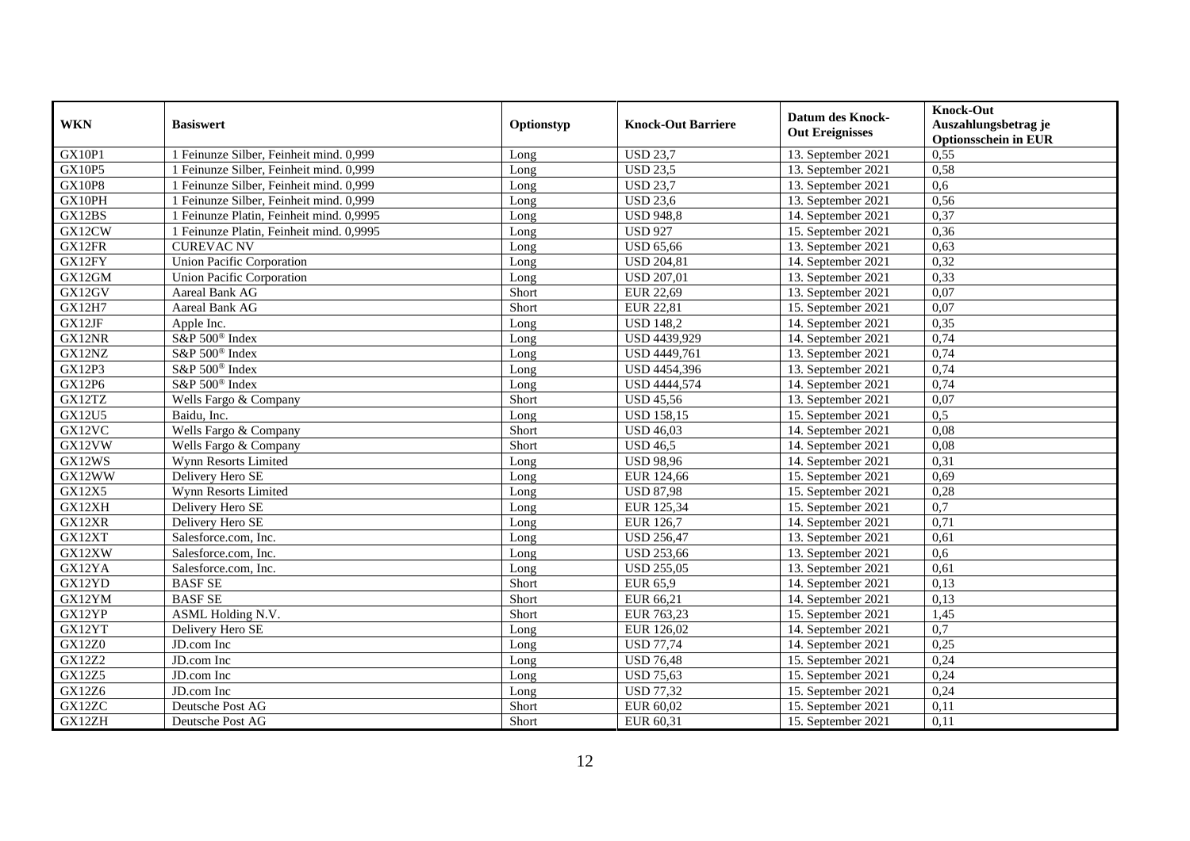| WKN | Basiswert | Optionstyp | Knock-Out Barriere | Datum des Knock-Out Ereignisses | Knock-Out Auszahlungsbetrag je Optionsschein in EUR |
|---|---|---|---|---|---|
| GX10P1 | 1 Feinunze Silber, Feinheit mind. 0,999 | Long | USD 23,7 | 13. September 2021 | 0,55 |
| GX10P5 | 1 Feinunze Silber, Feinheit mind. 0,999 | Long | USD 23,5 | 13. September 2021 | 0,58 |
| GX10P8 | 1 Feinunze Silber, Feinheit mind. 0,999 | Long | USD 23,7 | 13. September 2021 | 0,6 |
| GX10PH | 1 Feinunze Silber, Feinheit mind. 0,999 | Long | USD 23,6 | 13. September 2021 | 0,56 |
| GX12BS | 1 Feinunze Platin, Feinheit mind. 0,9995 | Long | USD 948,8 | 14. September 2021 | 0,37 |
| GX12CW | 1 Feinunze Platin, Feinheit mind. 0,9995 | Long | USD 927 | 15. September 2021 | 0,36 |
| GX12FR | CUREVAC NV | Long | USD 65,66 | 13. September 2021 | 0,63 |
| GX12FY | Union Pacific Corporation | Long | USD 204,81 | 14. September 2021 | 0,32 |
| GX12GM | Union Pacific Corporation | Long | USD 207,01 | 13. September 2021 | 0,33 |
| GX12GV | Aareal Bank AG | Short | EUR 22,69 | 13. September 2021 | 0,07 |
| GX12H7 | Aareal Bank AG | Short | EUR 22,81 | 15. September 2021 | 0,07 |
| GX12JF | Apple Inc. | Long | USD 148,2 | 14. September 2021 | 0,35 |
| GX12NR | S&P 500® Index | Long | USD 4439,929 | 14. September 2021 | 0,74 |
| GX12NZ | S&P 500® Index | Long | USD 4449,761 | 13. September 2021 | 0,74 |
| GX12P3 | S&P 500® Index | Long | USD 4454,396 | 13. September 2021 | 0,74 |
| GX12P6 | S&P 500® Index | Long | USD 4444,574 | 14. September 2021 | 0,74 |
| GX12TZ | Wells Fargo & Company | Short | USD 45,56 | 13. September 2021 | 0,07 |
| GX12U5 | Baidu, Inc. | Long | USD 158,15 | 15. September 2021 | 0,5 |
| GX12VC | Wells Fargo & Company | Short | USD 46,03 | 14. September 2021 | 0,08 |
| GX12VW | Wells Fargo & Company | Short | USD 46,5 | 14. September 2021 | 0,08 |
| GX12WS | Wynn Resorts Limited | Long | USD 98,96 | 14. September 2021 | 0,31 |
| GX12WW | Delivery Hero SE | Long | EUR 124,66 | 15. September 2021 | 0,69 |
| GX12X5 | Wynn Resorts Limited | Long | USD 87,98 | 15. September 2021 | 0,28 |
| GX12XH | Delivery Hero SE | Long | EUR 125,34 | 15. September 2021 | 0,7 |
| GX12XR | Delivery Hero SE | Long | EUR 126,7 | 14. September 2021 | 0,71 |
| GX12XT | Salesforce.com, Inc. | Long | USD 256,47 | 13. September 2021 | 0,61 |
| GX12XW | Salesforce.com, Inc. | Long | USD 253,66 | 13. September 2021 | 0,6 |
| GX12YA | Salesforce.com, Inc. | Long | USD 255,05 | 13. September 2021 | 0,61 |
| GX12YD | BASF SE | Short | EUR 65,9 | 14. September 2021 | 0,13 |
| GX12YM | BASF SE | Short | EUR 66,21 | 14. September 2021 | 0,13 |
| GX12YP | ASML Holding N.V. | Short | EUR 763,23 | 15. September 2021 | 1,45 |
| GX12YT | Delivery Hero SE | Long | EUR 126,02 | 14. September 2021 | 0,7 |
| GX12Z0 | JD.com Inc | Long | USD 77,74 | 14. September 2021 | 0,25 |
| GX12Z2 | JD.com Inc | Long | USD 76,48 | 15. September 2021 | 0,24 |
| GX12Z5 | JD.com Inc | Long | USD 75,63 | 15. September 2021 | 0,24 |
| GX12Z6 | JD.com Inc | Long | USD 77,32 | 15. September 2021 | 0,24 |
| GX12ZC | Deutsche Post AG | Short | EUR 60,02 | 15. September 2021 | 0,11 |
| GX12ZH | Deutsche Post AG | Short | EUR 60,31 | 15. September 2021 | 0,11 |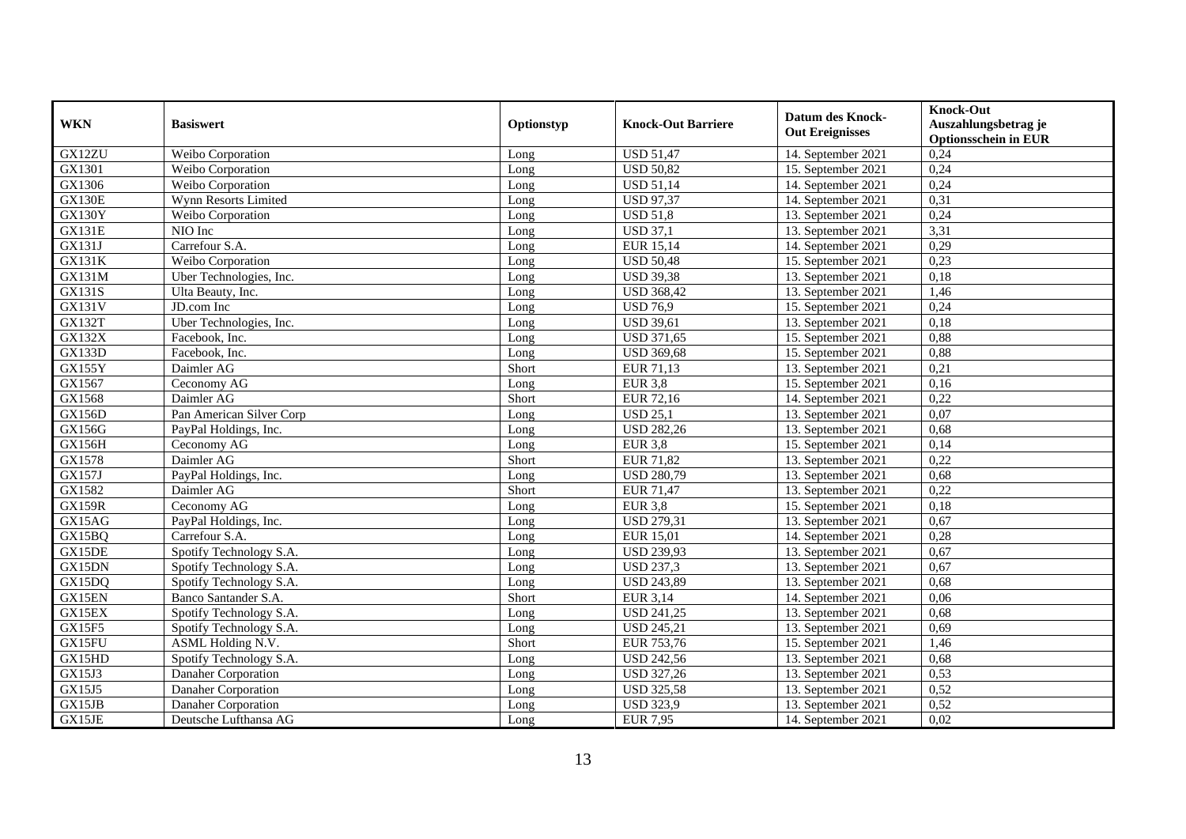| WKN | Basiswert | Optionstyp | Knock-Out Barriere | Datum des Knock-Out Ereignisses | Knock-Out Auszahlungsbetrag je Optionsschein in EUR |
|---|---|---|---|---|---|
| GX12ZU | Weibo Corporation | Long | USD 51,47 | 14. September 2021 | 0,24 |
| GX1301 | Weibo Corporation | Long | USD 50,82 | 15. September 2021 | 0,24 |
| GX1306 | Weibo Corporation | Long | USD 51,14 | 14. September 2021 | 0,24 |
| GX130E | Wynn Resorts Limited | Long | USD 97,37 | 14. September 2021 | 0,31 |
| GX130Y | Weibo Corporation | Long | USD 51,8 | 13. September 2021 | 0,24 |
| GX131E | NIO Inc | Long | USD 37,1 | 13. September 2021 | 3,31 |
| GX131J | Carrefour S.A. | Long | EUR 15,14 | 14. September 2021 | 0,29 |
| GX131K | Weibo Corporation | Long | USD 50,48 | 15. September 2021 | 0,23 |
| GX131M | Uber Technologies, Inc. | Long | USD 39,38 | 13. September 2021 | 0,18 |
| GX131S | Ulta Beauty, Inc. | Long | USD 368,42 | 13. September 2021 | 1,46 |
| GX131V | JD.com Inc | Long | USD 76,9 | 15. September 2021 | 0,24 |
| GX132T | Uber Technologies, Inc. | Long | USD 39,61 | 13. September 2021 | 0,18 |
| GX132X | Facebook, Inc. | Long | USD 371,65 | 15. September 2021 | 0,88 |
| GX133D | Facebook, Inc. | Long | USD 369,68 | 15. September 2021 | 0,88 |
| GX155Y | Daimler AG | Short | EUR 71,13 | 13. September 2021 | 0,21 |
| GX1567 | Ceconomy AG | Long | EUR 3,8 | 15. September 2021 | 0,16 |
| GX1568 | Daimler AG | Short | EUR 72,16 | 14. September 2021 | 0,22 |
| GX156D | Pan American Silver Corp | Long | USD 25,1 | 13. September 2021 | 0,07 |
| GX156G | PayPal Holdings, Inc. | Long | USD 282,26 | 13. September 2021 | 0,68 |
| GX156H | Ceconomy AG | Long | EUR 3,8 | 15. September 2021 | 0,14 |
| GX1578 | Daimler AG | Short | EUR 71,82 | 13. September 2021 | 0,22 |
| GX157J | PayPal Holdings, Inc. | Long | USD 280,79 | 13. September 2021 | 0,68 |
| GX1582 | Daimler AG | Short | EUR 71,47 | 13. September 2021 | 0,22 |
| GX159R | Ceconomy AG | Long | EUR 3,8 | 15. September 2021 | 0,18 |
| GX15AG | PayPal Holdings, Inc. | Long | USD 279,31 | 13. September 2021 | 0,67 |
| GX15BQ | Carrefour S.A. | Long | EUR 15,01 | 14. September 2021 | 0,28 |
| GX15DE | Spotify Technology S.A. | Long | USD 239,93 | 13. September 2021 | 0,67 |
| GX15DN | Spotify Technology S.A. | Long | USD 237,3 | 13. September 2021 | 0,67 |
| GX15DQ | Spotify Technology S.A. | Long | USD 243,89 | 13. September 2021 | 0,68 |
| GX15EN | Banco Santander S.A. | Short | EUR 3,14 | 14. September 2021 | 0,06 |
| GX15EX | Spotify Technology S.A. | Long | USD 241,25 | 13. September 2021 | 0,68 |
| GX15F5 | Spotify Technology S.A. | Long | USD 245,21 | 13. September 2021 | 0,69 |
| GX15FU | ASML Holding N.V. | Short | EUR 753,76 | 15. September 2021 | 1,46 |
| GX15HD | Spotify Technology S.A. | Long | USD 242,56 | 13. September 2021 | 0,68 |
| GX15J3 | Danaher Corporation | Long | USD 327,26 | 13. September 2021 | 0,53 |
| GX15J5 | Danaher Corporation | Long | USD 325,58 | 13. September 2021 | 0,52 |
| GX15JB | Danaher Corporation | Long | USD 323,9 | 13. September 2021 | 0,52 |
| GX15JE | Deutsche Lufthansa AG | Long | EUR 7,95 | 14. September 2021 | 0,02 |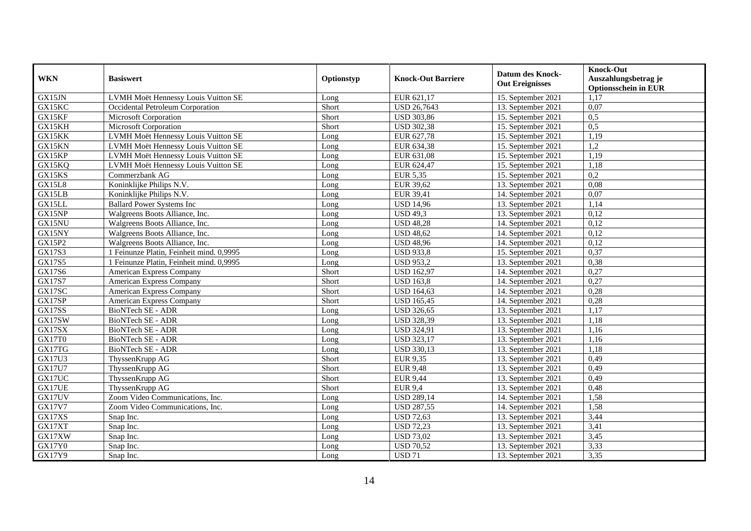| WKN | Basiswert | Optionstyp | Knock-Out Barriere | Datum des Knock-Out Ereignisses | Knock-Out Auszahlungsbetrag je Optionsschein in EUR |
|---|---|---|---|---|---|
| GX15JN | LVMH Moët Hennessy Louis Vuitton SE | Long | EUR 621,17 | 15. September 2021 | 1,17 |
| GX15KC | Occidental Petroleum Corporation | Short | USD 26,7643 | 13. September 2021 | 0,07 |
| GX15KF | Microsoft Corporation | Short | USD 303,86 | 15. September 2021 | 0,5 |
| GX15KH | Microsoft Corporation | Short | USD 302,38 | 15. September 2021 | 0,5 |
| GX15KK | LVMH Moët Hennessy Louis Vuitton SE | Long | EUR 627,78 | 15. September 2021 | 1,19 |
| GX15KN | LVMH Moët Hennessy Louis Vuitton SE | Long | EUR 634,38 | 15. September 2021 | 1,2 |
| GX15KP | LVMH Moët Hennessy Louis Vuitton SE | Long | EUR 631,08 | 15. September 2021 | 1,19 |
| GX15KQ | LVMH Moët Hennessy Louis Vuitton SE | Long | EUR 624,47 | 15. September 2021 | 1,18 |
| GX15KS | Commerzbank AG | Long | EUR 5,35 | 15. September 2021 | 0,2 |
| GX15L8 | Koninklijke Philips N.V. | Long | EUR 39,62 | 13. September 2021 | 0,08 |
| GX15LB | Koninklijke Philips N.V. | Long | EUR 39,41 | 14. September 2021 | 0,07 |
| GX15LL | Ballard Power Systems Inc | Long | USD 14,96 | 13. September 2021 | 1,14 |
| GX15NP | Walgreens Boots Alliance, Inc. | Long | USD 49,3 | 13. September 2021 | 0,12 |
| GX15NU | Walgreens Boots Alliance, Inc. | Long | USD 48,28 | 14. September 2021 | 0,12 |
| GX15NY | Walgreens Boots Alliance, Inc. | Long | USD 48,62 | 14. September 2021 | 0,12 |
| GX15P2 | Walgreens Boots Alliance, Inc. | Long | USD 48,96 | 14. September 2021 | 0,12 |
| GX17S3 | 1 Feinunze Platin, Feinheit mind. 0,9995 | Long | USD 933,8 | 15. September 2021 | 0,37 |
| GX17S5 | 1 Feinunze Platin, Feinheit mind. 0,9995 | Long | USD 953,2 | 13. September 2021 | 0,38 |
| GX17S6 | American Express Company | Short | USD 162,97 | 14. September 2021 | 0,27 |
| GX17S7 | American Express Company | Short | USD 163,8 | 14. September 2021 | 0,27 |
| GX17SC | American Express Company | Short | USD 164,63 | 14. September 2021 | 0,28 |
| GX17SP | American Express Company | Short | USD 165,45 | 14. September 2021 | 0,28 |
| GX17SS | BioNTech SE - ADR | Long | USD 326,65 | 13. September 2021 | 1,17 |
| GX17SW | BioNTech SE - ADR | Long | USD 328,39 | 13. September 2021 | 1,18 |
| GX17SX | BioNTech SE - ADR | Long | USD 324,91 | 13. September 2021 | 1,16 |
| GX17T0 | BioNTech SE - ADR | Long | USD 323,17 | 13. September 2021 | 1,16 |
| GX17TG | BioNTech SE - ADR | Long | USD 330,13 | 13. September 2021 | 1,18 |
| GX17U3 | ThyssenKrupp AG | Short | EUR 9,35 | 13. September 2021 | 0,49 |
| GX17U7 | ThyssenKrupp AG | Short | EUR 9,48 | 13. September 2021 | 0,49 |
| GX17UC | ThyssenKrupp AG | Short | EUR 9,44 | 13. September 2021 | 0,49 |
| GX17UE | ThyssenKrupp AG | Short | EUR 9,4 | 13. September 2021 | 0,48 |
| GX17UV | Zoom Video Communications, Inc. | Long | USD 289,14 | 14. September 2021 | 1,58 |
| GX17V7 | Zoom Video Communications, Inc. | Long | USD 287,55 | 14. September 2021 | 1,58 |
| GX17XS | Snap Inc. | Long | USD 72,63 | 13. September 2021 | 3,44 |
| GX17XT | Snap Inc. | Long | USD 72,23 | 13. September 2021 | 3,41 |
| GX17XW | Snap Inc. | Long | USD 73,02 | 13. September 2021 | 3,45 |
| GX17Y0 | Snap Inc. | Long | USD 70,52 | 13. September 2021 | 3,33 |
| GX17Y9 | Snap Inc. | Long | USD 71 | 13. September 2021 | 3,35 |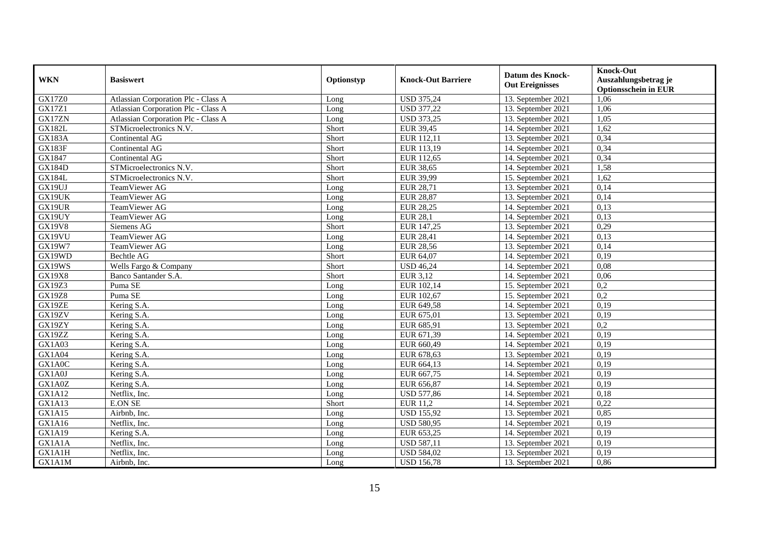| WKN | Basiswert | Optionstyp | Knock-Out Barriere | Datum des Knock-Out Ereignisses | Knock-Out Auszahlungsbetrag je Optionsschein in EUR |
|---|---|---|---|---|---|
| GX17Z0 | Atlassian Corporation Plc - Class A | Long | USD 375,24 | 13. September 2021 | 1,06 |
| GX17Z1 | Atlassian Corporation Plc - Class A | Long | USD 377,22 | 13. September 2021 | 1,06 |
| GX17ZN | Atlassian Corporation Plc - Class A | Long | USD 373,25 | 13. September 2021 | 1,05 |
| GX182L | STMicroelectronics N.V. | Short | EUR 39,45 | 14. September 2021 | 1,62 |
| GX183A | Continental AG | Short | EUR 112,11 | 13. September 2021 | 0,34 |
| GX183F | Continental AG | Short | EUR 113,19 | 14. September 2021 | 0,34 |
| GX1847 | Continental AG | Short | EUR 112,65 | 14. September 2021 | 0,34 |
| GX184D | STMicroelectronics N.V. | Short | EUR 38,65 | 14. September 2021 | 1,58 |
| GX184L | STMicroelectronics N.V. | Short | EUR 39,99 | 15. September 2021 | 1,62 |
| GX19UJ | TeamViewer AG | Long | EUR 28,71 | 13. September 2021 | 0,14 |
| GX19UK | TeamViewer AG | Long | EUR 28,87 | 13. September 2021 | 0,14 |
| GX19UR | TeamViewer AG | Long | EUR 28,25 | 14. September 2021 | 0,13 |
| GX19UY | TeamViewer AG | Long | EUR 28,1 | 14. September 2021 | 0,13 |
| GX19V8 | Siemens AG | Short | EUR 147,25 | 13. September 2021 | 0,29 |
| GX19VU | TeamViewer AG | Long | EUR 28,41 | 14. September 2021 | 0,13 |
| GX19W7 | TeamViewer AG | Long | EUR 28,56 | 13. September 2021 | 0,14 |
| GX19WD | Bechtle AG | Short | EUR 64,07 | 14. September 2021 | 0,19 |
| GX19WS | Wells Fargo & Company | Short | USD 46,24 | 14. September 2021 | 0,08 |
| GX19X8 | Banco Santander S.A. | Short | EUR 3,12 | 14. September 2021 | 0,06 |
| GX19Z3 | Puma SE | Long | EUR 102,14 | 15. September 2021 | 0,2 |
| GX19Z8 | Puma SE | Long | EUR 102,67 | 15. September 2021 | 0,2 |
| GX19ZE | Kering S.A. | Long | EUR 649,58 | 14. September 2021 | 0,19 |
| GX19ZV | Kering S.A. | Long | EUR 675,01 | 13. September 2021 | 0,19 |
| GX19ZY | Kering S.A. | Long | EUR 685,91 | 13. September 2021 | 0,2 |
| GX19ZZ | Kering S.A. | Long | EUR 671,39 | 14. September 2021 | 0,19 |
| GX1A03 | Kering S.A. | Long | EUR 660,49 | 14. September 2021 | 0,19 |
| GX1A04 | Kering S.A. | Long | EUR 678,63 | 13. September 2021 | 0,19 |
| GX1A0C | Kering S.A. | Long | EUR 664,13 | 14. September 2021 | 0,19 |
| GX1A0J | Kering S.A. | Long | EUR 667,75 | 14. September 2021 | 0,19 |
| GX1A0Z | Kering S.A. | Long | EUR 656,87 | 14. September 2021 | 0,19 |
| GX1A12 | Netflix, Inc. | Long | USD 577,86 | 14. September 2021 | 0,18 |
| GX1A13 | E.ON SE | Short | EUR 11,2 | 14. September 2021 | 0,22 |
| GX1A15 | Airbnb, Inc. | Long | USD 155,92 | 13. September 2021 | 0,85 |
| GX1A16 | Netflix, Inc. | Long | USD 580,95 | 14. September 2021 | 0,19 |
| GX1A19 | Kering S.A. | Long | EUR 653,25 | 14. September 2021 | 0,19 |
| GX1A1A | Netflix, Inc. | Long | USD 587,11 | 13. September 2021 | 0,19 |
| GX1A1H | Netflix, Inc. | Long | USD 584,02 | 13. September 2021 | 0,19 |
| GX1A1M | Airbnb, Inc. | Long | USD 156,78 | 13. September 2021 | 0,86 |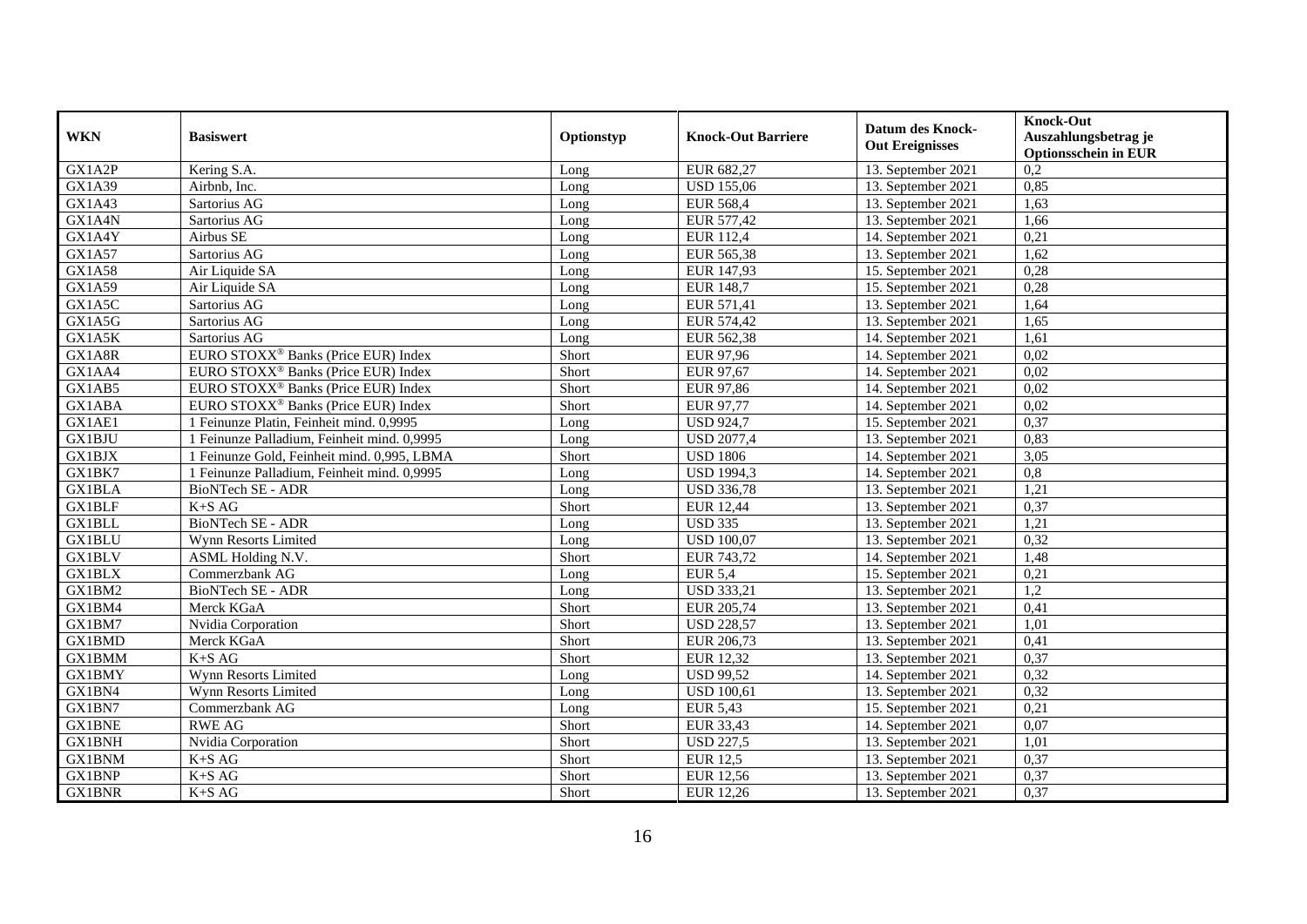| WKN | Basiswert | Optionstyp | Knock-Out Barriere | Datum des Knock-Out Ereignisses | Knock-Out Auszahlungsbetrag je Optionsschein in EUR |
|---|---|---|---|---|---|
| GX1A2P | Kering S.A. | Long | EUR 682,27 | 13. September 2021 | 0,2 |
| GX1A39 | Airbnb, Inc. | Long | USD 155,06 | 13. September 2021 | 0,85 |
| GX1A43 | Sartorius AG | Long | EUR 568,4 | 13. September 2021 | 1,63 |
| GX1A4N | Sartorius AG | Long | EUR 577,42 | 13. September 2021 | 1,66 |
| GX1A4Y | Airbus SE | Long | EUR 112,4 | 14. September 2021 | 0,21 |
| GX1A57 | Sartorius AG | Long | EUR 565,38 | 13. September 2021 | 1,62 |
| GX1A58 | Air Liquide SA | Long | EUR 147,93 | 15. September 2021 | 0,28 |
| GX1A59 | Air Liquide SA | Long | EUR 148,7 | 15. September 2021 | 0,28 |
| GX1A5C | Sartorius AG | Long | EUR 571,41 | 13. September 2021 | 1,64 |
| GX1A5G | Sartorius AG | Long | EUR 574,42 | 13. September 2021 | 1,65 |
| GX1A5K | Sartorius AG | Long | EUR 562,38 | 14. September 2021 | 1,61 |
| GX1A8R | EURO STOXX® Banks (Price EUR) Index | Short | EUR 97,96 | 14. September 2021 | 0,02 |
| GX1AA4 | EURO STOXX® Banks (Price EUR) Index | Short | EUR 97,67 | 14. September 2021 | 0,02 |
| GX1AB5 | EURO STOXX® Banks (Price EUR) Index | Short | EUR 97,86 | 14. September 2021 | 0,02 |
| GX1ABA | EURO STOXX® Banks (Price EUR) Index | Short | EUR 97,77 | 14. September 2021 | 0,02 |
| GX1AE1 | 1 Feinunze Platin, Feinheit mind. 0,9995 | Long | USD 924,7 | 15. September 2021 | 0,37 |
| GX1BJU | 1 Feinunze Palladium, Feinheit mind. 0,9995 | Long | USD 2077,4 | 13. September 2021 | 0,83 |
| GX1BJX | 1 Feinunze Gold, Feinheit mind. 0,995, LBMA | Short | USD 1806 | 14. September 2021 | 3,05 |
| GX1BK7 | 1 Feinunze Palladium, Feinheit mind. 0,9995 | Long | USD 1994,3 | 14. September 2021 | 0,8 |
| GX1BLA | BioNTech SE - ADR | Long | USD 336,78 | 13. September 2021 | 1,21 |
| GX1BLF | K+S AG | Short | EUR 12,44 | 13. September 2021 | 0,37 |
| GX1BLL | BioNTech SE - ADR | Long | USD 335 | 13. September 2021 | 1,21 |
| GX1BLU | Wynn Resorts Limited | Long | USD 100,07 | 13. September 2021 | 0,32 |
| GX1BLV | ASML Holding N.V. | Short | EUR 743,72 | 14. September 2021 | 1,48 |
| GX1BLX | Commerzbank AG | Long | EUR 5,4 | 15. September 2021 | 0,21 |
| GX1BM2 | BioNTech SE - ADR | Long | USD 333,21 | 13. September 2021 | 1,2 |
| GX1BM4 | Merck KGaA | Short | EUR 205,74 | 13. September 2021 | 0,41 |
| GX1BM7 | Nvidia Corporation | Short | USD 228,57 | 13. September 2021 | 1,01 |
| GX1BMD | Merck KGaA | Short | EUR 206,73 | 13. September 2021 | 0,41 |
| GX1BMM | K+S AG | Short | EUR 12,32 | 13. September 2021 | 0,37 |
| GX1BMY | Wynn Resorts Limited | Long | USD 99,52 | 14. September 2021 | 0,32 |
| GX1BN4 | Wynn Resorts Limited | Long | USD 100,61 | 13. September 2021 | 0,32 |
| GX1BN7 | Commerzbank AG | Long | EUR 5,43 | 15. September 2021 | 0,21 |
| GX1BNE | RWE AG | Short | EUR 33,43 | 14. September 2021 | 0,07 |
| GX1BNH | Nvidia Corporation | Short | USD 227,5 | 13. September 2021 | 1,01 |
| GX1BNM | K+S AG | Short | EUR 12,5 | 13. September 2021 | 0,37 |
| GX1BNP | K+S AG | Short | EUR 12,56 | 13. September 2021 | 0,37 |
| GX1BNR | K+S AG | Short | EUR 12,26 | 13. September 2021 | 0,37 |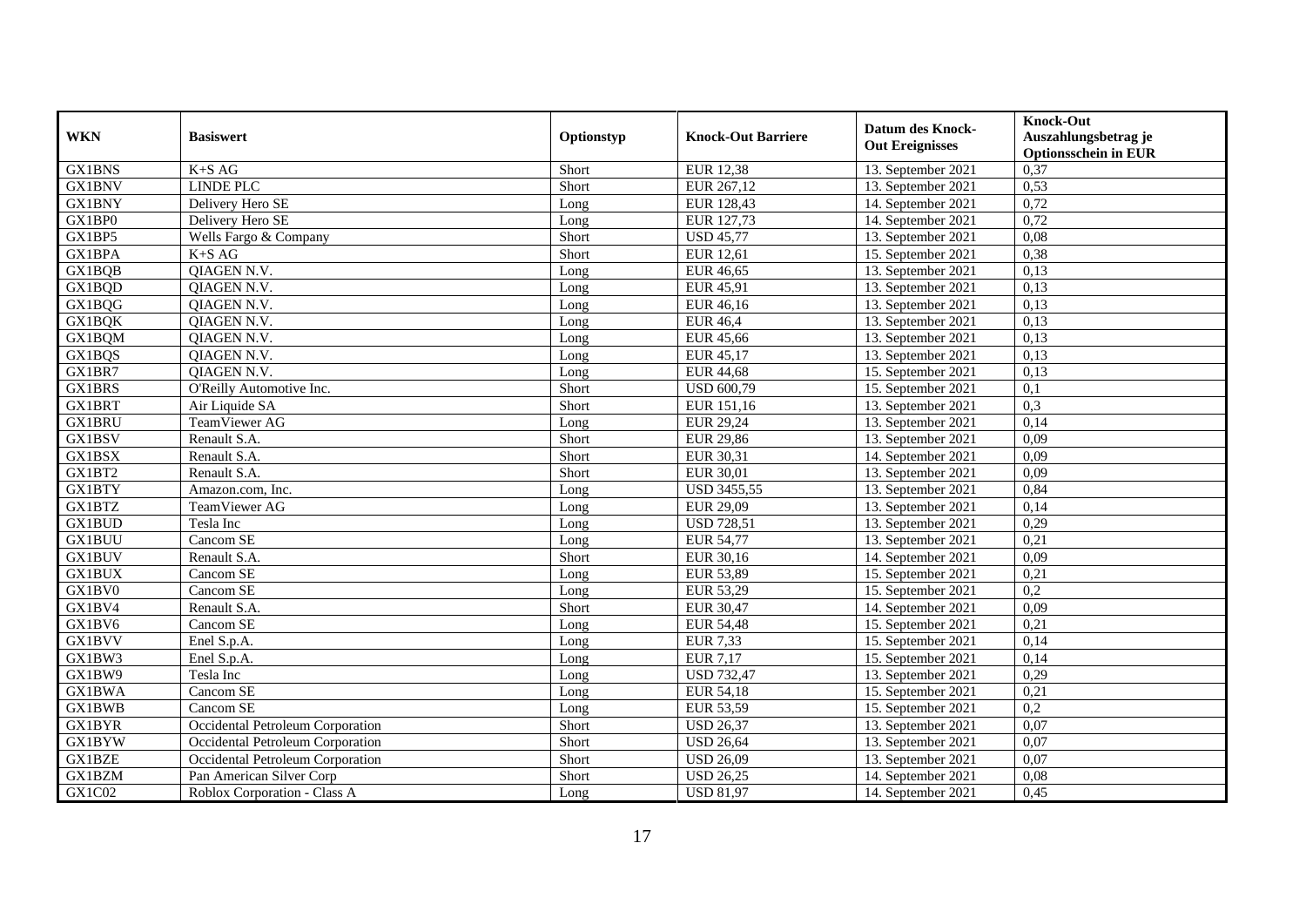| WKN | Basiswert | Optionstyp | Knock-Out Barriere | Datum des Knock-Out Ereignisses | Knock-Out Auszahlungsbetrag je Optionsschein in EUR |
|---|---|---|---|---|---|
| GX1BNS | K+S AG | Short | EUR 12,38 | 13. September 2021 | 0,37 |
| GX1BNV | LINDE PLC | Short | EUR 267,12 | 13. September 2021 | 0,53 |
| GX1BNY | Delivery Hero SE | Long | EUR 128,43 | 14. September 2021 | 0,72 |
| GX1BP0 | Delivery Hero SE | Long | EUR 127,73 | 14. September 2021 | 0,72 |
| GX1BP5 | Wells Fargo & Company | Short | USD 45,77 | 13. September 2021 | 0,08 |
| GX1BPA | K+S AG | Short | EUR 12,61 | 15. September 2021 | 0,38 |
| GX1BQB | QIAGEN N.V. | Long | EUR 46,65 | 13. September 2021 | 0,13 |
| GX1BQD | QIAGEN N.V. | Long | EUR 45,91 | 13. September 2021 | 0,13 |
| GX1BQG | QIAGEN N.V. | Long | EUR 46,16 | 13. September 2021 | 0,13 |
| GX1BQK | QIAGEN N.V. | Long | EUR 46,4 | 13. September 2021 | 0,13 |
| GX1BQM | QIAGEN N.V. | Long | EUR 45,66 | 13. September 2021 | 0,13 |
| GX1BQS | QIAGEN N.V. | Long | EUR 45,17 | 13. September 2021 | 0,13 |
| GX1BR7 | QIAGEN N.V. | Long | EUR 44,68 | 15. September 2021 | 0,13 |
| GX1BRS | O'Reilly Automotive Inc. | Short | USD 600,79 | 15. September 2021 | 0,1 |
| GX1BRT | Air Liquide SA | Short | EUR 151,16 | 13. September 2021 | 0,3 |
| GX1BRU | TeamViewer AG | Long | EUR 29,24 | 13. September 2021 | 0,14 |
| GX1BSV | Renault S.A. | Short | EUR 29,86 | 13. September 2021 | 0,09 |
| GX1BSX | Renault S.A. | Short | EUR 30,31 | 14. September 2021 | 0,09 |
| GX1BT2 | Renault S.A. | Short | EUR 30,01 | 13. September 2021 | 0,09 |
| GX1BTY | Amazon.com, Inc. | Long | USD 3455,55 | 13. September 2021 | 0,84 |
| GX1BTZ | TeamViewer AG | Long | EUR 29,09 | 13. September 2021 | 0,14 |
| GX1BUD | Tesla Inc | Long | USD 728,51 | 13. September 2021 | 0,29 |
| GX1BUU | Cancom SE | Long | EUR 54,77 | 13. September 2021 | 0,21 |
| GX1BUV | Renault S.A. | Short | EUR 30,16 | 14. September 2021 | 0,09 |
| GX1BUX | Cancom SE | Long | EUR 53,89 | 15. September 2021 | 0,21 |
| GX1BV0 | Cancom SE | Long | EUR 53,29 | 15. September 2021 | 0,2 |
| GX1BV4 | Renault S.A. | Short | EUR 30,47 | 14. September 2021 | 0,09 |
| GX1BV6 | Cancom SE | Long | EUR 54,48 | 15. September 2021 | 0,21 |
| GX1BVV | Enel S.p.A. | Long | EUR 7,33 | 15. September 2021 | 0,14 |
| GX1BW3 | Enel S.p.A. | Long | EUR 7,17 | 15. September 2021 | 0,14 |
| GX1BW9 | Tesla Inc | Long | USD 732,47 | 13. September 2021 | 0,29 |
| GX1BWA | Cancom SE | Long | EUR 54,18 | 15. September 2021 | 0,21 |
| GX1BWB | Cancom SE | Long | EUR 53,59 | 15. September 2021 | 0,2 |
| GX1BYR | Occidental Petroleum Corporation | Short | USD 26,37 | 13. September 2021 | 0,07 |
| GX1BYW | Occidental Petroleum Corporation | Short | USD 26,64 | 13. September 2021 | 0,07 |
| GX1BZE | Occidental Petroleum Corporation | Short | USD 26,09 | 13. September 2021 | 0,07 |
| GX1BZM | Pan American Silver Corp | Short | USD 26,25 | 14. September 2021 | 0,08 |
| GX1C02 | Roblox Corporation - Class A | Long | USD 81,97 | 14. September 2021 | 0,45 |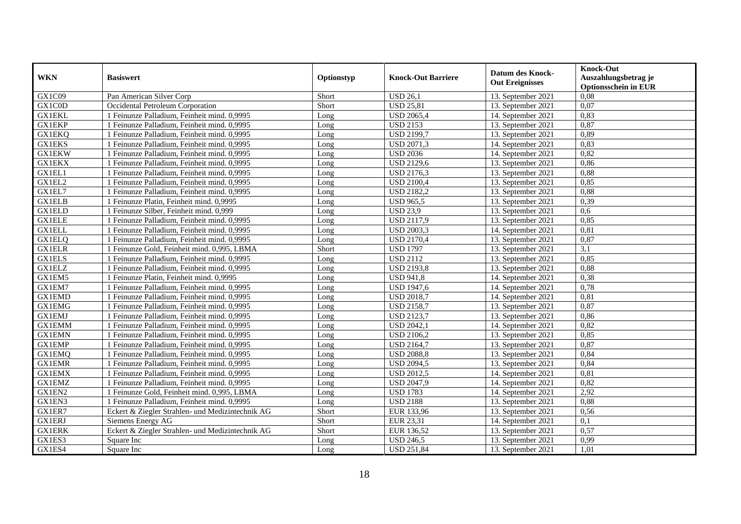| WKN | Basiswert | Optionstyp | Knock-Out Barriere | Datum des Knock-Out Ereignisses | Knock-Out Auszahlungsbetrag je Optionsschein in EUR |
|---|---|---|---|---|---|
| GX1C09 | Pan American Silver Corp | Short | USD 26,1 | 13. September 2021 | 0,08 |
| GX1C0D | Occidental Petroleum Corporation | Short | USD 25,81 | 13. September 2021 | 0,07 |
| GX1EKL | 1 Feinunze Palladium, Feinheit mind. 0,9995 | Long | USD 2065,4 | 14. September 2021 | 0,83 |
| GX1EKP | 1 Feinunze Palladium, Feinheit mind. 0,9995 | Long | USD 2153 | 13. September 2021 | 0,87 |
| GX1EKQ | 1 Feinunze Palladium, Feinheit mind. 0,9995 | Long | USD 2199,7 | 13. September 2021 | 0,89 |
| GX1EKS | 1 Feinunze Palladium, Feinheit mind. 0,9995 | Long | USD 2071,3 | 14. September 2021 | 0,83 |
| GX1EKW | 1 Feinunze Palladium, Feinheit mind. 0,9995 | Long | USD 2036 | 14. September 2021 | 0,82 |
| GX1EKX | 1 Feinunze Palladium, Feinheit mind. 0,9995 | Long | USD 2129,6 | 13. September 2021 | 0,86 |
| GX1EL1 | 1 Feinunze Palladium, Feinheit mind. 0,9995 | Long | USD 2176,3 | 13. September 2021 | 0,88 |
| GX1EL2 | 1 Feinunze Palladium, Feinheit mind. 0,9995 | Long | USD 2100,4 | 13. September 2021 | 0,85 |
| GX1EL7 | 1 Feinunze Palladium, Feinheit mind. 0,9995 | Long | USD 2182,2 | 13. September 2021 | 0,88 |
| GX1ELB | 1 Feinunze Platin, Feinheit mind. 0,9995 | Long | USD 965,5 | 13. September 2021 | 0,39 |
| GX1ELD | 1 Feinunze Silber, Feinheit mind. 0,999 | Long | USD 23,9 | 13. September 2021 | 0,6 |
| GX1ELE | 1 Feinunze Palladium, Feinheit mind. 0,9995 | Long | USD 2117,9 | 13. September 2021 | 0,85 |
| GX1ELL | 1 Feinunze Palladium, Feinheit mind. 0,9995 | Long | USD 2003,3 | 14. September 2021 | 0,81 |
| GX1ELQ | 1 Feinunze Palladium, Feinheit mind. 0,9995 | Long | USD 2170,4 | 13. September 2021 | 0,87 |
| GX1ELR | 1 Feinunze Gold, Feinheit mind. 0,995, LBMA | Short | USD 1797 | 13. September 2021 | 3,1 |
| GX1ELS | 1 Feinunze Palladium, Feinheit mind. 0,9995 | Long | USD 2112 | 13. September 2021 | 0,85 |
| GX1ELZ | 1 Feinunze Palladium, Feinheit mind. 0,9995 | Long | USD 2193,8 | 13. September 2021 | 0,88 |
| GX1EM5 | 1 Feinunze Platin, Feinheit mind. 0,9995 | Long | USD 941,8 | 14. September 2021 | 0,38 |
| GX1EM7 | 1 Feinunze Palladium, Feinheit mind. 0,9995 | Long | USD 1947,6 | 14. September 2021 | 0,78 |
| GX1EMD | 1 Feinunze Palladium, Feinheit mind. 0,9995 | Long | USD 2018,7 | 14. September 2021 | 0,81 |
| GX1EMG | 1 Feinunze Palladium, Feinheit mind. 0,9995 | Long | USD 2158,7 | 13. September 2021 | 0,87 |
| GX1EMJ | 1 Feinunze Palladium, Feinheit mind. 0,9995 | Long | USD 2123,7 | 13. September 2021 | 0,86 |
| GX1EMM | 1 Feinunze Palladium, Feinheit mind. 0,9995 | Long | USD 2042,1 | 14. September 2021 | 0,82 |
| GX1EMN | 1 Feinunze Palladium, Feinheit mind. 0,9995 | Long | USD 2106,2 | 13. September 2021 | 0,85 |
| GX1EMP | 1 Feinunze Palladium, Feinheit mind. 0,9995 | Long | USD 2164,7 | 13. September 2021 | 0,87 |
| GX1EMQ | 1 Feinunze Palladium, Feinheit mind. 0,9995 | Long | USD 2088,8 | 13. September 2021 | 0,84 |
| GX1EMR | 1 Feinunze Palladium, Feinheit mind. 0,9995 | Long | USD 2094,5 | 13. September 2021 | 0,84 |
| GX1EMX | 1 Feinunze Palladium, Feinheit mind. 0,9995 | Long | USD 2012,5 | 14. September 2021 | 0,81 |
| GX1EMZ | 1 Feinunze Palladium, Feinheit mind. 0,9995 | Long | USD 2047,9 | 14. September 2021 | 0,82 |
| GX1EN2 | 1 Feinunze Gold, Feinheit mind. 0,995, LBMA | Long | USD 1783 | 14. September 2021 | 2,92 |
| GX1EN3 | 1 Feinunze Palladium, Feinheit mind. 0,9995 | Long | USD 2188 | 13. September 2021 | 0,88 |
| GX1ER7 | Eckert & Ziegler Strahlen- und Medizintechnik AG | Short | EUR 133,96 | 13. September 2021 | 0,56 |
| GX1ERJ | Siemens Energy AG | Short | EUR 23,31 | 14. September 2021 | 0,1 |
| GX1ERK | Eckert & Ziegler Strahlen- und Medizintechnik AG | Short | EUR 136,52 | 13. September 2021 | 0,57 |
| GX1ES3 | Square Inc | Long | USD 246,5 | 13. September 2021 | 0,99 |
| GX1ES4 | Square Inc | Long | USD 251,84 | 13. September 2021 | 1,01 |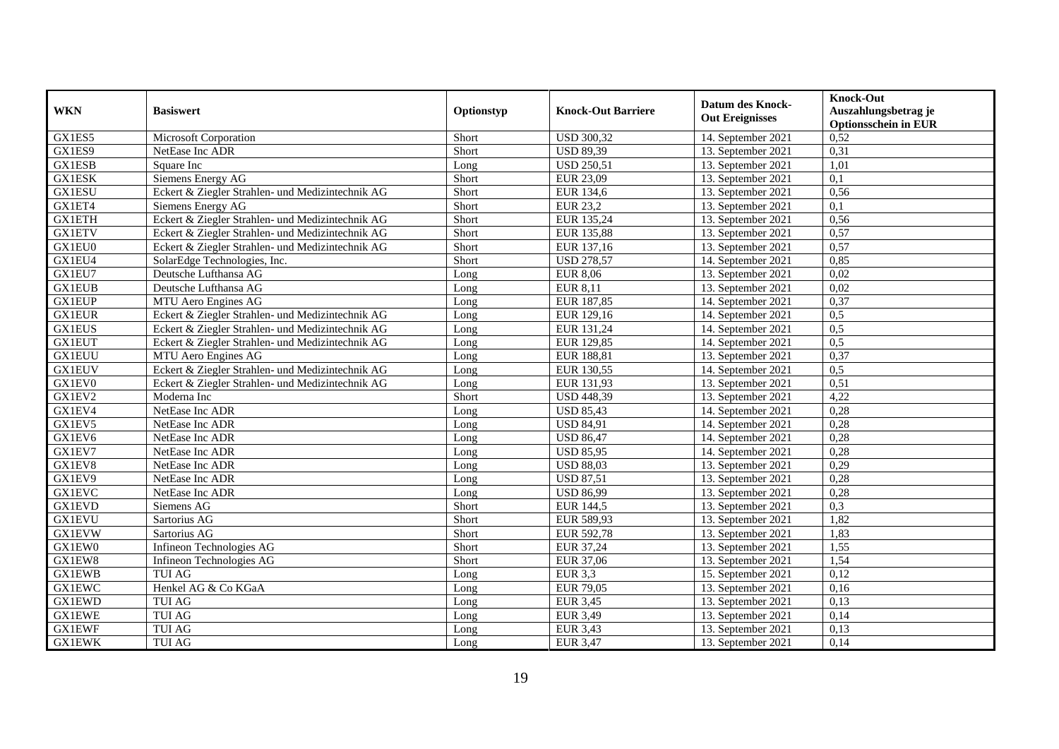| WKN | Basiswert | Optionstyp | Knock-Out Barriere | Datum des Knock-Out Ereignisses | Knock-Out Auszahlungsbetrag je Optionsschein in EUR |
|---|---|---|---|---|---|
| GX1ES5 | Microsoft Corporation | Short | USD 300,32 | 14. September 2021 | 0,52 |
| GX1ES9 | NetEase Inc ADR | Short | USD 89,39 | 13. September 2021 | 0,31 |
| GX1ESB | Square Inc | Long | USD 250,51 | 13. September 2021 | 1,01 |
| GX1ESK | Siemens Energy AG | Short | EUR 23,09 | 13. September 2021 | 0,1 |
| GX1ESU | Eckert & Ziegler Strahlen- und Medizintechnik AG | Short | EUR 134,6 | 13. September 2021 | 0,56 |
| GX1ET4 | Siemens Energy AG | Short | EUR 23,2 | 13. September 2021 | 0,1 |
| GX1ETH | Eckert & Ziegler Strahlen- und Medizintechnik AG | Short | EUR 135,24 | 13. September 2021 | 0,56 |
| GX1ETV | Eckert & Ziegler Strahlen- und Medizintechnik AG | Short | EUR 135,88 | 13. September 2021 | 0,57 |
| GX1EU0 | Eckert & Ziegler Strahlen- und Medizintechnik AG | Short | EUR 137,16 | 13. September 2021 | 0,57 |
| GX1EU4 | SolarEdge Technologies, Inc. | Short | USD 278,57 | 14. September 2021 | 0,85 |
| GX1EU7 | Deutsche Lufthansa AG | Long | EUR 8,06 | 13. September 2021 | 0,02 |
| GX1EUB | Deutsche Lufthansa AG | Long | EUR 8,11 | 13. September 2021 | 0,02 |
| GX1EUP | MTU Aero Engines AG | Long | EUR 187,85 | 14. September 2021 | 0,37 |
| GX1EUR | Eckert & Ziegler Strahlen- und Medizintechnik AG | Long | EUR 129,16 | 14. September 2021 | 0,5 |
| GX1EUS | Eckert & Ziegler Strahlen- und Medizintechnik AG | Long | EUR 131,24 | 14. September 2021 | 0,5 |
| GX1EUT | Eckert & Ziegler Strahlen- und Medizintechnik AG | Long | EUR 129,85 | 14. September 2021 | 0,5 |
| GX1EUU | MTU Aero Engines AG | Long | EUR 188,81 | 13. September 2021 | 0,37 |
| GX1EUV | Eckert & Ziegler Strahlen- und Medizintechnik AG | Long | EUR 130,55 | 14. September 2021 | 0,5 |
| GX1EV0 | Eckert & Ziegler Strahlen- und Medizintechnik AG | Long | EUR 131,93 | 13. September 2021 | 0,51 |
| GX1EV2 | Moderna Inc | Short | USD 448,39 | 13. September 2021 | 4,22 |
| GX1EV4 | NetEase Inc ADR | Long | USD 85,43 | 14. September 2021 | 0,28 |
| GX1EV5 | NetEase Inc ADR | Long | USD 84,91 | 14. September 2021 | 0,28 |
| GX1EV6 | NetEase Inc ADR | Long | USD 86,47 | 14. September 2021 | 0,28 |
| GX1EV7 | NetEase Inc ADR | Long | USD 85,95 | 14. September 2021 | 0,28 |
| GX1EV8 | NetEase Inc ADR | Long | USD 88,03 | 13. September 2021 | 0,29 |
| GX1EV9 | NetEase Inc ADR | Long | USD 87,51 | 13. September 2021 | 0,28 |
| GX1EVC | NetEase Inc ADR | Long | USD 86,99 | 13. September 2021 | 0,28 |
| GX1EVD | Siemens AG | Short | EUR 144,5 | 13. September 2021 | 0,3 |
| GX1EVU | Sartorius AG | Short | EUR 589,93 | 13. September 2021 | 1,82 |
| GX1EVW | Sartorius AG | Short | EUR 592,78 | 13. September 2021 | 1,83 |
| GX1EW0 | Infineon Technologies AG | Short | EUR 37,24 | 13. September 2021 | 1,55 |
| GX1EW8 | Infineon Technologies AG | Short | EUR 37,06 | 13. September 2021 | 1,54 |
| GX1EWB | TUI AG | Long | EUR 3,3 | 15. September 2021 | 0,12 |
| GX1EWC | Henkel AG & Co KGaA | Long | EUR 79,05 | 13. September 2021 | 0,16 |
| GX1EWD | TUI AG | Long | EUR 3,45 | 13. September 2021 | 0,13 |
| GX1EWE | TUI AG | Long | EUR 3,49 | 13. September 2021 | 0,14 |
| GX1EWF | TUI AG | Long | EUR 3,43 | 13. September 2021 | 0,13 |
| GX1EWK | TUI AG | Long | EUR 3,47 | 13. September 2021 | 0,14 |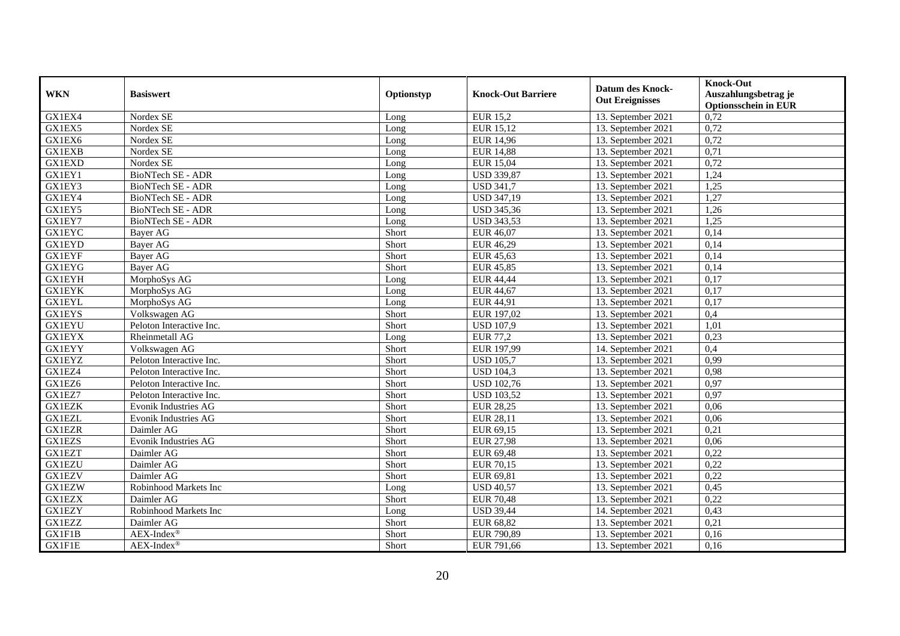| WKN | Basiswert | Optionstyp | Knock-Out Barriere | Datum des Knock-Out Ereignisses | Knock-Out Auszahlungsbetrag je Optionsschein in EUR |
|---|---|---|---|---|---|
| GX1EX4 | Nordex SE | Long | EUR 15,2 | 13. September 2021 | 0,72 |
| GX1EX5 | Nordex SE | Long | EUR 15,12 | 13. September 2021 | 0,72 |
| GX1EX6 | Nordex SE | Long | EUR 14,96 | 13. September 2021 | 0,72 |
| GX1EXB | Nordex SE | Long | EUR 14,88 | 13. September 2021 | 0,71 |
| GX1EXD | Nordex SE | Long | EUR 15,04 | 13. September 2021 | 0,72 |
| GX1EY1 | BioNTech SE - ADR | Long | USD 339,87 | 13. September 2021 | 1,24 |
| GX1EY3 | BioNTech SE - ADR | Long | USD 341,7 | 13. September 2021 | 1,25 |
| GX1EY4 | BioNTech SE - ADR | Long | USD 347,19 | 13. September 2021 | 1,27 |
| GX1EY5 | BioNTech SE - ADR | Long | USD 345,36 | 13. September 2021 | 1,26 |
| GX1EY7 | BioNTech SE - ADR | Long | USD 343,53 | 13. September 2021 | 1,25 |
| GX1EYC | Bayer AG | Short | EUR 46,07 | 13. September 2021 | 0,14 |
| GX1EYD | Bayer AG | Short | EUR 46,29 | 13. September 2021 | 0,14 |
| GX1EYF | Bayer AG | Short | EUR 45,63 | 13. September 2021 | 0,14 |
| GX1EYG | Bayer AG | Short | EUR 45,85 | 13. September 2021 | 0,14 |
| GX1EYH | MorphoSys AG | Long | EUR 44,44 | 13. September 2021 | 0,17 |
| GX1EYK | MorphoSys AG | Long | EUR 44,67 | 13. September 2021 | 0,17 |
| GX1EYL | MorphoSys AG | Long | EUR 44,91 | 13. September 2021 | 0,17 |
| GX1EYS | Volkswagen AG | Short | EUR 197,02 | 13. September 2021 | 0,4 |
| GX1EYU | Peloton Interactive Inc. | Short | USD 107,9 | 13. September 2021 | 1,01 |
| GX1EYX | Rheinmetall AG | Long | EUR 77,2 | 13. September 2021 | 0,23 |
| GX1EYY | Volkswagen AG | Short | EUR 197,99 | 14. September 2021 | 0,4 |
| GX1EYZ | Peloton Interactive Inc. | Short | USD 105,7 | 13. September 2021 | 0,99 |
| GX1EZ4 | Peloton Interactive Inc. | Short | USD 104,3 | 13. September 2021 | 0,98 |
| GX1EZ6 | Peloton Interactive Inc. | Short | USD 102,76 | 13. September 2021 | 0,97 |
| GX1EZ7 | Peloton Interactive Inc. | Short | USD 103,52 | 13. September 2021 | 0,97 |
| GX1EZK | Evonik Industries AG | Short | EUR 28,25 | 13. September 2021 | 0,06 |
| GX1EZL | Evonik Industries AG | Short | EUR 28,11 | 13. September 2021 | 0,06 |
| GX1EZR | Daimler AG | Short | EUR 69,15 | 13. September 2021 | 0,21 |
| GX1EZS | Evonik Industries AG | Short | EUR 27,98 | 13. September 2021 | 0,06 |
| GX1EZT | Daimler AG | Short | EUR 69,48 | 13. September 2021 | 0,22 |
| GX1EZU | Daimler AG | Short | EUR 70,15 | 13. September 2021 | 0,22 |
| GX1EZV | Daimler AG | Short | EUR 69,81 | 13. September 2021 | 0,22 |
| GX1EZW | Robinhood Markets Inc | Long | USD 40,57 | 13. September 2021 | 0,45 |
| GX1EZX | Daimler AG | Short | EUR 70,48 | 13. September 2021 | 0,22 |
| GX1EZY | Robinhood Markets Inc | Long | USD 39,44 | 14. September 2021 | 0,43 |
| GX1EZZ | Daimler AG | Short | EUR 68,82 | 13. September 2021 | 0,21 |
| GX1F1B | AEX-Index® | Short | EUR 790,89 | 13. September 2021 | 0,16 |
| GX1F1E | AEX-Index® | Short | EUR 791,66 | 13. September 2021 | 0,16 |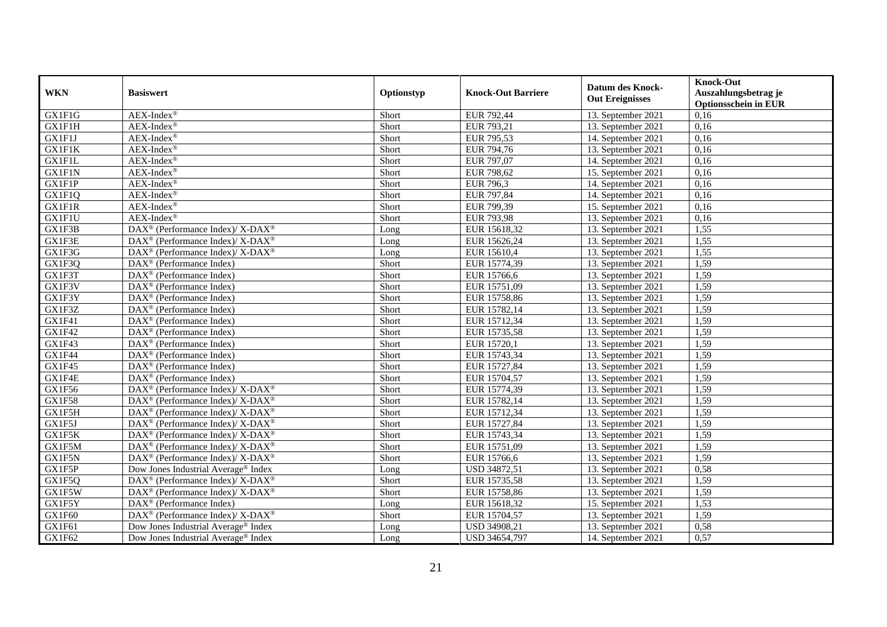| WKN | Basiswert | Optionstyp | Knock-Out Barriere | Datum des Knock-Out Ereignisses | Knock-Out Auszahlungsbetrag je Optionsschein in EUR |
|---|---|---|---|---|---|
| GX1F1G | AEX-Index® | Short | EUR 792,44 | 13. September 2021 | 0,16 |
| GX1F1H | AEX-Index® | Short | EUR 793,21 | 13. September 2021 | 0,16 |
| GX1F1J | AEX-Index® | Short | EUR 795,53 | 14. September 2021 | 0,16 |
| GX1F1K | AEX-Index® | Short | EUR 794,76 | 13. September 2021 | 0,16 |
| GX1F1L | AEX-Index® | Short | EUR 797,07 | 14. September 2021 | 0,16 |
| GX1F1N | AEX-Index® | Short | EUR 798,62 | 15. September 2021 | 0,16 |
| GX1F1P | AEX-Index® | Short | EUR 796,3 | 14. September 2021 | 0,16 |
| GX1F1Q | AEX-Index® | Short | EUR 797,84 | 14. September 2021 | 0,16 |
| GX1F1R | AEX-Index® | Short | EUR 799,39 | 15. September 2021 | 0,16 |
| GX1F1U | AEX-Index® | Short | EUR 793,98 | 13. September 2021 | 0,16 |
| GX1F3B | DAX® (Performance Index)/ X-DAX® | Long | EUR 15618,32 | 13. September 2021 | 1,55 |
| GX1F3E | DAX® (Performance Index)/ X-DAX® | Long | EUR 15626,24 | 13. September 2021 | 1,55 |
| GX1F3G | DAX® (Performance Index)/ X-DAX® | Long | EUR 15610,4 | 13. September 2021 | 1,55 |
| GX1F3Q | DAX® (Performance Index) | Short | EUR 15774,39 | 13. September 2021 | 1,59 |
| GX1F3T | DAX® (Performance Index) | Short | EUR 15766,6 | 13. September 2021 | 1,59 |
| GX1F3V | DAX® (Performance Index) | Short | EUR 15751,09 | 13. September 2021 | 1,59 |
| GX1F3Y | DAX® (Performance Index) | Short | EUR 15758,86 | 13. September 2021 | 1,59 |
| GX1F3Z | DAX® (Performance Index) | Short | EUR 15782,14 | 13. September 2021 | 1,59 |
| GX1F41 | DAX® (Performance Index) | Short | EUR 15712,34 | 13. September 2021 | 1,59 |
| GX1F42 | DAX® (Performance Index) | Short | EUR 15735,58 | 13. September 2021 | 1,59 |
| GX1F43 | DAX® (Performance Index) | Short | EUR 15720,1 | 13. September 2021 | 1,59 |
| GX1F44 | DAX® (Performance Index) | Short | EUR 15743,34 | 13. September 2021 | 1,59 |
| GX1F45 | DAX® (Performance Index) | Short | EUR 15727,84 | 13. September 2021 | 1,59 |
| GX1F4E | DAX® (Performance Index) | Short | EUR 15704,57 | 13. September 2021 | 1,59 |
| GX1F56 | DAX® (Performance Index)/ X-DAX® | Short | EUR 15774,39 | 13. September 2021 | 1,59 |
| GX1F58 | DAX® (Performance Index)/ X-DAX® | Short | EUR 15782,14 | 13. September 2021 | 1,59 |
| GX1F5H | DAX® (Performance Index)/ X-DAX® | Short | EUR 15712,34 | 13. September 2021 | 1,59 |
| GX1F5J | DAX® (Performance Index)/ X-DAX® | Short | EUR 15727,84 | 13. September 2021 | 1,59 |
| GX1F5K | DAX® (Performance Index)/ X-DAX® | Short | EUR 15743,34 | 13. September 2021 | 1,59 |
| GX1F5M | DAX® (Performance Index)/ X-DAX® | Short | EUR 15751,09 | 13. September 2021 | 1,59 |
| GX1F5N | DAX® (Performance Index)/ X-DAX® | Short | EUR 15766,6 | 13. September 2021 | 1,59 |
| GX1F5P | Dow Jones Industrial Average® Index | Long | USD 34872,51 | 13. September 2021 | 0,58 |
| GX1F5Q | DAX® (Performance Index)/ X-DAX® | Short | EUR 15735,58 | 13. September 2021 | 1,59 |
| GX1F5W | DAX® (Performance Index)/ X-DAX® | Short | EUR 15758,86 | 13. September 2021 | 1,59 |
| GX1F5Y | DAX® (Performance Index) | Long | EUR 15618,32 | 15. September 2021 | 1,53 |
| GX1F60 | DAX® (Performance Index)/ X-DAX® | Short | EUR 15704,57 | 13. September 2021 | 1,59 |
| GX1F61 | Dow Jones Industrial Average® Index | Long | USD 34908,21 | 13. September 2021 | 0,58 |
| GX1F62 | Dow Jones Industrial Average® Index | Long | USD 34654,797 | 14. September 2021 | 0,57 |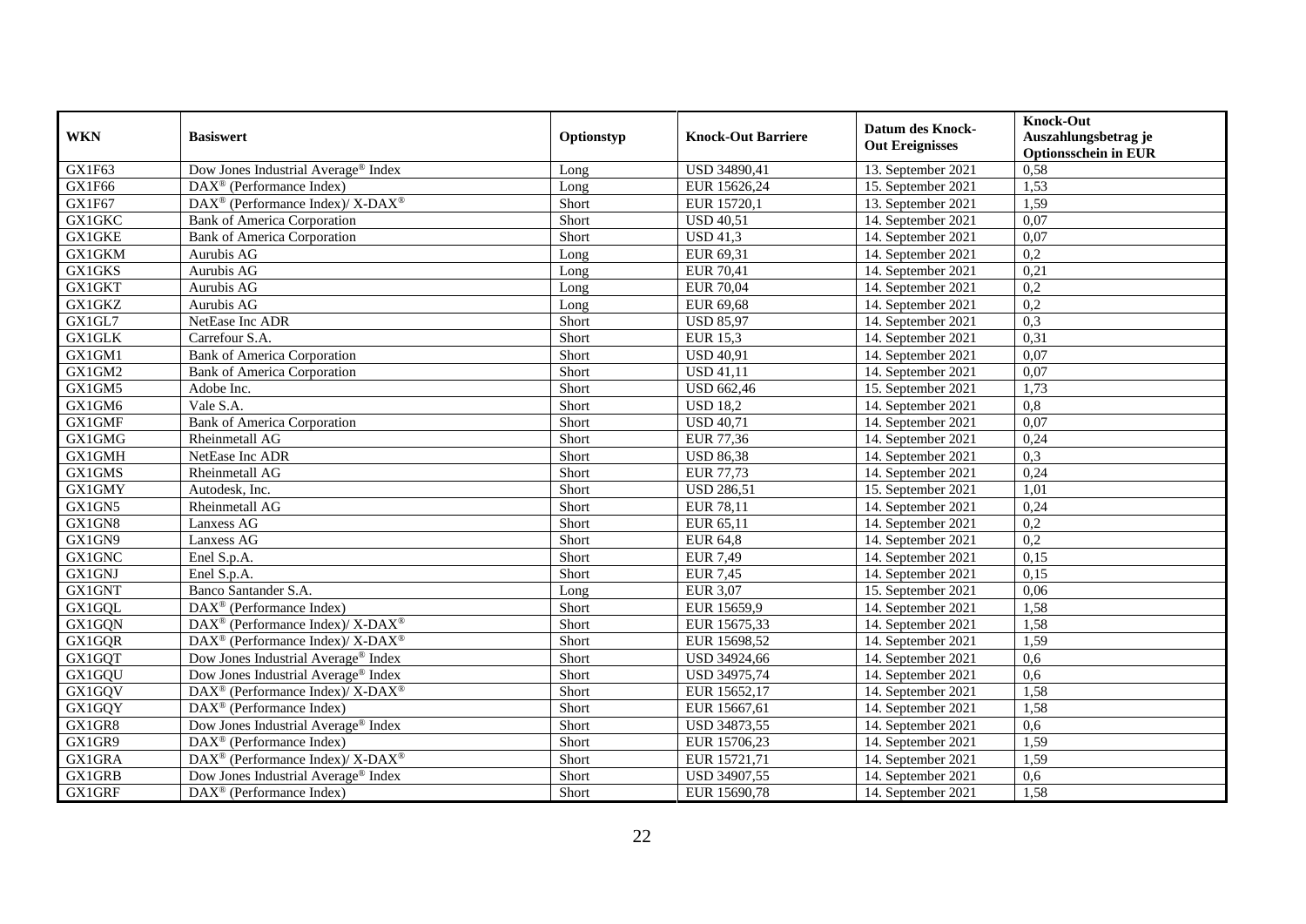| WKN | Basiswert | Optionstyp | Knock-Out Barriere | Datum des Knock-Out Ereignisses | Knock-Out Auszahlungsbetrag je Optionsschein in EUR |
|---|---|---|---|---|---|
| GX1F63 | Dow Jones Industrial Average® Index | Long | USD 34890,41 | 13. September 2021 | 0,58 |
| GX1F66 | DAX® (Performance Index) | Long | EUR 15626,24 | 15. September 2021 | 1,53 |
| GX1F67 | DAX® (Performance Index)/ X-DAX® | Short | EUR 15720,1 | 13. September 2021 | 1,59 |
| GX1GKC | Bank of America Corporation | Short | USD 40,51 | 14. September 2021 | 0,07 |
| GX1GKE | Bank of America Corporation | Short | USD 41,3 | 14. September 2021 | 0,07 |
| GX1GKM | Aurubis AG | Long | EUR 69,31 | 14. September 2021 | 0,2 |
| GX1GKS | Aurubis AG | Long | EUR 70,41 | 14. September 2021 | 0,21 |
| GX1GKT | Aurubis AG | Long | EUR 70,04 | 14. September 2021 | 0,2 |
| GX1GKZ | Aurubis AG | Long | EUR 69,68 | 14. September 2021 | 0,2 |
| GX1GL7 | NetEase Inc ADR | Short | USD 85,97 | 14. September 2021 | 0,3 |
| GX1GLK | Carrefour S.A. | Short | EUR 15,3 | 14. September 2021 | 0,31 |
| GX1GM1 | Bank of America Corporation | Short | USD 40,91 | 14. September 2021 | 0,07 |
| GX1GM2 | Bank of America Corporation | Short | USD 41,11 | 14. September 2021 | 0,07 |
| GX1GM5 | Adobe Inc. | Short | USD 662,46 | 15. September 2021 | 1,73 |
| GX1GM6 | Vale S.A. | Short | USD 18,2 | 14. September 2021 | 0,8 |
| GX1GMF | Bank of America Corporation | Short | USD 40,71 | 14. September 2021 | 0,07 |
| GX1GMG | Rheinmetall AG | Short | EUR 77,36 | 14. September 2021 | 0,24 |
| GX1GMH | NetEase Inc ADR | Short | USD 86,38 | 14. September 2021 | 0,3 |
| GX1GMS | Rheinmetall AG | Short | EUR 77,73 | 14. September 2021 | 0,24 |
| GX1GMY | Autodesk, Inc. | Short | USD 286,51 | 15. September 2021 | 1,01 |
| GX1GN5 | Rheinmetall AG | Short | EUR 78,11 | 14. September 2021 | 0,24 |
| GX1GN8 | Lanxess AG | Short | EUR 65,11 | 14. September 2021 | 0,2 |
| GX1GN9 | Lanxess AG | Short | EUR 64,8 | 14. September 2021 | 0,2 |
| GX1GNC | Enel S.p.A. | Short | EUR 7,49 | 14. September 2021 | 0,15 |
| GX1GNJ | Enel S.p.A. | Short | EUR 7,45 | 14. September 2021 | 0,15 |
| GX1GNT | Banco Santander S.A. | Long | EUR 3,07 | 15. September 2021 | 0,06 |
| GX1GQL | DAX® (Performance Index) | Short | EUR 15659,9 | 14. September 2021 | 1,58 |
| GX1GQN | DAX® (Performance Index)/ X-DAX® | Short | EUR 15675,33 | 14. September 2021 | 1,58 |
| GX1GQR | DAX® (Performance Index)/ X-DAX® | Short | EUR 15698,52 | 14. September 2021 | 1,59 |
| GX1GQT | Dow Jones Industrial Average® Index | Short | USD 34924,66 | 14. September 2021 | 0,6 |
| GX1GQU | Dow Jones Industrial Average® Index | Short | USD 34975,74 | 14. September 2021 | 0,6 |
| GX1GQV | DAX® (Performance Index)/ X-DAX® | Short | EUR 15652,17 | 14. September 2021 | 1,58 |
| GX1GQY | DAX® (Performance Index) | Short | EUR 15667,61 | 14. September 2021 | 1,58 |
| GX1GR8 | Dow Jones Industrial Average® Index | Short | USD 34873,55 | 14. September 2021 | 0,6 |
| GX1GR9 | DAX® (Performance Index) | Short | EUR 15706,23 | 14. September 2021 | 1,59 |
| GX1GRA | DAX® (Performance Index)/ X-DAX® | Short | EUR 15721,71 | 14. September 2021 | 1,59 |
| GX1GRB | Dow Jones Industrial Average® Index | Short | USD 34907,55 | 14. September 2021 | 0,6 |
| GX1GRF | DAX® (Performance Index) | Short | EUR 15690,78 | 14. September 2021 | 1,58 |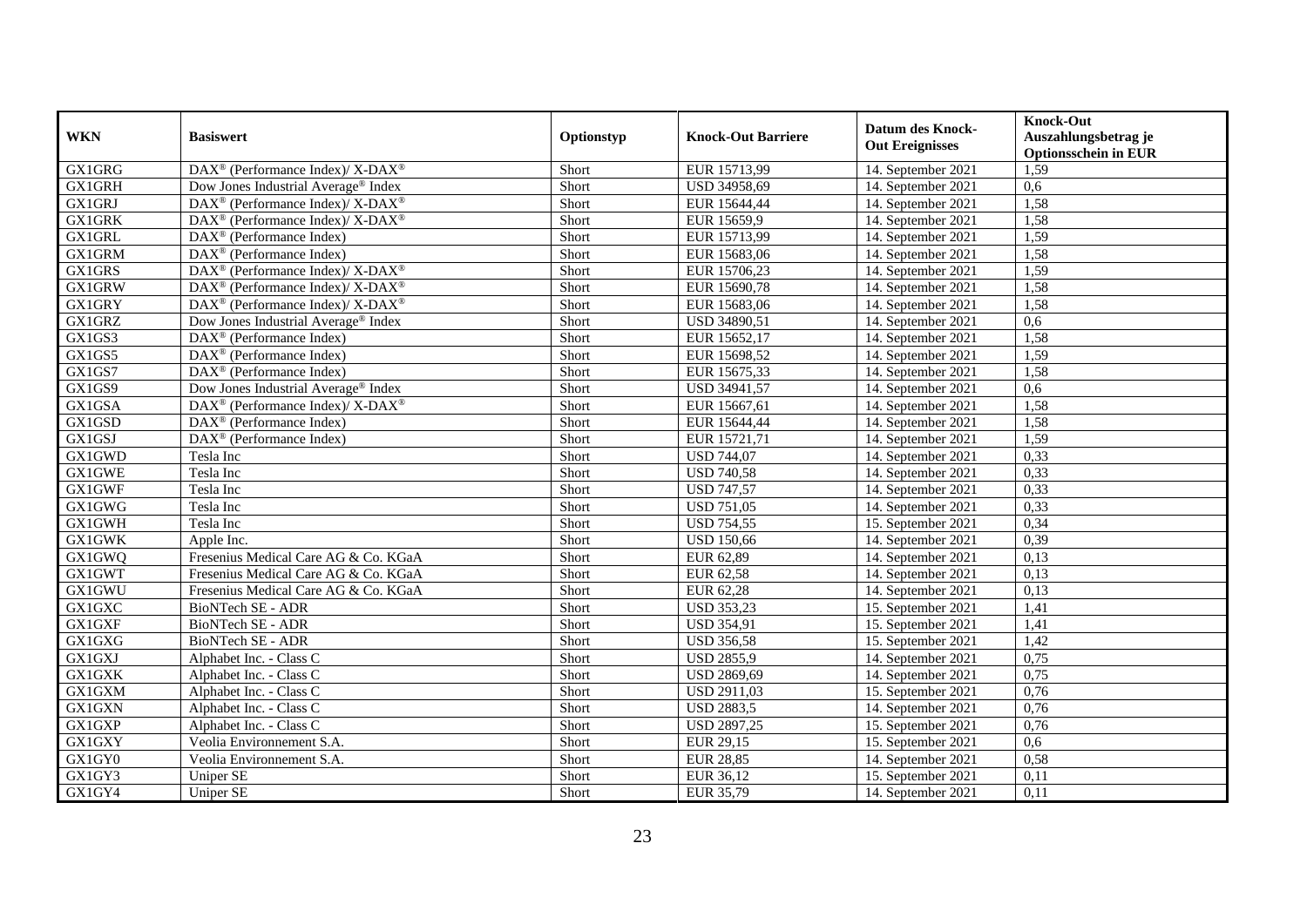| WKN | Basiswert | Optionstyp | Knock-Out Barriere | Datum des Knock-Out Ereignisses | Knock-Out Auszahlungsbetrag je Optionsschein in EUR |
|---|---|---|---|---|---|
| GX1GRG | DAX® (Performance Index)/ X-DAX® | Short | EUR 15713,99 | 14. September 2021 | 1,59 |
| GX1GRH | Dow Jones Industrial Average® Index | Short | USD 34958,69 | 14. September 2021 | 0,6 |
| GX1GRJ | DAX® (Performance Index)/ X-DAX® | Short | EUR 15644,44 | 14. September 2021 | 1,58 |
| GX1GRK | DAX® (Performance Index)/ X-DAX® | Short | EUR 15659,9 | 14. September 2021 | 1,58 |
| GX1GRL | DAX® (Performance Index) | Short | EUR 15713,99 | 14. September 2021 | 1,59 |
| GX1GRM | DAX® (Performance Index) | Short | EUR 15683,06 | 14. September 2021 | 1,58 |
| GX1GRS | DAX® (Performance Index)/ X-DAX® | Short | EUR 15706,23 | 14. September 2021 | 1,59 |
| GX1GRW | DAX® (Performance Index)/ X-DAX® | Short | EUR 15690,78 | 14. September 2021 | 1,58 |
| GX1GRY | DAX® (Performance Index)/ X-DAX® | Short | EUR 15683,06 | 14. September 2021 | 1,58 |
| GX1GRZ | Dow Jones Industrial Average® Index | Short | USD 34890,51 | 14. September 2021 | 0,6 |
| GX1GS3 | DAX® (Performance Index) | Short | EUR 15652,17 | 14. September 2021 | 1,58 |
| GX1GS5 | DAX® (Performance Index) | Short | EUR 15698,52 | 14. September 2021 | 1,59 |
| GX1GS7 | DAX® (Performance Index) | Short | EUR 15675,33 | 14. September 2021 | 1,58 |
| GX1GS9 | Dow Jones Industrial Average® Index | Short | USD 34941,57 | 14. September 2021 | 0,6 |
| GX1GSA | DAX® (Performance Index)/ X-DAX® | Short | EUR 15667,61 | 14. September 2021 | 1,58 |
| GX1GSD | DAX® (Performance Index) | Short | EUR 15644,44 | 14. September 2021 | 1,58 |
| GX1GSJ | DAX® (Performance Index) | Short | EUR 15721,71 | 14. September 2021 | 1,59 |
| GX1GWD | Tesla Inc | Short | USD 744,07 | 14. September 2021 | 0,33 |
| GX1GWE | Tesla Inc | Short | USD 740,58 | 14. September 2021 | 0,33 |
| GX1GWF | Tesla Inc | Short | USD 747,57 | 14. September 2021 | 0,33 |
| GX1GWG | Tesla Inc | Short | USD 751,05 | 14. September 2021 | 0,33 |
| GX1GWH | Tesla Inc | Short | USD 754,55 | 15. September 2021 | 0,34 |
| GX1GWK | Apple Inc. | Short | USD 150,66 | 14. September 2021 | 0,39 |
| GX1GWQ | Fresenius Medical Care AG & Co. KGaA | Short | EUR 62,89 | 14. September 2021 | 0,13 |
| GX1GWT | Fresenius Medical Care AG & Co. KGaA | Short | EUR 62,58 | 14. September 2021 | 0,13 |
| GX1GWU | Fresenius Medical Care AG & Co. KGaA | Short | EUR 62,28 | 14. September 2021 | 0,13 |
| GX1GXC | BioNTech SE - ADR | Short | USD 353,23 | 15. September 2021 | 1,41 |
| GX1GXF | BioNTech SE - ADR | Short | USD 354,91 | 15. September 2021 | 1,41 |
| GX1GXG | BioNTech SE - ADR | Short | USD 356,58 | 15. September 2021 | 1,42 |
| GX1GXJ | Alphabet Inc. - Class C | Short | USD 2855,9 | 14. September 2021 | 0,75 |
| GX1GXK | Alphabet Inc. - Class C | Short | USD 2869,69 | 14. September 2021 | 0,75 |
| GX1GXM | Alphabet Inc. - Class C | Short | USD 2911,03 | 15. September 2021 | 0,76 |
| GX1GXN | Alphabet Inc. - Class C | Short | USD 2883,5 | 14. September 2021 | 0,76 |
| GX1GXP | Alphabet Inc. - Class C | Short | USD 2897,25 | 15. September 2021 | 0,76 |
| GX1GXY | Veolia Environnement S.A. | Short | EUR 29,15 | 15. September 2021 | 0,6 |
| GX1GY0 | Veolia Environnement S.A. | Short | EUR 28,85 | 14. September 2021 | 0,58 |
| GX1GY3 | Uniper SE | Short | EUR 36,12 | 15. September 2021 | 0,11 |
| GX1GY4 | Uniper SE | Short | EUR 35,79 | 14. September 2021 | 0,11 |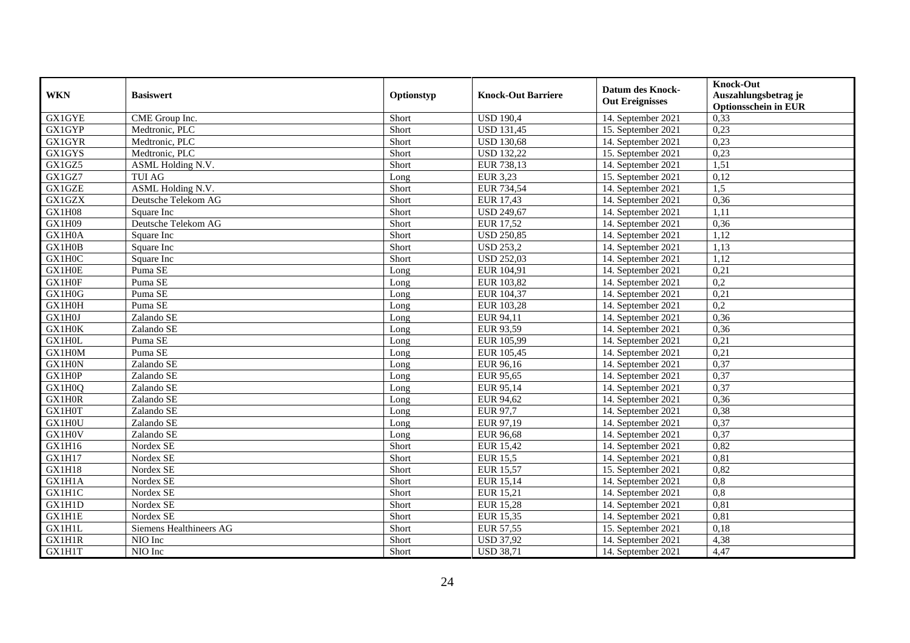| WKN | Basiswert | Optionstyp | Knock-Out Barriere | Datum des Knock-Out Ereignisses | Knock-Out Auszahlungsbetrag je Optionsschein in EUR |
|---|---|---|---|---|---|
| GX1GYE | CME Group Inc. | Short | USD 190,4 | 14. September 2021 | 0,33 |
| GX1GYP | Medtronic, PLC | Short | USD 131,45 | 15. September 2021 | 0,23 |
| GX1GYR | Medtronic, PLC | Short | USD 130,68 | 14. September 2021 | 0,23 |
| GX1GYS | Medtronic, PLC | Short | USD 132,22 | 15. September 2021 | 0,23 |
| GX1GZ5 | ASML Holding N.V. | Short | EUR 738,13 | 14. September 2021 | 1,51 |
| GX1GZ7 | TUI AG | Long | EUR 3,23 | 15. September 2021 | 0,12 |
| GX1GZE | ASML Holding N.V. | Short | EUR 734,54 | 14. September 2021 | 1,5 |
| GX1GZX | Deutsche Telekom AG | Short | EUR 17,43 | 14. September 2021 | 0,36 |
| GX1H08 | Square Inc | Short | USD 249,67 | 14. September 2021 | 1,11 |
| GX1H09 | Deutsche Telekom AG | Short | EUR 17,52 | 14. September 2021 | 0,36 |
| GX1H0A | Square Inc | Short | USD 250,85 | 14. September 2021 | 1,12 |
| GX1H0B | Square Inc | Short | USD 253,2 | 14. September 2021 | 1,13 |
| GX1H0C | Square Inc | Short | USD 252,03 | 14. September 2021 | 1,12 |
| GX1H0E | Puma SE | Long | EUR 104,91 | 14. September 2021 | 0,21 |
| GX1H0F | Puma SE | Long | EUR 103,82 | 14. September 2021 | 0,2 |
| GX1H0G | Puma SE | Long | EUR 104,37 | 14. September 2021 | 0,21 |
| GX1H0H | Puma SE | Long | EUR 103,28 | 14. September 2021 | 0,2 |
| GX1H0J | Zalando SE | Long | EUR 94,11 | 14. September 2021 | 0,36 |
| GX1H0K | Zalando SE | Long | EUR 93,59 | 14. September 2021 | 0,36 |
| GX1H0L | Puma SE | Long | EUR 105,99 | 14. September 2021 | 0,21 |
| GX1H0M | Puma SE | Long | EUR 105,45 | 14. September 2021 | 0,21 |
| GX1H0N | Zalando SE | Long | EUR 96,16 | 14. September 2021 | 0,37 |
| GX1H0P | Zalando SE | Long | EUR 95,65 | 14. September 2021 | 0,37 |
| GX1H0Q | Zalando SE | Long | EUR 95,14 | 14. September 2021 | 0,37 |
| GX1H0R | Zalando SE | Long | EUR 94,62 | 14. September 2021 | 0,36 |
| GX1H0T | Zalando SE | Long | EUR 97,7 | 14. September 2021 | 0,38 |
| GX1H0U | Zalando SE | Long | EUR 97,19 | 14. September 2021 | 0,37 |
| GX1H0V | Zalando SE | Long | EUR 96,68 | 14. September 2021 | 0,37 |
| GX1H16 | Nordex SE | Short | EUR 15,42 | 14. September 2021 | 0,82 |
| GX1H17 | Nordex SE | Short | EUR 15,5 | 14. September 2021 | 0,81 |
| GX1H18 | Nordex SE | Short | EUR 15,57 | 15. September 2021 | 0,82 |
| GX1H1A | Nordex SE | Short | EUR 15,14 | 14. September 2021 | 0,8 |
| GX1H1C | Nordex SE | Short | EUR 15,21 | 14. September 2021 | 0,8 |
| GX1H1D | Nordex SE | Short | EUR 15,28 | 14. September 2021 | 0,81 |
| GX1H1E | Nordex SE | Short | EUR 15,35 | 14. September 2021 | 0,81 |
| GX1H1L | Siemens Healthineers AG | Short | EUR 57,55 | 15. September 2021 | 0,18 |
| GX1H1R | NIO Inc | Short | USD 37,92 | 14. September 2021 | 4,38 |
| GX1H1T | NIO Inc | Short | USD 38,71 | 14. September 2021 | 4,47 |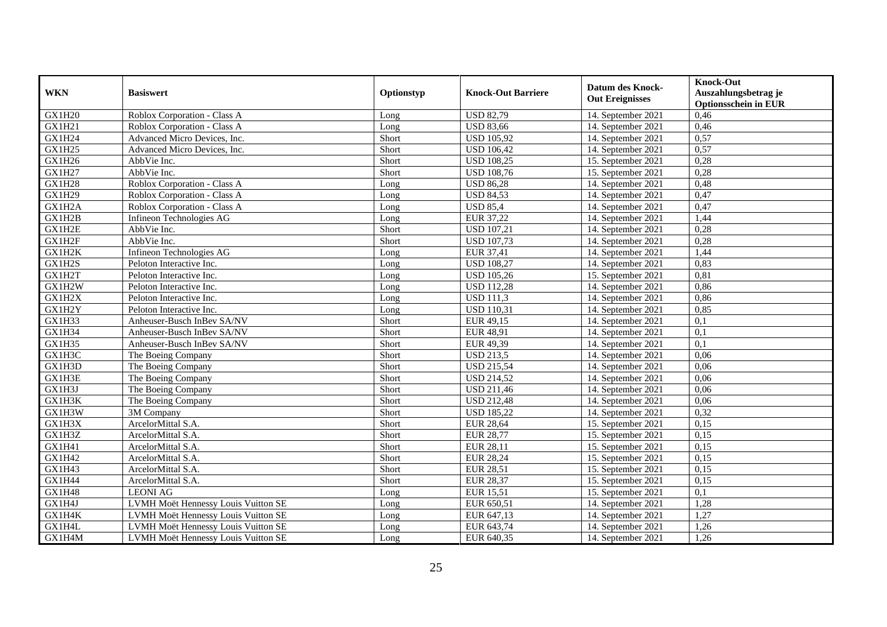| WKN | Basiswert | Optionstyp | Knock-Out Barriere | Datum des Knock-Out Ereignisses | Knock-Out Auszahlungsbetrag je Optionsschein in EUR |
|---|---|---|---|---|---|
| GX1H20 | Roblox Corporation - Class A | Long | USD 82,79 | 14. September 2021 | 0,46 |
| GX1H21 | Roblox Corporation - Class A | Long | USD 83,66 | 14. September 2021 | 0,46 |
| GX1H24 | Advanced Micro Devices, Inc. | Short | USD 105,92 | 14. September 2021 | 0,57 |
| GX1H25 | Advanced Micro Devices, Inc. | Short | USD 106,42 | 14. September 2021 | 0,57 |
| GX1H26 | AbbVie Inc. | Short | USD 108,25 | 15. September 2021 | 0,28 |
| GX1H27 | AbbVie Inc. | Short | USD 108,76 | 15. September 2021 | 0,28 |
| GX1H28 | Roblox Corporation - Class A | Long | USD 86,28 | 14. September 2021 | 0,48 |
| GX1H29 | Roblox Corporation - Class A | Long | USD 84,53 | 14. September 2021 | 0,47 |
| GX1H2A | Roblox Corporation - Class A | Long | USD 85,4 | 14. September 2021 | 0,47 |
| GX1H2B | Infineon Technologies AG | Long | EUR 37,22 | 14. September 2021 | 1,44 |
| GX1H2E | AbbVie Inc. | Short | USD 107,21 | 14. September 2021 | 0,28 |
| GX1H2F | AbbVie Inc. | Short | USD 107,73 | 14. September 2021 | 0,28 |
| GX1H2K | Infineon Technologies AG | Long | EUR 37,41 | 14. September 2021 | 1,44 |
| GX1H2S | Peloton Interactive Inc. | Long | USD 108,27 | 14. September 2021 | 0,83 |
| GX1H2T | Peloton Interactive Inc. | Long | USD 105,26 | 15. September 2021 | 0,81 |
| GX1H2W | Peloton Interactive Inc. | Long | USD 112,28 | 14. September 2021 | 0,86 |
| GX1H2X | Peloton Interactive Inc. | Long | USD 111,3 | 14. September 2021 | 0,86 |
| GX1H2Y | Peloton Interactive Inc. | Long | USD 110,31 | 14. September 2021 | 0,85 |
| GX1H33 | Anheuser-Busch InBev SA/NV | Short | EUR 49,15 | 14. September 2021 | 0,1 |
| GX1H34 | Anheuser-Busch InBev SA/NV | Short | EUR 48,91 | 14. September 2021 | 0,1 |
| GX1H35 | Anheuser-Busch InBev SA/NV | Short | EUR 49,39 | 14. September 2021 | 0,1 |
| GX1H3C | The Boeing Company | Short | USD 213,5 | 14. September 2021 | 0,06 |
| GX1H3D | The Boeing Company | Short | USD 215,54 | 14. September 2021 | 0,06 |
| GX1H3E | The Boeing Company | Short | USD 214,52 | 14. September 2021 | 0,06 |
| GX1H3J | The Boeing Company | Short | USD 211,46 | 14. September 2021 | 0,06 |
| GX1H3K | The Boeing Company | Short | USD 212,48 | 14. September 2021 | 0,06 |
| GX1H3W | 3M Company | Short | USD 185,22 | 14. September 2021 | 0,32 |
| GX1H3X | ArcelorMittal S.A. | Short | EUR 28,64 | 15. September 2021 | 0,15 |
| GX1H3Z | ArcelorMittal S.A. | Short | EUR 28,77 | 15. September 2021 | 0,15 |
| GX1H41 | ArcelorMittal S.A. | Short | EUR 28,11 | 15. September 2021 | 0,15 |
| GX1H42 | ArcelorMittal S.A. | Short | EUR 28,24 | 15. September 2021 | 0,15 |
| GX1H43 | ArcelorMittal S.A. | Short | EUR 28,51 | 15. September 2021 | 0,15 |
| GX1H44 | ArcelorMittal S.A. | Short | EUR 28,37 | 15. September 2021 | 0,15 |
| GX1H48 | LEONI AG | Long | EUR 15,51 | 15. September 2021 | 0,1 |
| GX1H4J | LVMH Moët Hennessy Louis Vuitton SE | Long | EUR 650,51 | 14. September 2021 | 1,28 |
| GX1H4K | LVMH Moët Hennessy Louis Vuitton SE | Long | EUR 647,13 | 14. September 2021 | 1,27 |
| GX1H4L | LVMH Moët Hennessy Louis Vuitton SE | Long | EUR 643,74 | 14. September 2021 | 1,26 |
| GX1H4M | LVMH Moët Hennessy Louis Vuitton SE | Long | EUR 640,35 | 14. September 2021 | 1,26 |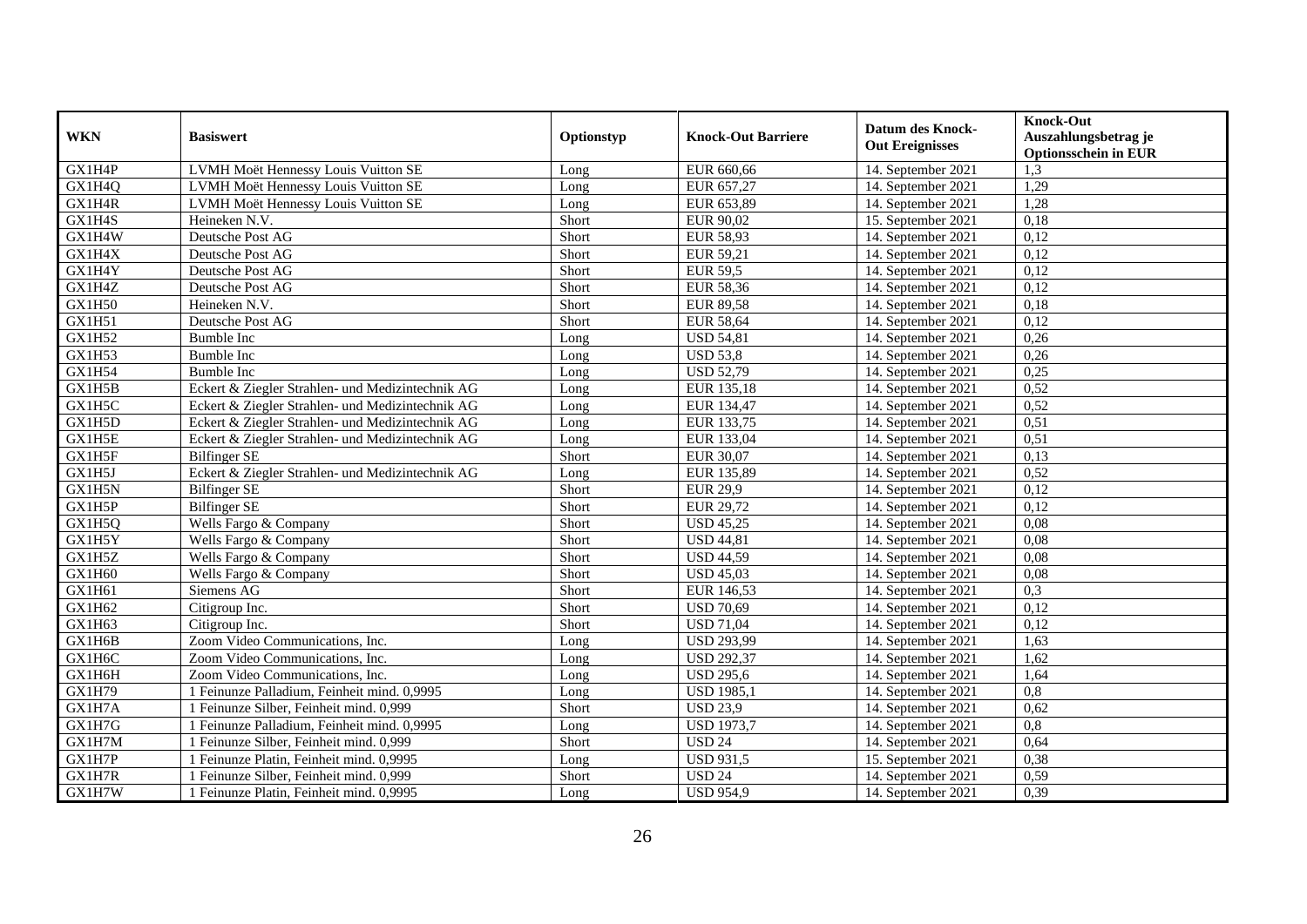| WKN | Basiswert | Optionstyp | Knock-Out Barriere | Datum des Knock-Out Ereignisses | Knock-Out Auszahlungsbetrag je Optionsschein in EUR |
|---|---|---|---|---|---|
| GX1H4P | LVMH Moët Hennessy Louis Vuitton SE | Long | EUR 660,66 | 14. September 2021 | 1,3 |
| GX1H4Q | LVMH Moët Hennessy Louis Vuitton SE | Long | EUR 657,27 | 14. September 2021 | 1,29 |
| GX1H4R | LVMH Moët Hennessy Louis Vuitton SE | Long | EUR 653,89 | 14. September 2021 | 1,28 |
| GX1H4S | Heineken N.V. | Short | EUR 90,02 | 15. September 2021 | 0,18 |
| GX1H4W | Deutsche Post AG | Short | EUR 58,93 | 14. September 2021 | 0,12 |
| GX1H4X | Deutsche Post AG | Short | EUR 59,21 | 14. September 2021 | 0,12 |
| GX1H4Y | Deutsche Post AG | Short | EUR 59,5 | 14. September 2021 | 0,12 |
| GX1H4Z | Deutsche Post AG | Short | EUR 58,36 | 14. September 2021 | 0,12 |
| GX1H50 | Heineken N.V. | Short | EUR 89,58 | 14. September 2021 | 0,18 |
| GX1H51 | Deutsche Post AG | Short | EUR 58,64 | 14. September 2021 | 0,12 |
| GX1H52 | Bumble Inc | Long | USD 54,81 | 14. September 2021 | 0,26 |
| GX1H53 | Bumble Inc | Long | USD 53,8 | 14. September 2021 | 0,26 |
| GX1H54 | Bumble Inc | Long | USD 52,79 | 14. September 2021 | 0,25 |
| GX1H5B | Eckert & Ziegler Strahlen- und Medizintechnik AG | Long | EUR 135,18 | 14. September 2021 | 0,52 |
| GX1H5C | Eckert & Ziegler Strahlen- und Medizintechnik AG | Long | EUR 134,47 | 14. September 2021 | 0,52 |
| GX1H5D | Eckert & Ziegler Strahlen- und Medizintechnik AG | Long | EUR 133,75 | 14. September 2021 | 0,51 |
| GX1H5E | Eckert & Ziegler Strahlen- und Medizintechnik AG | Long | EUR 133,04 | 14. September 2021 | 0,51 |
| GX1H5F | Bilfinger SE | Short | EUR 30,07 | 14. September 2021 | 0,13 |
| GX1H5J | Eckert & Ziegler Strahlen- und Medizintechnik AG | Long | EUR 135,89 | 14. September 2021 | 0,52 |
| GX1H5N | Bilfinger SE | Short | EUR 29,9 | 14. September 2021 | 0,12 |
| GX1H5P | Bilfinger SE | Short | EUR 29,72 | 14. September 2021 | 0,12 |
| GX1H5Q | Wells Fargo & Company | Short | USD 45,25 | 14. September 2021 | 0,08 |
| GX1H5Y | Wells Fargo & Company | Short | USD 44,81 | 14. September 2021 | 0,08 |
| GX1H5Z | Wells Fargo & Company | Short | USD 44,59 | 14. September 2021 | 0,08 |
| GX1H60 | Wells Fargo & Company | Short | USD 45,03 | 14. September 2021 | 0,08 |
| GX1H61 | Siemens AG | Short | EUR 146,53 | 14. September 2021 | 0,3 |
| GX1H62 | Citigroup Inc. | Short | USD 70,69 | 14. September 2021 | 0,12 |
| GX1H63 | Citigroup Inc. | Short | USD 71,04 | 14. September 2021 | 0,12 |
| GX1H6B | Zoom Video Communications, Inc. | Long | USD 293,99 | 14. September 2021 | 1,63 |
| GX1H6C | Zoom Video Communications, Inc. | Long | USD 292,37 | 14. September 2021 | 1,62 |
| GX1H6H | Zoom Video Communications, Inc. | Long | USD 295,6 | 14. September 2021 | 1,64 |
| GX1H79 | 1 Feinunze Palladium, Feinheit mind. 0,9995 | Long | USD 1985,1 | 14. September 2021 | 0,8 |
| GX1H7A | 1 Feinunze Silber, Feinheit mind. 0,999 | Short | USD 23,9 | 14. September 2021 | 0,62 |
| GX1H7G | 1 Feinunze Palladium, Feinheit mind. 0,9995 | Long | USD 1973,7 | 14. September 2021 | 0,8 |
| GX1H7M | 1 Feinunze Silber, Feinheit mind. 0,999 | Short | USD 24 | 14. September 2021 | 0,64 |
| GX1H7P | 1 Feinunze Platin, Feinheit mind. 0,9995 | Long | USD 931,5 | 15. September 2021 | 0,38 |
| GX1H7R | 1 Feinunze Silber, Feinheit mind. 0,999 | Short | USD 24 | 14. September 2021 | 0,59 |
| GX1H7W | 1 Feinunze Platin, Feinheit mind. 0,9995 | Long | USD 954,9 | 14. September 2021 | 0,39 |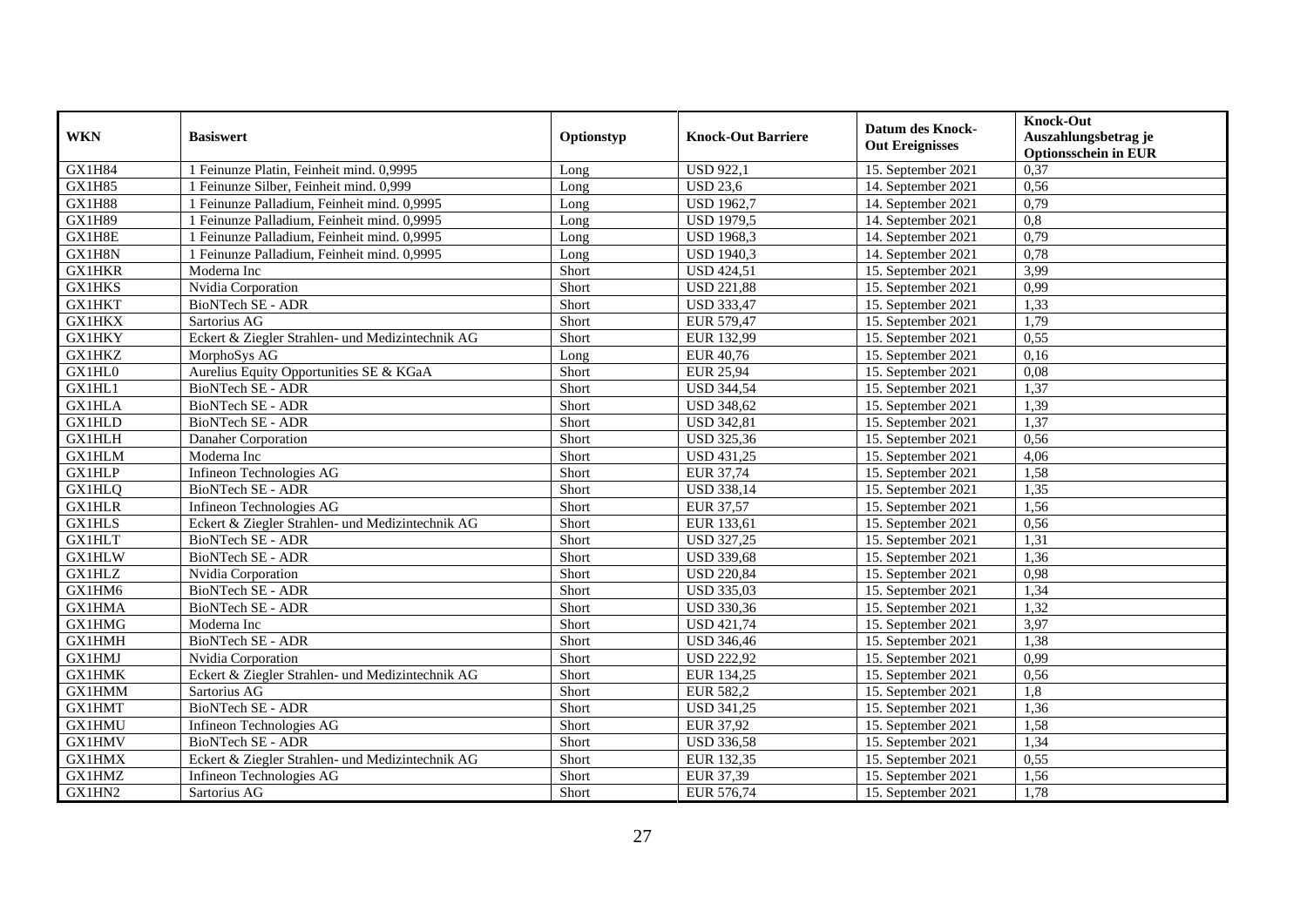| WKN | Basiswert | Optionstyp | Knock-Out Barriere | Datum des Knock-Out Ereignisses | Knock-Out Auszahlungsbetrag je Optionsschein in EUR |
|---|---|---|---|---|---|
| GX1H84 | 1 Feinunze Platin, Feinheit mind. 0,9995 | Long | USD 922,1 | 15. September 2021 | 0,37 |
| GX1H85 | 1 Feinunze Silber, Feinheit mind. 0,999 | Long | USD 23,6 | 14. September 2021 | 0,56 |
| GX1H88 | 1 Feinunze Palladium, Feinheit mind. 0,9995 | Long | USD 1962,7 | 14. September 2021 | 0,79 |
| GX1H89 | 1 Feinunze Palladium, Feinheit mind. 0,9995 | Long | USD 1979,5 | 14. September 2021 | 0,8 |
| GX1H8E | 1 Feinunze Palladium, Feinheit mind. 0,9995 | Long | USD 1968,3 | 14. September 2021 | 0,79 |
| GX1H8N | 1 Feinunze Palladium, Feinheit mind. 0,9995 | Long | USD 1940,3 | 14. September 2021 | 0,78 |
| GX1HKR | Moderna Inc | Short | USD 424,51 | 15. September 2021 | 3,99 |
| GX1HKS | Nvidia Corporation | Short | USD 221,88 | 15. September 2021 | 0,99 |
| GX1HKT | BioNTech SE - ADR | Short | USD 333,47 | 15. September 2021 | 1,33 |
| GX1HKX | Sartorius AG | Short | EUR 579,47 | 15. September 2021 | 1,79 |
| GX1HKY | Eckert & Ziegler Strahlen- und Medizintechnik AG | Short | EUR 132,99 | 15. September 2021 | 0,55 |
| GX1HKZ | MorphoSys AG | Long | EUR 40,76 | 15. September 2021 | 0,16 |
| GX1HL0 | Aurelius Equity Opportunities SE & KGaA | Short | EUR 25,94 | 15. September 2021 | 0,08 |
| GX1HL1 | BioNTech SE - ADR | Short | USD 344,54 | 15. September 2021 | 1,37 |
| GX1HLA | BioNTech SE - ADR | Short | USD 348,62 | 15. September 2021 | 1,39 |
| GX1HLD | BioNTech SE - ADR | Short | USD 342,81 | 15. September 2021 | 1,37 |
| GX1HLH | Danaher Corporation | Short | USD 325,36 | 15. September 2021 | 0,56 |
| GX1HLM | Moderna Inc | Short | USD 431,25 | 15. September 2021 | 4,06 |
| GX1HLP | Infineon Technologies AG | Short | EUR 37,74 | 15. September 2021 | 1,58 |
| GX1HLQ | BioNTech SE - ADR | Short | USD 338,14 | 15. September 2021 | 1,35 |
| GX1HLR | Infineon Technologies AG | Short | EUR 37,57 | 15. September 2021 | 1,56 |
| GX1HLS | Eckert & Ziegler Strahlen- und Medizintechnik AG | Short | EUR 133,61 | 15. September 2021 | 0,56 |
| GX1HLT | BioNTech SE - ADR | Short | USD 327,25 | 15. September 2021 | 1,31 |
| GX1HLW | BioNTech SE - ADR | Short | USD 339,68 | 15. September 2021 | 1,36 |
| GX1HLZ | Nvidia Corporation | Short | USD 220,84 | 15. September 2021 | 0,98 |
| GX1HM6 | BioNTech SE - ADR | Short | USD 335,03 | 15. September 2021 | 1,34 |
| GX1HMA | BioNTech SE - ADR | Short | USD 330,36 | 15. September 2021 | 1,32 |
| GX1HMG | Moderna Inc | Short | USD 421,74 | 15. September 2021 | 3,97 |
| GX1HMH | BioNTech SE - ADR | Short | USD 346,46 | 15. September 2021 | 1,38 |
| GX1HMJ | Nvidia Corporation | Short | USD 222,92 | 15. September 2021 | 0,99 |
| GX1HMK | Eckert & Ziegler Strahlen- und Medizintechnik AG | Short | EUR 134,25 | 15. September 2021 | 0,56 |
| GX1HMM | Sartorius AG | Short | EUR 582,2 | 15. September 2021 | 1,8 |
| GX1HMT | BioNTech SE - ADR | Short | USD 341,25 | 15. September 2021 | 1,36 |
| GX1HMU | Infineon Technologies AG | Short | EUR 37,92 | 15. September 2021 | 1,58 |
| GX1HMV | BioNTech SE - ADR | Short | USD 336,58 | 15. September 2021 | 1,34 |
| GX1HMX | Eckert & Ziegler Strahlen- und Medizintechnik AG | Short | EUR 132,35 | 15. September 2021 | 0,55 |
| GX1HMZ | Infineon Technologies AG | Short | EUR 37,39 | 15. September 2021 | 1,56 |
| GX1HN2 | Sartorius AG | Short | EUR 576,74 | 15. September 2021 | 1,78 |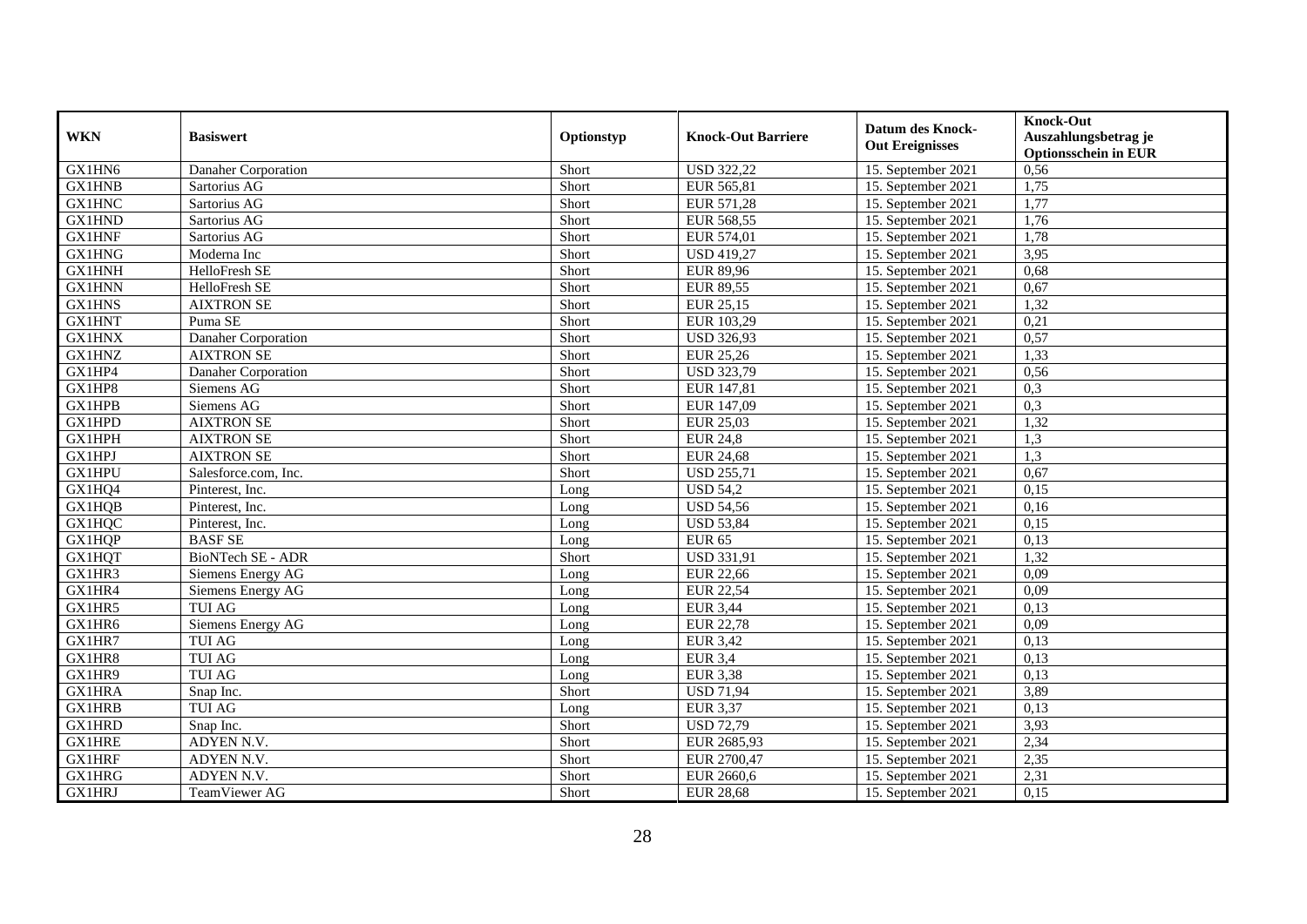| WKN | Basiswert | Optionstyp | Knock-Out Barriere | Datum des Knock-Out Ereignisses | Knock-Out Auszahlungsbetrag je Optionsschein in EUR |
|---|---|---|---|---|---|
| GX1HN6 | Danaher Corporation | Short | USD 322,22 | 15. September 2021 | 0,56 |
| GX1HNB | Sartorius AG | Short | EUR 565,81 | 15. September 2021 | 1,75 |
| GX1HNC | Sartorius AG | Short | EUR 571,28 | 15. September 2021 | 1,77 |
| GX1HND | Sartorius AG | Short | EUR 568,55 | 15. September 2021 | 1,76 |
| GX1HNF | Sartorius AG | Short | EUR 574,01 | 15. September 2021 | 1,78 |
| GX1HNG | Moderna Inc | Short | USD 419,27 | 15. September 2021 | 3,95 |
| GX1HNH | HelloFresh SE | Short | EUR 89,96 | 15. September 2021 | 0,68 |
| GX1HNN | HelloFresh SE | Short | EUR 89,55 | 15. September 2021 | 0,67 |
| GX1HNS | AIXTRON SE | Short | EUR 25,15 | 15. September 2021 | 1,32 |
| GX1HNT | Puma SE | Short | EUR 103,29 | 15. September 2021 | 0,21 |
| GX1HNX | Danaher Corporation | Short | USD 326,93 | 15. September 2021 | 0,57 |
| GX1HNZ | AIXTRON SE | Short | EUR 25,26 | 15. September 2021 | 1,33 |
| GX1HP4 | Danaher Corporation | Short | USD 323,79 | 15. September 2021 | 0,56 |
| GX1HP8 | Siemens AG | Short | EUR 147,81 | 15. September 2021 | 0,3 |
| GX1HPB | Siemens AG | Short | EUR 147,09 | 15. September 2021 | 0,3 |
| GX1HPD | AIXTRON SE | Short | EUR 25,03 | 15. September 2021 | 1,32 |
| GX1HPH | AIXTRON SE | Short | EUR 24,8 | 15. September 2021 | 1,3 |
| GX1HPJ | AIXTRON SE | Short | EUR 24,68 | 15. September 2021 | 1,3 |
| GX1HPU | Salesforce.com, Inc. | Short | USD 255,71 | 15. September 2021 | 0,67 |
| GX1HQ4 | Pinterest, Inc. | Long | USD 54,2 | 15. September 2021 | 0,15 |
| GX1HQB | Pinterest, Inc. | Long | USD 54,56 | 15. September 2021 | 0,16 |
| GX1HQC | Pinterest, Inc. | Long | USD 53,84 | 15. September 2021 | 0,15 |
| GX1HQP | BASF SE | Long | EUR 65 | 15. September 2021 | 0,13 |
| GX1HQT | BioNTech SE - ADR | Short | USD 331,91 | 15. September 2021 | 1,32 |
| GX1HR3 | Siemens Energy AG | Long | EUR 22,66 | 15. September 2021 | 0,09 |
| GX1HR4 | Siemens Energy AG | Long | EUR 22,54 | 15. September 2021 | 0,09 |
| GX1HR5 | TUI AG | Long | EUR 3,44 | 15. September 2021 | 0,13 |
| GX1HR6 | Siemens Energy AG | Long | EUR 22,78 | 15. September 2021 | 0,09 |
| GX1HR7 | TUI AG | Long | EUR 3,42 | 15. September 2021 | 0,13 |
| GX1HR8 | TUI AG | Long | EUR 3,4 | 15. September 2021 | 0,13 |
| GX1HR9 | TUI AG | Long | EUR 3,38 | 15. September 2021 | 0,13 |
| GX1HRA | Snap Inc. | Short | USD 71,94 | 15. September 2021 | 3,89 |
| GX1HRB | TUI AG | Long | EUR 3,37 | 15. September 2021 | 0,13 |
| GX1HRD | Snap Inc. | Short | USD 72,79 | 15. September 2021 | 3,93 |
| GX1HRE | ADYEN N.V. | Short | EUR 2685,93 | 15. September 2021 | 2,34 |
| GX1HRF | ADYEN N.V. | Short | EUR 2700,47 | 15. September 2021 | 2,35 |
| GX1HRG | ADYEN N.V. | Short | EUR 2660,6 | 15. September 2021 | 2,31 |
| GX1HRJ | TeamViewer AG | Short | EUR 28,68 | 15. September 2021 | 0,15 |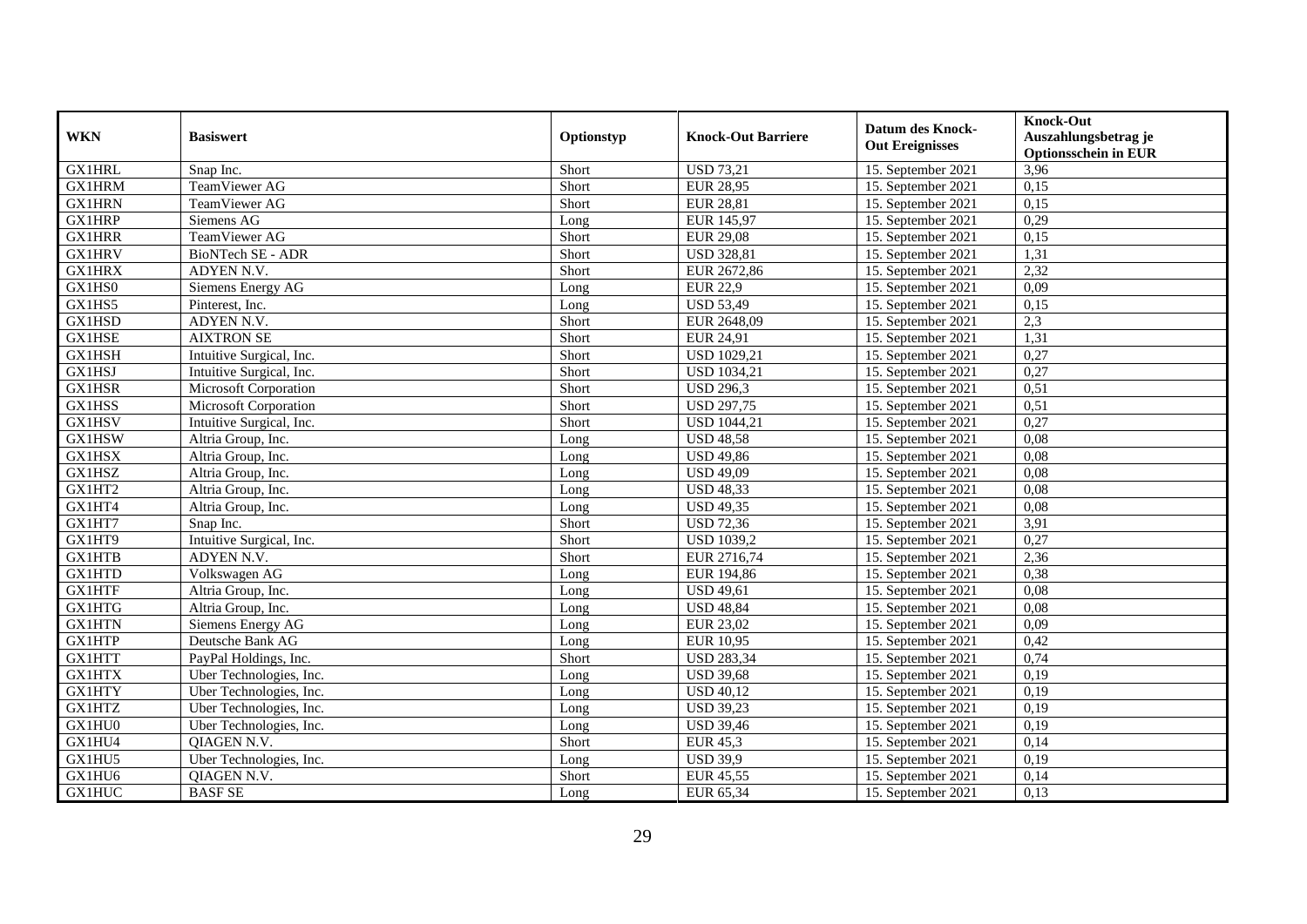| WKN | Basiswert | Optionstyp | Knock-Out Barriere | Datum des Knock-Out Ereignisses | Knock-Out Auszahlungsbetrag je Optionsschein in EUR |
|---|---|---|---|---|---|
| GX1HRL | Snap Inc. | Short | USD 73,21 | 15. September 2021 | 3,96 |
| GX1HRM | TeamViewer AG | Short | EUR 28,95 | 15. September 2021 | 0,15 |
| GX1HRN | TeamViewer AG | Short | EUR 28,81 | 15. September 2021 | 0,15 |
| GX1HRP | Siemens AG | Long | EUR 145,97 | 15. September 2021 | 0,29 |
| GX1HRR | TeamViewer AG | Short | EUR 29,08 | 15. September 2021 | 0,15 |
| GX1HRV | BioNTech SE - ADR | Short | USD 328,81 | 15. September 2021 | 1,31 |
| GX1HRX | ADYEN N.V. | Short | EUR 2672,86 | 15. September 2021 | 2,32 |
| GX1HS0 | Siemens Energy AG | Long | EUR 22,9 | 15. September 2021 | 0,09 |
| GX1HS5 | Pinterest, Inc. | Long | USD 53,49 | 15. September 2021 | 0,15 |
| GX1HSD | ADYEN N.V. | Short | EUR 2648,09 | 15. September 2021 | 2,3 |
| GX1HSE | AIXTRON SE | Short | EUR 24,91 | 15. September 2021 | 1,31 |
| GX1HSH | Intuitive Surgical, Inc. | Short | USD 1029,21 | 15. September 2021 | 0,27 |
| GX1HSJ | Intuitive Surgical, Inc. | Short | USD 1034,21 | 15. September 2021 | 0,27 |
| GX1HSR | Microsoft Corporation | Short | USD 296,3 | 15. September 2021 | 0,51 |
| GX1HSS | Microsoft Corporation | Short | USD 297,75 | 15. September 2021 | 0,51 |
| GX1HSV | Intuitive Surgical, Inc. | Short | USD 1044,21 | 15. September 2021 | 0,27 |
| GX1HSW | Altria Group, Inc. | Long | USD 48,58 | 15. September 2021 | 0,08 |
| GX1HSX | Altria Group, Inc. | Long | USD 49,86 | 15. September 2021 | 0,08 |
| GX1HSZ | Altria Group, Inc. | Long | USD 49,09 | 15. September 2021 | 0,08 |
| GX1HT2 | Altria Group, Inc. | Long | USD 48,33 | 15. September 2021 | 0,08 |
| GX1HT4 | Altria Group, Inc. | Long | USD 49,35 | 15. September 2021 | 0,08 |
| GX1HT7 | Snap Inc. | Short | USD 72,36 | 15. September 2021 | 3,91 |
| GX1HT9 | Intuitive Surgical, Inc. | Short | USD 1039,2 | 15. September 2021 | 0,27 |
| GX1HTB | ADYEN N.V. | Short | EUR 2716,74 | 15. September 2021 | 2,36 |
| GX1HTD | Volkswagen AG | Long | EUR 194,86 | 15. September 2021 | 0,38 |
| GX1HTF | Altria Group, Inc. | Long | USD 49,61 | 15. September 2021 | 0,08 |
| GX1HTG | Altria Group, Inc. | Long | USD 48,84 | 15. September 2021 | 0,08 |
| GX1HTN | Siemens Energy AG | Long | EUR 23,02 | 15. September 2021 | 0,09 |
| GX1HTP | Deutsche Bank AG | Long | EUR 10,95 | 15. September 2021 | 0,42 |
| GX1HTT | PayPal Holdings, Inc. | Short | USD 283,34 | 15. September 2021 | 0,74 |
| GX1HTX | Uber Technologies, Inc. | Long | USD 39,68 | 15. September 2021 | 0,19 |
| GX1HTY | Uber Technologies, Inc. | Long | USD 40,12 | 15. September 2021 | 0,19 |
| GX1HTZ | Uber Technologies, Inc. | Long | USD 39,23 | 15. September 2021 | 0,19 |
| GX1HU0 | Uber Technologies, Inc. | Long | USD 39,46 | 15. September 2021 | 0,19 |
| GX1HU4 | QIAGEN N.V. | Short | EUR 45,3 | 15. September 2021 | 0,14 |
| GX1HU5 | Uber Technologies, Inc. | Long | USD 39,9 | 15. September 2021 | 0,19 |
| GX1HU6 | QIAGEN N.V. | Short | EUR 45,55 | 15. September 2021 | 0,14 |
| GX1HUC | BASF SE | Long | EUR 65,34 | 15. September 2021 | 0,13 |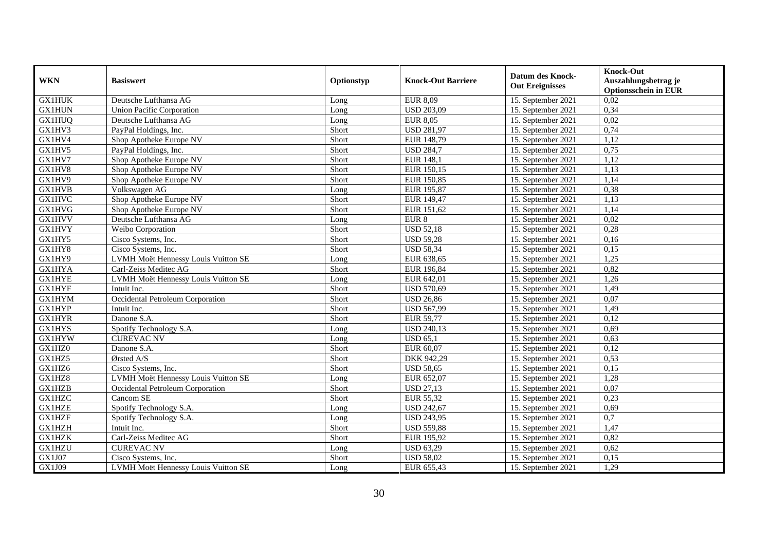| WKN | Basiswert | Optionstyp | Knock-Out Barriere | Datum des Knock-Out Ereignisses | Knock-Out Auszahlungsbetrag je Optionsschein in EUR |
|---|---|---|---|---|---|
| GX1HUK | Deutsche Lufthansa AG | Long | EUR 8,09 | 15. September 2021 | 0,02 |
| GX1HUN | Union Pacific Corporation | Long | USD 203,09 | 15. September 2021 | 0,34 |
| GX1HUQ | Deutsche Lufthansa AG | Long | EUR 8,05 | 15. September 2021 | 0,02 |
| GX1HV3 | PayPal Holdings, Inc. | Short | USD 281,97 | 15. September 2021 | 0,74 |
| GX1HV4 | Shop Apotheke Europe NV | Short | EUR 148,79 | 15. September 2021 | 1,12 |
| GX1HV5 | PayPal Holdings, Inc. | Short | USD 284,7 | 15. September 2021 | 0,75 |
| GX1HV7 | Shop Apotheke Europe NV | Short | EUR 148,1 | 15. September 2021 | 1,12 |
| GX1HV8 | Shop Apotheke Europe NV | Short | EUR 150,15 | 15. September 2021 | 1,13 |
| GX1HV9 | Shop Apotheke Europe NV | Short | EUR 150,85 | 15. September 2021 | 1,14 |
| GX1HVB | Volkswagen AG | Long | EUR 195,87 | 15. September 2021 | 0,38 |
| GX1HVC | Shop Apotheke Europe NV | Short | EUR 149,47 | 15. September 2021 | 1,13 |
| GX1HVG | Shop Apotheke Europe NV | Short | EUR 151,62 | 15. September 2021 | 1,14 |
| GX1HVV | Deutsche Lufthansa AG | Long | EUR 8 | 15. September 2021 | 0,02 |
| GX1HVY | Weibo Corporation | Short | USD 52,18 | 15. September 2021 | 0,28 |
| GX1HY5 | Cisco Systems, Inc. | Short | USD 59,28 | 15. September 2021 | 0,16 |
| GX1HY8 | Cisco Systems, Inc. | Short | USD 58,34 | 15. September 2021 | 0,15 |
| GX1HY9 | LVMH Moët Hennessy Louis Vuitton SE | Long | EUR 638,65 | 15. September 2021 | 1,25 |
| GX1HYA | Carl-Zeiss Meditec AG | Short | EUR 196,84 | 15. September 2021 | 0,82 |
| GX1HYE | LVMH Moët Hennessy Louis Vuitton SE | Long | EUR 642,01 | 15. September 2021 | 1,26 |
| GX1HYF | Intuit Inc. | Short | USD 570,69 | 15. September 2021 | 1,49 |
| GX1HYM | Occidental Petroleum Corporation | Short | USD 26,86 | 15. September 2021 | 0,07 |
| GX1HYP | Intuit Inc. | Short | USD 567,99 | 15. September 2021 | 1,49 |
| GX1HYR | Danone S.A. | Short | EUR 59,77 | 15. September 2021 | 0,12 |
| GX1HYS | Spotify Technology S.A. | Long | USD 240,13 | 15. September 2021 | 0,69 |
| GX1HYW | CUREVAC NV | Long | USD 65,1 | 15. September 2021 | 0,63 |
| GX1HZ0 | Danone S.A. | Short | EUR 60,07 | 15. September 2021 | 0,12 |
| GX1HZ5 | Ørsted A/S | Short | DKK 942,29 | 15. September 2021 | 0,53 |
| GX1HZ6 | Cisco Systems, Inc. | Short | USD 58,65 | 15. September 2021 | 0,15 |
| GX1HZ8 | LVMH Moët Hennessy Louis Vuitton SE | Long | EUR 652,07 | 15. September 2021 | 1,28 |
| GX1HZB | Occidental Petroleum Corporation | Short | USD 27,13 | 15. September 2021 | 0,07 |
| GX1HZC | Cancom SE | Short | EUR 55,32 | 15. September 2021 | 0,23 |
| GX1HZE | Spotify Technology S.A. | Long | USD 242,67 | 15. September 2021 | 0,69 |
| GX1HZF | Spotify Technology S.A. | Long | USD 243,95 | 15. September 2021 | 0,7 |
| GX1HZH | Intuit Inc. | Short | USD 559,88 | 15. September 2021 | 1,47 |
| GX1HZK | Carl-Zeiss Meditec AG | Short | EUR 195,92 | 15. September 2021 | 0,82 |
| GX1HZU | CUREVAC NV | Long | USD 63,29 | 15. September 2021 | 0,62 |
| GX1J07 | Cisco Systems, Inc. | Short | USD 58,02 | 15. September 2021 | 0,15 |
| GX1J09 | LVMH Moët Hennessy Louis Vuitton SE | Long | EUR 655,43 | 15. September 2021 | 1,29 |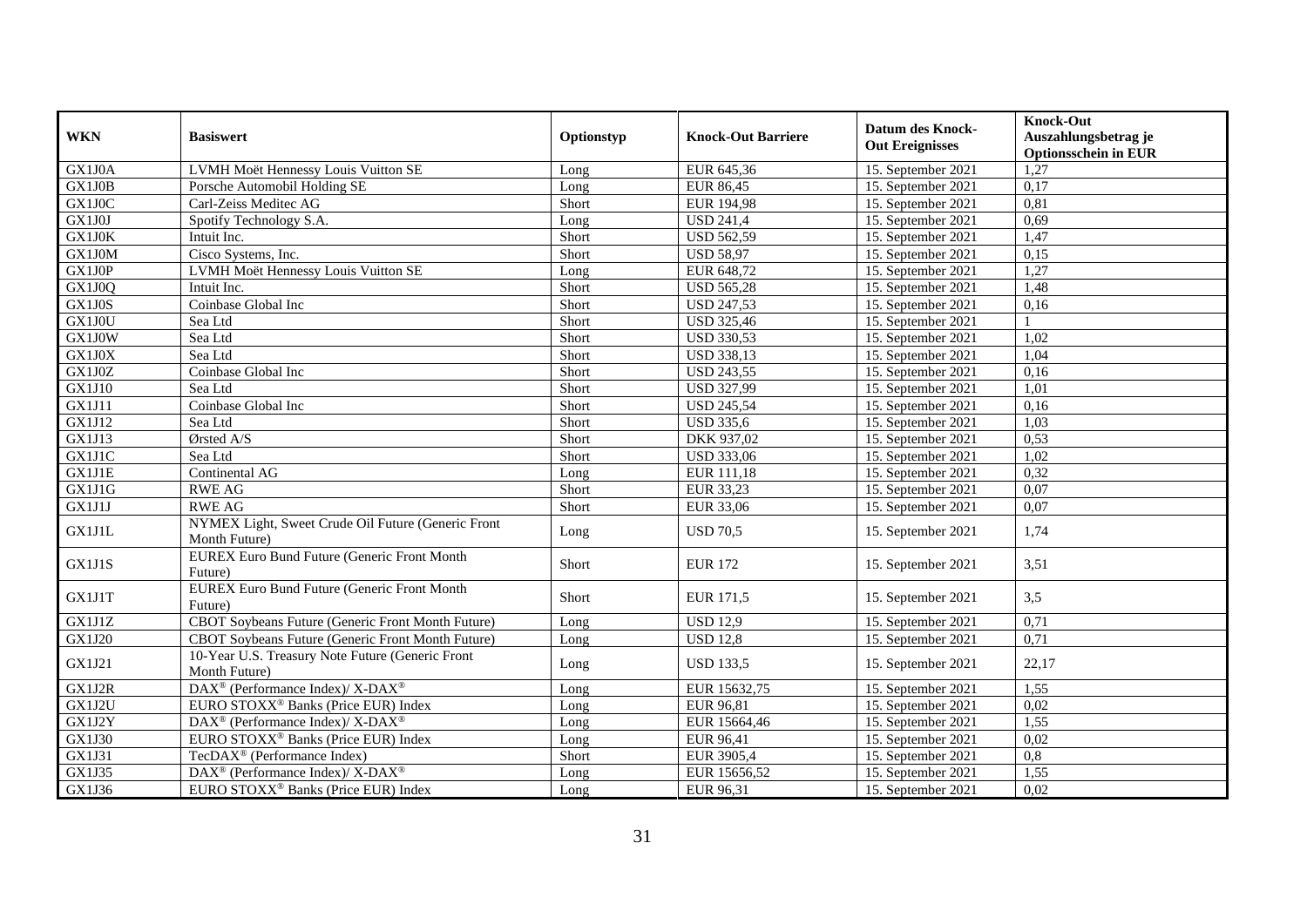| WKN | Basiswert | Optionstyp | Knock-Out Barriere | Datum des Knock-Out Ereignisses | Knock-Out Auszahlungsbetrag je Optionsschein in EUR |
|---|---|---|---|---|---|
| GX1J0A | LVMH Moët Hennessy Louis Vuitton SE | Long | EUR 645,36 | 15. September 2021 | 1,27 |
| GX1J0B | Porsche Automobil Holding SE | Long | EUR 86,45 | 15. September 2021 | 0,17 |
| GX1J0C | Carl-Zeiss Meditec AG | Short | EUR 194,98 | 15. September 2021 | 0,81 |
| GX1J0J | Spotify Technology S.A. | Long | USD 241,4 | 15. September 2021 | 0,69 |
| GX1J0K | Intuit Inc. | Short | USD 562,59 | 15. September 2021 | 1,47 |
| GX1J0M | Cisco Systems, Inc. | Short | USD 58,97 | 15. September 2021 | 0,15 |
| GX1J0P | LVMH Moët Hennessy Louis Vuitton SE | Long | EUR 648,72 | 15. September 2021 | 1,27 |
| GX1J0Q | Intuit Inc. | Short | USD 565,28 | 15. September 2021 | 1,48 |
| GX1J0S | Coinbase Global Inc | Short | USD 247,53 | 15. September 2021 | 0,16 |
| GX1J0U | Sea Ltd | Short | USD 325,46 | 15. September 2021 | 1 |
| GX1J0W | Sea Ltd | Short | USD 330,53 | 15. September 2021 | 1,02 |
| GX1J0X | Sea Ltd | Short | USD 338,13 | 15. September 2021 | 1,04 |
| GX1J0Z | Coinbase Global Inc | Short | USD 243,55 | 15. September 2021 | 0,16 |
| GX1J10 | Sea Ltd | Short | USD 327,99 | 15. September 2021 | 1,01 |
| GX1J11 | Coinbase Global Inc | Short | USD 245,54 | 15. September 2021 | 0,16 |
| GX1J12 | Sea Ltd | Short | USD 335,6 | 15. September 2021 | 1,03 |
| GX1J13 | Ørsted A/S | Short | DKK 937,02 | 15. September 2021 | 0,53 |
| GX1J1C | Sea Ltd | Short | USD 333,06 | 15. September 2021 | 1,02 |
| GX1J1E | Continental AG | Long | EUR 111,18 | 15. September 2021 | 0,32 |
| GX1J1G | RWE AG | Short | EUR 33,23 | 15. September 2021 | 0,07 |
| GX1J1J | RWE AG | Short | EUR 33,06 | 15. September 2021 | 0,07 |
| GX1J1L | NYMEX Light, Sweet Crude Oil Future (Generic Front Month Future) | Long | USD 70,5 | 15. September 2021 | 1,74 |
| GX1J1S | EUREX Euro Bund Future (Generic Front Month Future) | Short | EUR 172 | 15. September 2021 | 3,51 |
| GX1J1T | EUREX Euro Bund Future (Generic Front Month Future) | Short | EUR 171,5 | 15. September 2021 | 3,5 |
| GX1J1Z | CBOT Soybeans Future (Generic Front Month Future) | Long | USD 12,9 | 15. September 2021 | 0,71 |
| GX1J20 | CBOT Soybeans Future (Generic Front Month Future) | Long | USD 12,8 | 15. September 2021 | 0,71 |
| GX1J21 | 10-Year U.S. Treasury Note Future (Generic Front Month Future) | Long | USD 133,5 | 15. September 2021 | 22,17 |
| GX1J2R | DAX® (Performance Index)/ X-DAX® | Long | EUR 15632,75 | 15. September 2021 | 1,55 |
| GX1J2U | EURO STOXX® Banks (Price EUR) Index | Long | EUR 96,81 | 15. September 2021 | 0,02 |
| GX1J2Y | DAX® (Performance Index)/ X-DAX® | Long | EUR 15664,46 | 15. September 2021 | 1,55 |
| GX1J30 | EURO STOXX® Banks (Price EUR) Index | Long | EUR 96,41 | 15. September 2021 | 0,02 |
| GX1J31 | TecDAX® (Performance Index) | Short | EUR 3905,4 | 15. September 2021 | 0,8 |
| GX1J35 | DAX® (Performance Index)/ X-DAX® | Long | EUR 15656,52 | 15. September 2021 | 1,55 |
| GX1J36 | EURO STOXX® Banks (Price EUR) Index | Long | EUR 96,31 | 15. September 2021 | 0,02 |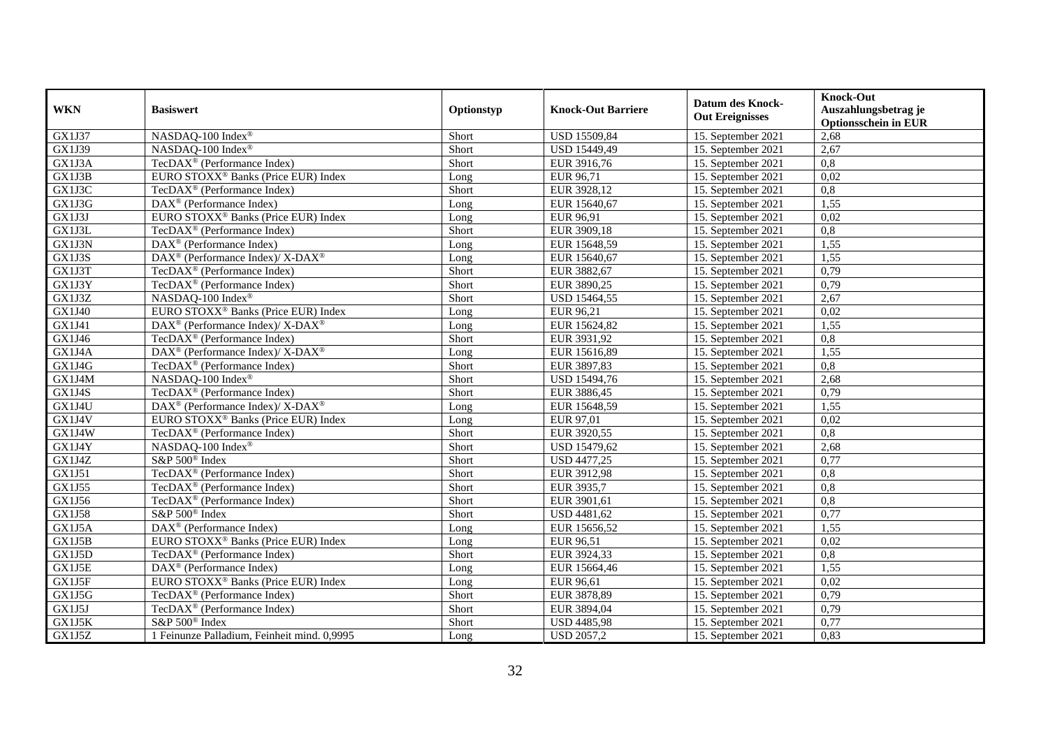| WKN | Basiswert | Optionstyp | Knock-Out Barriere | Datum des Knock-Out Ereignisses | Knock-Out Auszahlungsbetrag je Optionsschein in EUR |
|---|---|---|---|---|---|
| GX1J37 | NASDAQ-100 Index® | Short | USD 15509,84 | 15. September 2021 | 2,68 |
| GX1J39 | NASDAQ-100 Index® | Short | USD 15449,49 | 15. September 2021 | 2,67 |
| GX1J3A | TecDAX® (Performance Index) | Short | EUR 3916,76 | 15. September 2021 | 0,8 |
| GX1J3B | EURO STOXX® Banks (Price EUR) Index | Long | EUR 96,71 | 15. September 2021 | 0,02 |
| GX1J3C | TecDAX® (Performance Index) | Short | EUR 3928,12 | 15. September 2021 | 0,8 |
| GX1J3G | DAX® (Performance Index) | Long | EUR 15640,67 | 15. September 2021 | 1,55 |
| GX1J3J | EURO STOXX® Banks (Price EUR) Index | Long | EUR 96,91 | 15. September 2021 | 0,02 |
| GX1J3L | TecDAX® (Performance Index) | Short | EUR 3909,18 | 15. September 2021 | 0,8 |
| GX1J3N | DAX® (Performance Index) | Long | EUR 15648,59 | 15. September 2021 | 1,55 |
| GX1J3S | DAX® (Performance Index)/ X-DAX® | Long | EUR 15640,67 | 15. September 2021 | 1,55 |
| GX1J3T | TecDAX® (Performance Index) | Short | EUR 3882,67 | 15. September 2021 | 0,79 |
| GX1J3Y | TecDAX® (Performance Index) | Short | EUR 3890,25 | 15. September 2021 | 0,79 |
| GX1J3Z | NASDAQ-100 Index® | Short | USD 15464,55 | 15. September 2021 | 2,67 |
| GX1J40 | EURO STOXX® Banks (Price EUR) Index | Long | EUR 96,21 | 15. September 2021 | 0,02 |
| GX1J41 | DAX® (Performance Index)/ X-DAX® | Long | EUR 15624,82 | 15. September 2021 | 1,55 |
| GX1J46 | TecDAX® (Performance Index) | Short | EUR 3931,92 | 15. September 2021 | 0,8 |
| GX1J4A | DAX® (Performance Index)/ X-DAX® | Long | EUR 15616,89 | 15. September 2021 | 1,55 |
| GX1J4G | TecDAX® (Performance Index) | Short | EUR 3897,83 | 15. September 2021 | 0,8 |
| GX1J4M | NASDAQ-100 Index® | Short | USD 15494,76 | 15. September 2021 | 2,68 |
| GX1J4S | TecDAX® (Performance Index) | Short | EUR 3886,45 | 15. September 2021 | 0,79 |
| GX1J4U | DAX® (Performance Index)/ X-DAX® | Long | EUR 15648,59 | 15. September 2021 | 1,55 |
| GX1J4V | EURO STOXX® Banks (Price EUR) Index | Long | EUR 97,01 | 15. September 2021 | 0,02 |
| GX1J4W | TecDAX® (Performance Index) | Short | EUR 3920,55 | 15. September 2021 | 0,8 |
| GX1J4Y | NASDAQ-100 Index® | Short | USD 15479,62 | 15. September 2021 | 2,68 |
| GX1J4Z | S&P 500® Index | Short | USD 4477,25 | 15. September 2021 | 0,77 |
| GX1J51 | TecDAX® (Performance Index) | Short | EUR 3912,98 | 15. September 2021 | 0,8 |
| GX1J55 | TecDAX® (Performance Index) | Short | EUR 3935,7 | 15. September 2021 | 0,8 |
| GX1J56 | TecDAX® (Performance Index) | Short | EUR 3901,61 | 15. September 2021 | 0,8 |
| GX1J58 | S&P 500® Index | Short | USD 4481,62 | 15. September 2021 | 0,77 |
| GX1J5A | DAX® (Performance Index) | Long | EUR 15656,52 | 15. September 2021 | 1,55 |
| GX1J5B | EURO STOXX® Banks (Price EUR) Index | Long | EUR 96,51 | 15. September 2021 | 0,02 |
| GX1J5D | TecDAX® (Performance Index) | Short | EUR 3924,33 | 15. September 2021 | 0,8 |
| GX1J5E | DAX® (Performance Index) | Long | EUR 15664,46 | 15. September 2021 | 1,55 |
| GX1J5F | EURO STOXX® Banks (Price EUR) Index | Long | EUR 96,61 | 15. September 2021 | 0,02 |
| GX1J5G | TecDAX® (Performance Index) | Short | EUR 3878,89 | 15. September 2021 | 0,79 |
| GX1J5J | TecDAX® (Performance Index) | Short | EUR 3894,04 | 15. September 2021 | 0,79 |
| GX1J5K | S&P 500® Index | Short | USD 4485,98 | 15. September 2021 | 0,77 |
| GX1J5Z | 1 Feinunze Palladium, Feinheit mind. 0,9995 | Long | USD 2057,2 | 15. September 2021 | 0,83 |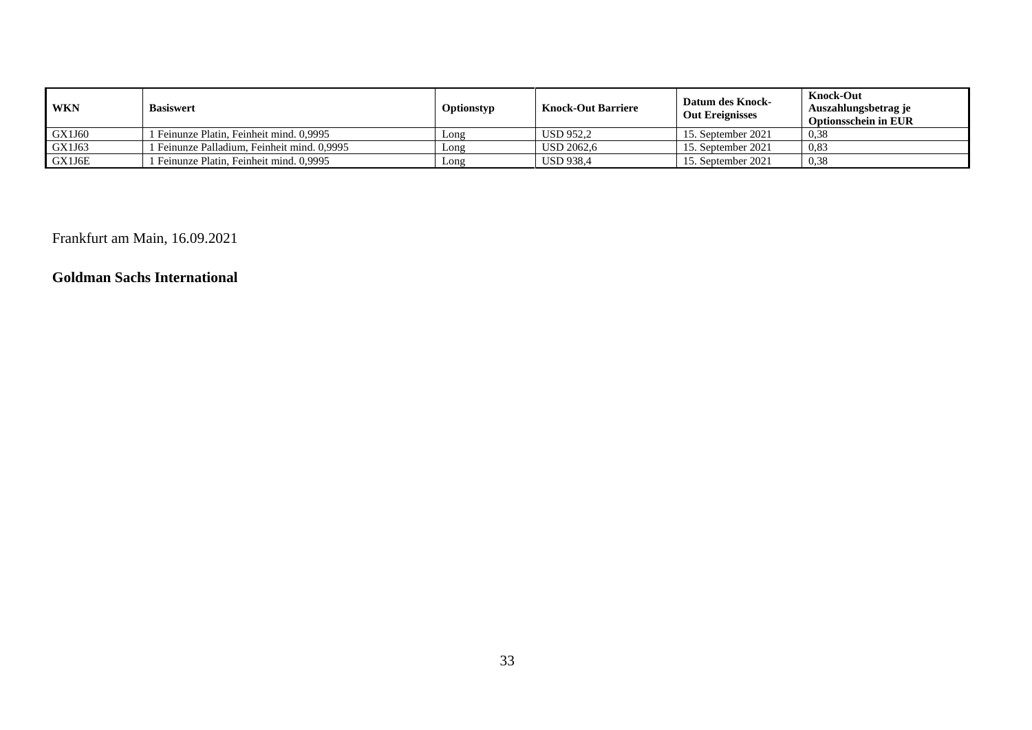| WKN | Basiswert | Optionstyp | Knock-Out Barriere | Datum des Knock-Out Ereignisses | Knock-Out Auszahlungsbetrag je Optionsschein in EUR |
|---|---|---|---|---|---|
| GX1J60 | 1 Feinunze Platin, Feinheit mind. 0,9995 | Long | USD 952,2 | 15. September 2021 | 0,38 |
| GX1J63 | 1 Feinunze Palladium, Feinheit mind. 0,9995 | Long | USD 2062,6 | 15. September 2021 | 0,83 |
| GX1J6E | 1 Feinunze Platin, Feinheit mind. 0,9995 | Long | USD 938,4 | 15. September 2021 | 0,38 |

Frankfurt am Main, 16.09.2021

**Goldman Sachs International**